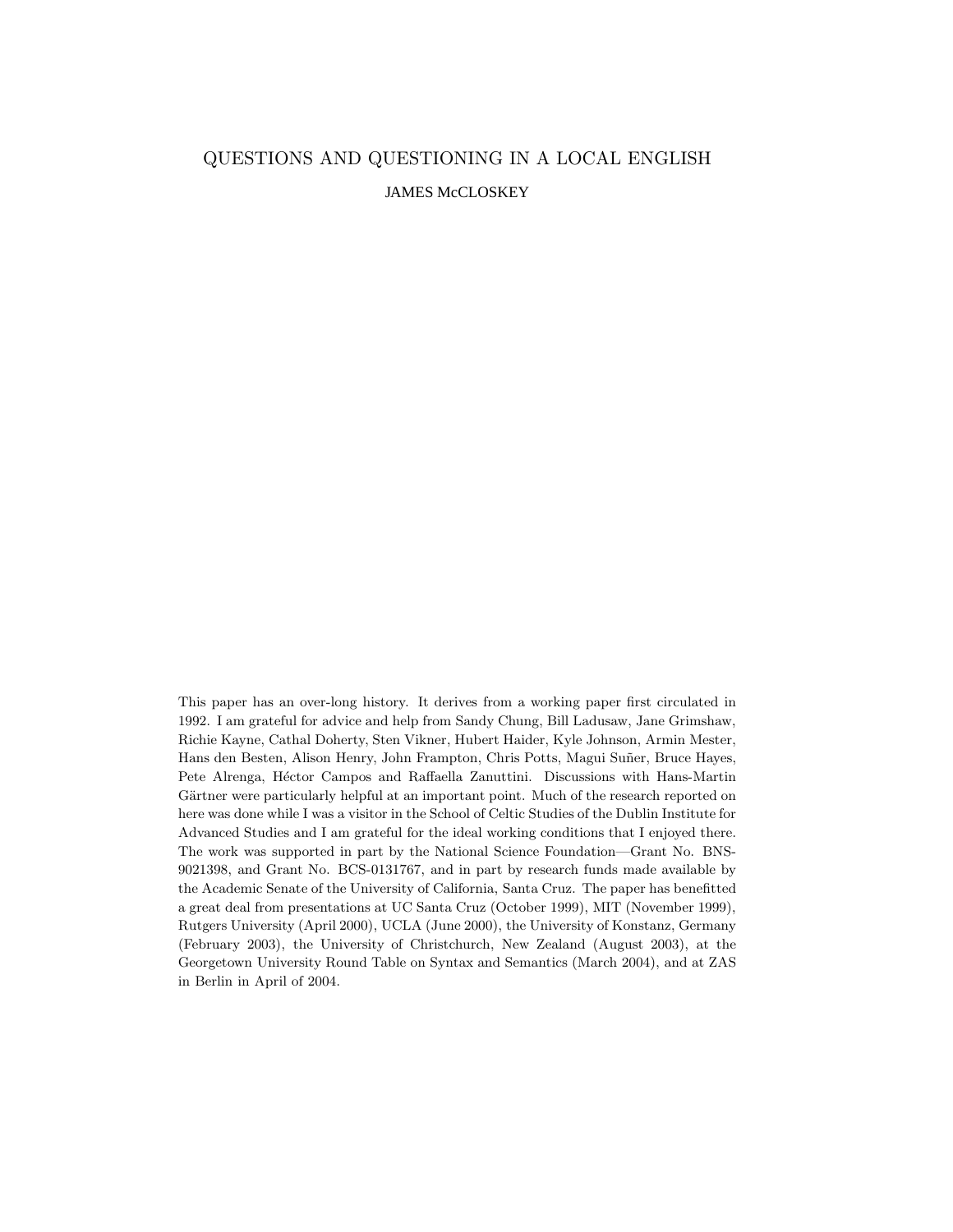# QUESTIONS AND QUESTIONING IN A LOCAL ENGLISH

JAMES McCLOSKEY

This paper has an over-long history. It derives from a working paper first circulated in 1992. I am grateful for advice and help from Sandy Chung, Bill Ladusaw, Jane Grimshaw, Richie Kayne, Cathal Doherty, Sten Vikner, Hubert Haider, Kyle Johnson, Armin Mester, Hans den Besten, Alison Henry, John Frampton, Chris Potts, Magui Suñer, Bruce Hayes, Pete Alrenga, Héctor Campos and Raffaella Zanuttini. Discussions with Hans-Martin Gärtner were particularly helpful at an important point. Much of the research reported on here was done while I was a visitor in the School of Celtic Studies of the Dublin Institute for Advanced Studies and I am grateful for the ideal working conditions that I enjoyed there. The work was supported in part by the National Science Foundation—Grant No. BNS-9021398, and Grant No. BCS-0131767, and in part by research funds made available by the Academic Senate of the University of California, Santa Cruz. The paper has benefitted a great deal from presentations at UC Santa Cruz (October 1999), MIT (November 1999), Rutgers University (April 2000), UCLA (June 2000), the University of Konstanz, Germany (February 2003), the University of Christchurch, New Zealand (August 2003), at the Georgetown University Round Table on Syntax and Semantics (March 2004), and at ZAS in Berlin in April of 2004.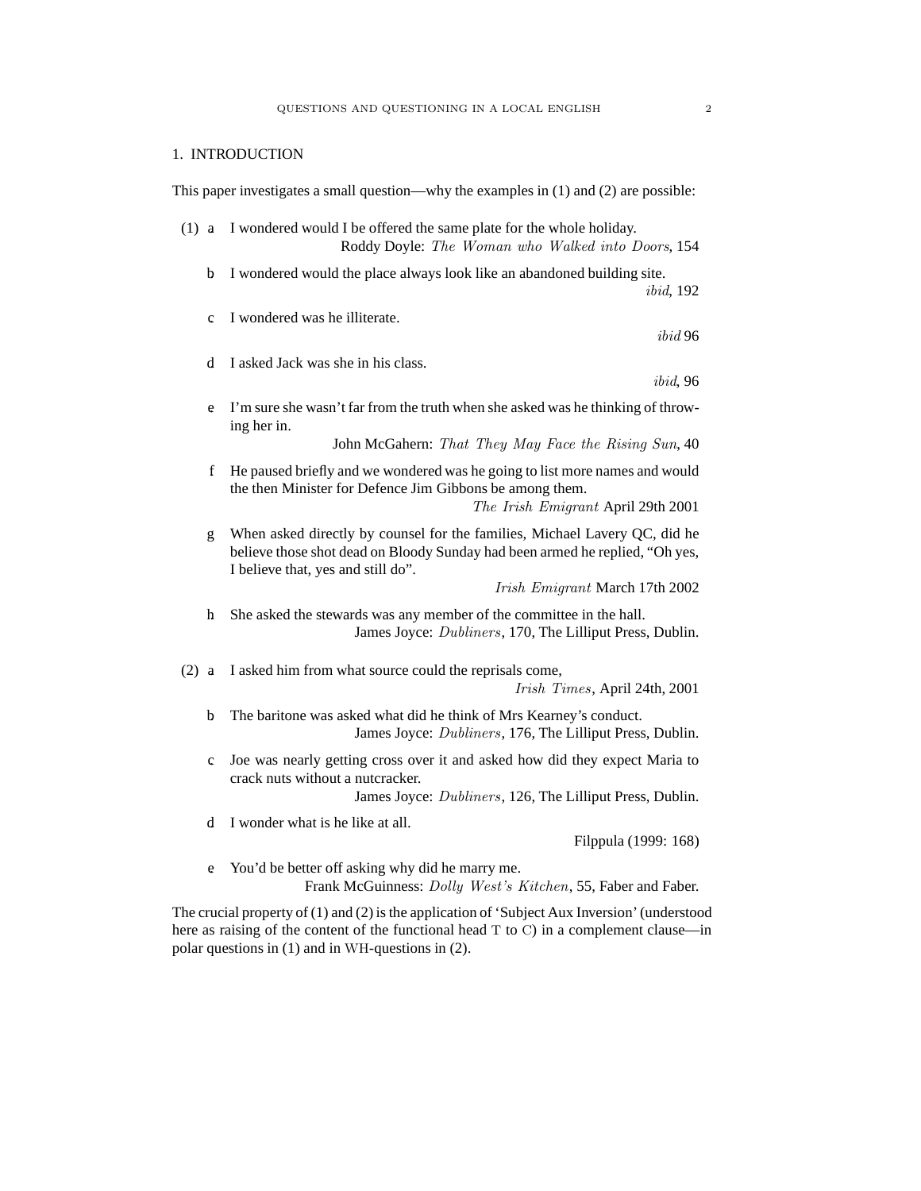## 1. INTRODUCTION

This paper investigates a small question—why the examples in (1) and (2) are possible:

(1) a I wondered would I be offered the same plate for the whole holiday.
Roddy Doyle: *The Woman who Walked into Doors*, 154

b I wondered would the place always look like an abandoned building site.
*ibid*, 192

c I wondered was he illiterate.
*ibid* 96

d I asked Jack was she in his class.
*ibid*, 96

e I'm sure she wasn't far from the truth when she asked was he thinking of throwing her in.
John McGahern: *That They May Face the Rising Sun*, 40

f He paused briefly and we wondered was he going to list more names and would the then Minister for Defence Jim Gibbons be among them.
*The Irish Emigrant* April 29th 2001

g When asked directly by counsel for the families, Michael Lavery QC, did he believe those shot dead on Bloody Sunday had been armed he replied, "Oh yes, I believe that, yes and still do".
*Irish Emigrant* March 17th 2002

h She asked the stewards was any member of the committee in the hall.
James Joyce: *Dubliners*, 170, The Lilliput Press, Dublin.

(2) a I asked him from what source could the reprisals come,
*Irish Times*, April 24th, 2001

b The baritone was asked what did he think of Mrs Kearney's conduct.
James Joyce: *Dubliners*, 176, The Lilliput Press, Dublin.

c Joe was nearly getting cross over it and asked how did they expect Maria to crack nuts without a nutcracker.
James Joyce: *Dubliners*, 126, The Lilliput Press, Dublin.

d I wonder what is he like at all.
Filppula (1999: 168)

e You'd be better off asking why did he marry me.
Frank McGuinness: *Dolly West's Kitchen*, 55, Faber and Faber.

The crucial property of (1) and (2) is the application of 'Subject Aux Inversion' (understood here as raising of the content of the functional head T to C) in a complement clause—in polar questions in (1) and in WH-questions in (2).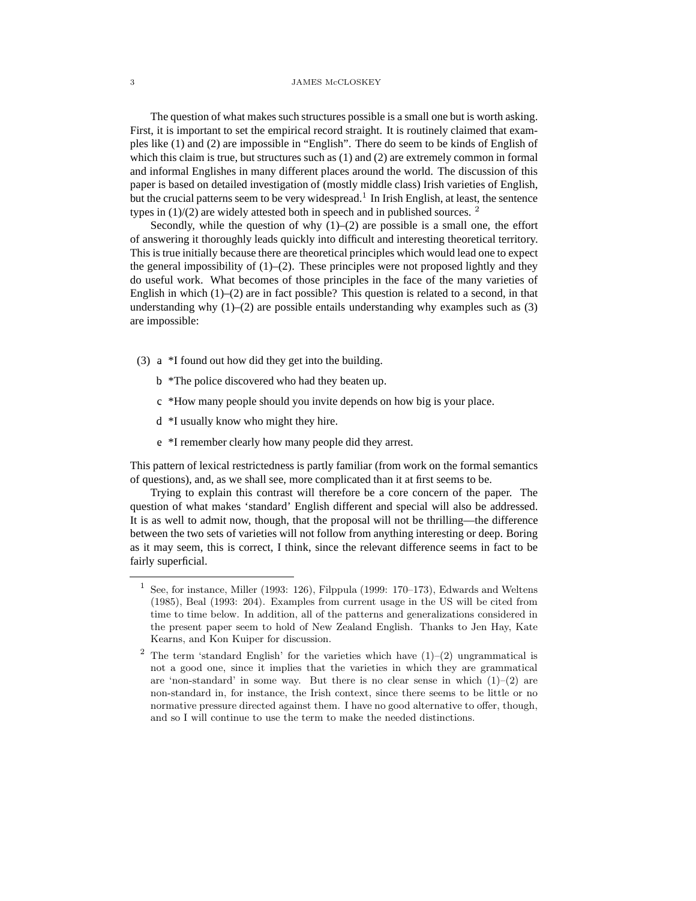The question of what makes such structures possible is a small one but is worth asking. First, it is important to set the empirical record straight. It is routinely claimed that examples like (1) and (2) are impossible in "English". There do seem to be kinds of English of which this claim is true, but structures such as (1) and (2) are extremely common in formal and informal Englishes in many different places around the world. The discussion of this paper is based on detailed investigation of (mostly middle class) Irish varieties of English, but the crucial patterns seem to be very widespread.[1] In Irish English, at least, the sentence types in (1)/(2) are widely attested both in speech and in published sources. [2]

Secondly, while the question of why (1)–(2) are possible is a small one, the effort of answering it thoroughly leads quickly into difficult and interesting theoretical territory. This is true initially because there are theoretical principles which would lead one to expect the general impossibility of (1)–(2). These principles were not proposed lightly and they do useful work. What becomes of those principles in the face of the many varieties of English in which (1)–(2) are in fact possible? This question is related to a second, in that understanding why (1)–(2) are possible entails understanding why examples such as (3) are impossible:

(3) a *I found out how did they get into the building.

b *The police discovered who had they beaten up.

c *How many people should you invite depends on how big is your place.

d *I usually know who might they hire.

e *I remember clearly how many people did they arrest.

This pattern of lexical restrictedness is partly familiar (from work on the formal semantics of questions), and, as we shall see, more complicated than it at first seems to be.

Trying to explain this contrast will therefore be a core concern of the paper. The question of what makes 'standard' English different and special will also be addressed. It is as well to admit now, though, that the proposal will not be thrilling—the difference between the two sets of varieties will not follow from anything interesting or deep. Boring as it may seem, this is correct, I think, since the relevant difference seems in fact to be fairly superficial.

---

[1] See, for instance, Miller (1993: 126), Filppula (1999: 170–173), Edwards and Weltens (1985), Beal (1993: 204). Examples from current usage in the US will be cited from time to time below. In addition, all of the patterns and generalizations considered in the present paper seem to hold of New Zealand English. Thanks to Jen Hay, Kate Kearns, and Kon Kuiper for discussion.

[2] The term 'standard English' for the varieties which have (1)–(2) ungrammatical is not a good one, since it implies that the varieties in which they are grammatical are 'non-standard' in some way. But there is no clear sense in which (1)–(2) are non-standard in, for instance, the Irish context, since there seems to be little or no normative pressure directed against them. I have no good alternative to offer, though, and so I will continue to use the term to make the needed distinctions.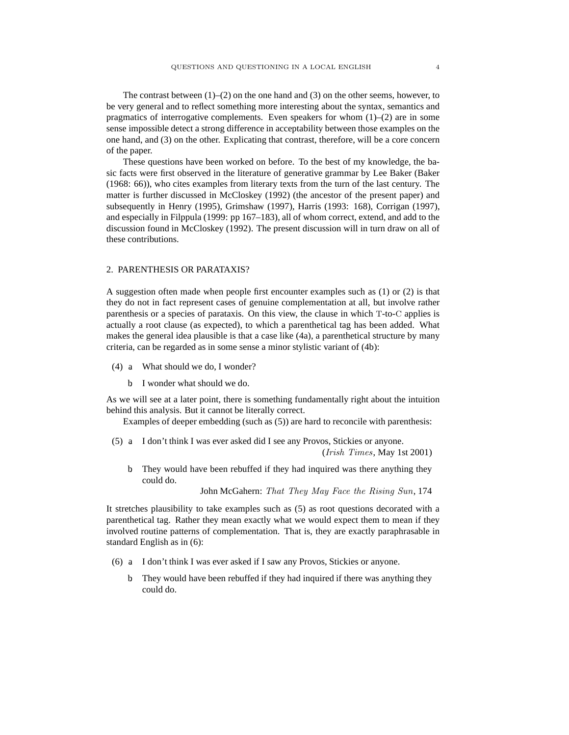The contrast between (1)–(2) on the one hand and (3) on the other seems, however, to be very general and to reflect something more interesting about the syntax, semantics and pragmatics of interrogative complements. Even speakers for whom (1)–(2) are in some sense impossible detect a strong difference in acceptability between those examples on the one hand, and (3) on the other. Explicating that contrast, therefore, will be a core concern of the paper.

These questions have been worked on before. To the best of my knowledge, the basic facts were first observed in the literature of generative grammar by Lee Baker (Baker (1968: 66)), who cites examples from literary texts from the turn of the last century. The matter is further discussed in McCloskey (1992) (the ancestor of the present paper) and subsequently in Henry (1995), Grimshaw (1997), Harris (1993: 168), Corrigan (1997), and especially in Filppula (1999: pp 167–183), all of whom correct, extend, and add to the discussion found in McCloskey (1992). The present discussion will in turn draw on all of these contributions.

## 2. PARENTHESIS OR PARATAXIS?

A suggestion often made when people first encounter examples such as (1) or (2) is that they do not in fact represent cases of genuine complementation at all, but involve rather parenthesis or a species of parataxis. On this view, the clause in which T-to-C applies is actually a root clause (as expected), to which a parenthetical tag has been added. What makes the general idea plausible is that a case like (4a), a parenthetical structure by many criteria, can be regarded as in some sense a minor stylistic variant of (4b):

(4) a What should we do, I wonder?

b I wonder what should we do.

As we will see at a later point, there is something fundamentally right about the intuition behind this analysis. But it cannot be literally correct.

Examples of deeper embedding (such as (5)) are hard to reconcile with parenthesis:

(5) a I don't think I was ever asked did I see any Provos, Stickies or anyone.
(*Irish Times*, May 1st 2001)

b They would have been rebuffed if they had inquired was there anything they could do.
John McGahern: *That They May Face the Rising Sun*, 174

It stretches plausibility to take examples such as (5) as root questions decorated with a parenthetical tag. Rather they mean exactly what we would expect them to mean if they involved routine patterns of complementation. That is, they are exactly paraphrasable in standard English as in (6):

(6) a I don't think I was ever asked if I saw any Provos, Stickies or anyone.

b They would have been rebuffed if they had inquired if there was anything they could do.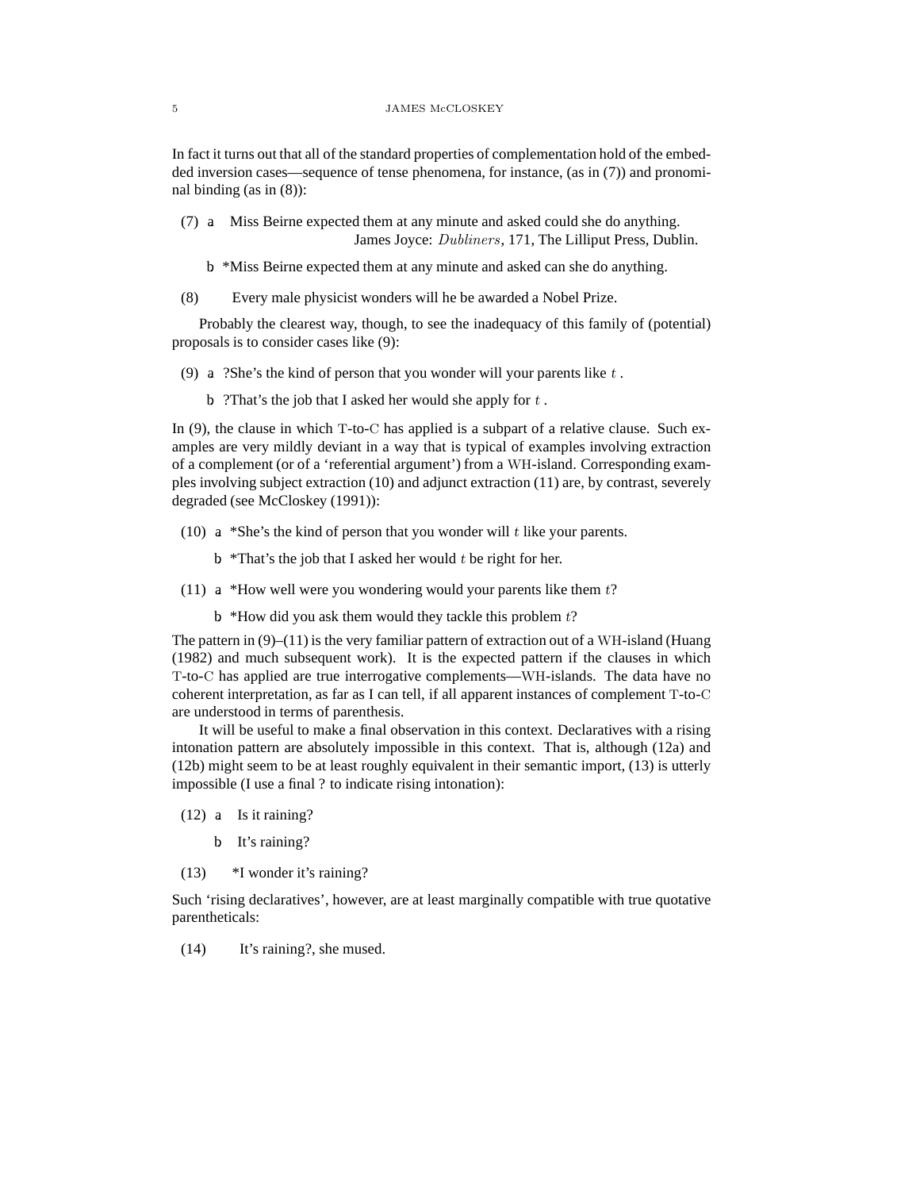In fact it turns out that all of the standard properties of complementation hold of the embedded inversion cases—sequence of tense phenomena, for instance, (as in (7)) and pronominal binding (as in (8)):

(7) a  Miss Beirne expected them at any minute and asked could she do anything.
James Joyce: *Dubliners*, 171, The Lilliput Press, Dublin.

b *Miss Beirne expected them at any minute and asked can she do anything.

(8) Every male physicist wonders will he be awarded a Nobel Prize.

Probably the clearest way, though, to see the inadequacy of this family of (potential) proposals is to consider cases like (9):

(9) a ?She's the kind of person that you wonder will your parents like $t$ .

b ?That's the job that I asked her would she apply for $t$ .

In (9), the clause in which T-to-C has applied is a subpart of a relative clause. Such examples are very mildly deviant in a way that is typical of examples involving extraction of a complement (or of a 'referential argument') from a WH-island. Corresponding examples involving subject extraction (10) and adjunct extraction (11) are, by contrast, severely degraded (see McCloskey (1991)):

(10) a *She's the kind of person that you wonder will $t$ like your parents.

b *That's the job that I asked her would $t$ be right for her.

(11) a *How well were you wondering would your parents like them $t$?

b *How did you ask them would they tackle this problem $t$?

The pattern in (9)–(11) is the very familiar pattern of extraction out of a WH-island (Huang (1982) and much subsequent work). It is the expected pattern if the clauses in which T-to-C has applied are true interrogative complements—WH-islands. The data have no coherent interpretation, as far as I can tell, if all apparent instances of complement T-to-C are understood in terms of parenthesis.

It will be useful to make a final observation in this context. Declaratives with a rising intonation pattern are absolutely impossible in this context. That is, although (12a) and (12b) might seem to be at least roughly equivalent in their semantic import, (13) is utterly impossible (I use a final ? to indicate rising intonation):

(12) a  Is it raining?

b  It's raining?

(13) *I wonder it's raining?

Such 'rising declaratives', however, are at least marginally compatible with true quotative parentheticals:

(14) It's raining?, she mused.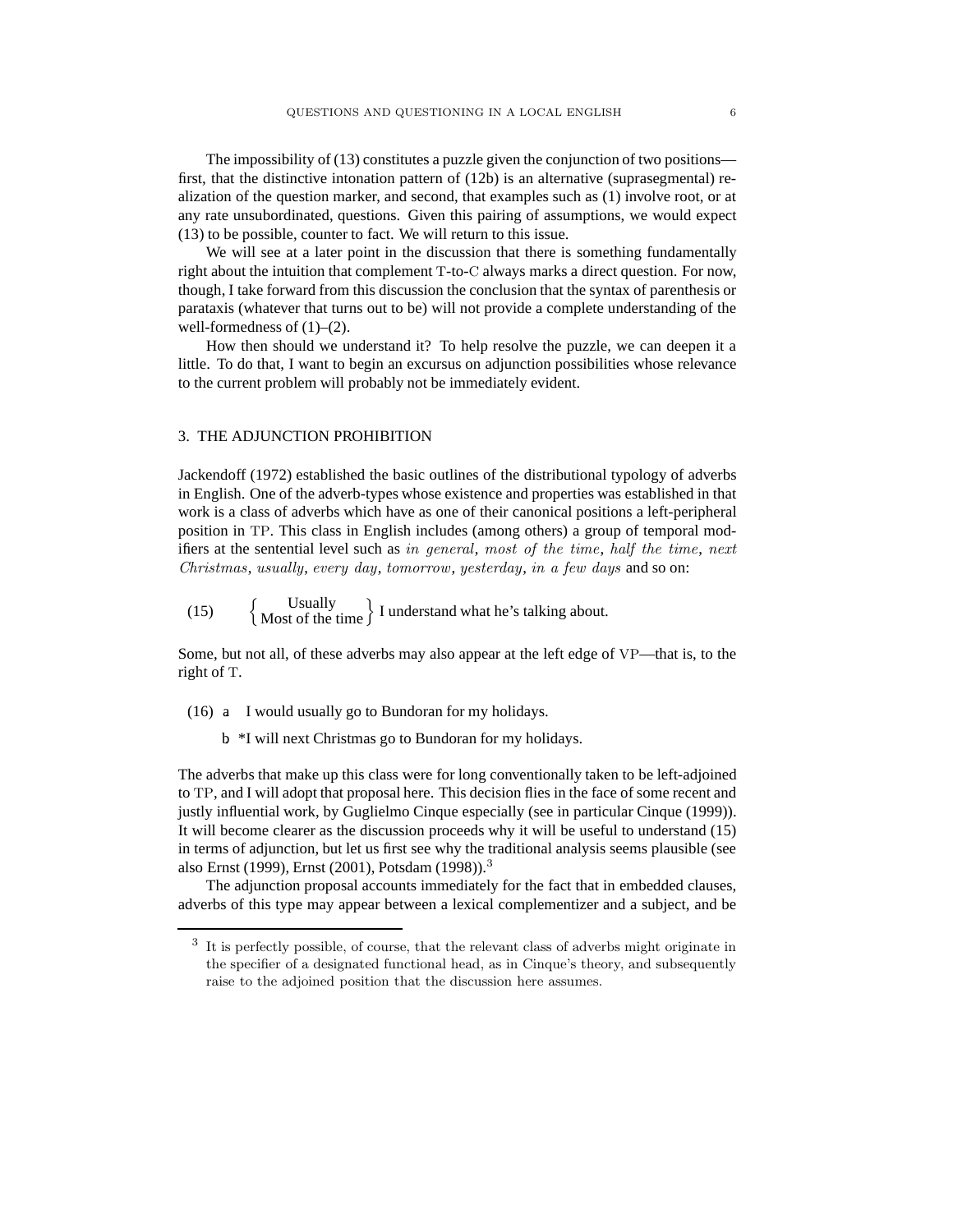The impossibility of (13) constitutes a puzzle given the conjunction of two positions—first, that the distinctive intonation pattern of (12b) is an alternative (suprasegmental) realization of the question marker, and second, that examples such as (1) involve root, or at any rate unsubordinated, questions. Given this pairing of assumptions, we would expect (13) to be possible, counter to fact. We will return to this issue.

We will see at a later point in the discussion that there is something fundamentally right about the intuition that complement T-to-C always marks a direct question. For now, though, I take forward from this discussion the conclusion that the syntax of parenthesis or parataxis (whatever that turns out to be) will not provide a complete understanding of the well-formedness of (1)–(2).

How then should we understand it? To help resolve the puzzle, we can deepen it a little. To do that, I want to begin an excursus on adjunction possibilities whose relevance to the current problem will probably not be immediately evident.

## 3. THE ADJUNCTION PROHIBITION

Jackendoff (1972) established the basic outlines of the distributional typology of adverbs in English. One of the adverb-types whose existence and properties was established in that work is a class of adverbs which have as one of their canonical positions a left-peripheral position in TP. This class in English includes (among others) a group of temporal modifiers at the sentential level such as *in general*, *most of the time*, *half the time*, *next Christmas*, *usually*, *every day*, *tomorrow*, *yesterday*, *in a few days* and so on:

(15) { Usually / Most of the time } I understand what he's talking about.

Some, but not all, of these adverbs may also appear at the left edge of VP—that is, to the right of T.

(16) a I would usually go to Bundoran for my holidays.

b *I will next Christmas go to Bundoran for my holidays.

The adverbs that make up this class were for long conventionally taken to be left-adjoined to TP, and I will adopt that proposal here. This decision flies in the face of some recent and justly influential work, by Guglielmo Cinque especially (see in particular Cinque (1999)). It will become clearer as the discussion proceeds why it will be useful to understand (15) in terms of adjunction, but let us first see why the traditional analysis seems plausible (see also Ernst (1999), Ernst (2001), Potsdam (1998)).[3]

The adjunction proposal accounts immediately for the fact that in embedded clauses, adverbs of this type may appear between a lexical complementizer and a subject, and be

[3] It is perfectly possible, of course, that the relevant class of adverbs might originate in the specifier of a designated functional head, as in Cinque's theory, and subsequently raise to the adjoined position that the discussion here assumes.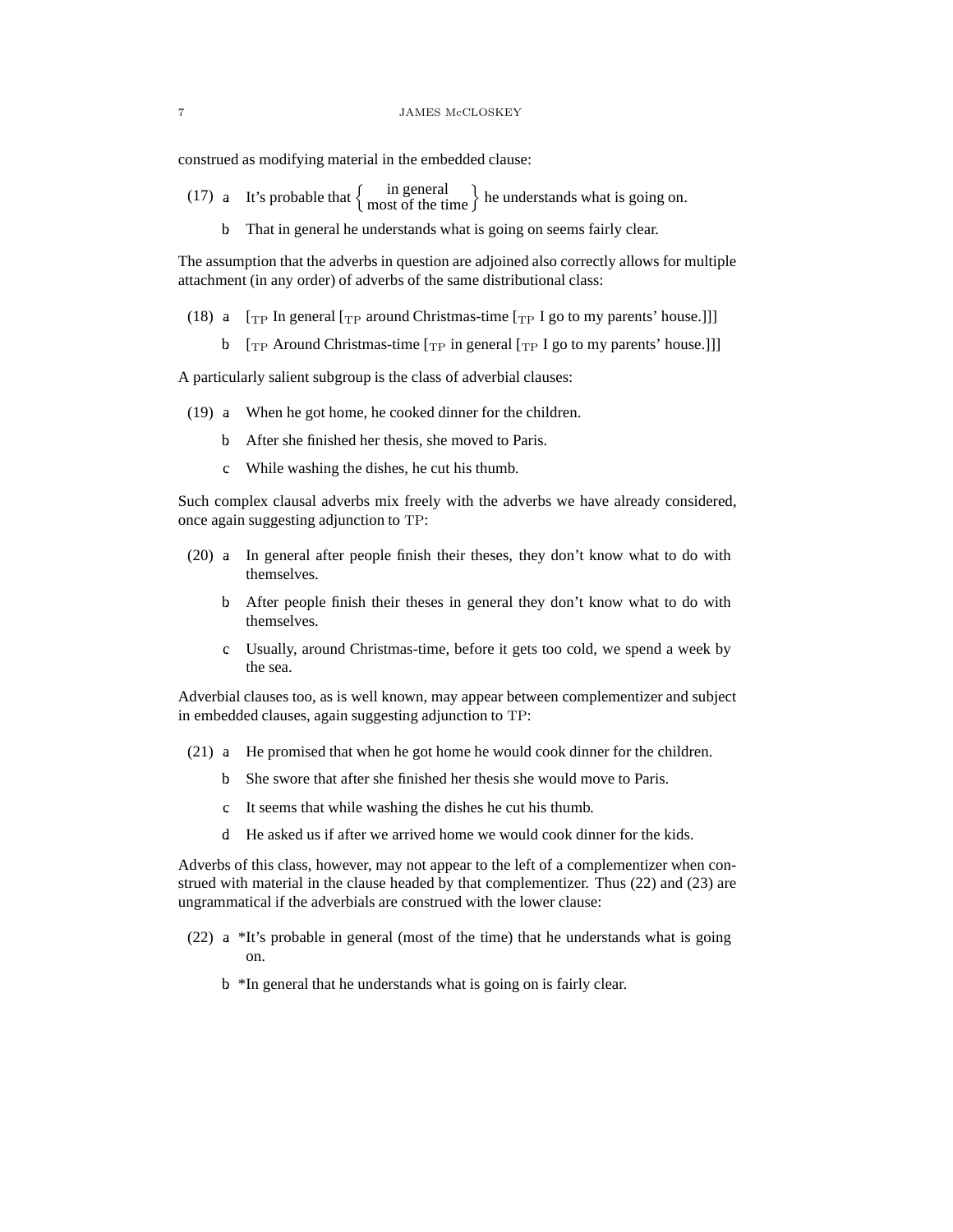construed as modifying material in the embedded clause:

(17) a It's probable that { in general / most of the time } he understands what is going on.

b That in general he understands what is going on seems fairly clear.

The assumption that the adverbs in question are adjoined also correctly allows for multiple attachment (in any order) of adverbs of the same distributional class:

(18) a [$_{\text{TP}}$ In general [$_{\text{TP}}$ around Christmas-time [$_{\text{TP}}$ I go to my parents' house.]]]

b [$_{\text{TP}}$ Around Christmas-time [$_{\text{TP}}$ in general [$_{\text{TP}}$ I go to my parents' house.]]]

A particularly salient subgroup is the class of adverbial clauses:

(19) a When he got home, he cooked dinner for the children.

b After she finished her thesis, she moved to Paris.

c While washing the dishes, he cut his thumb.

Such complex clausal adverbs mix freely with the adverbs we have already considered, once again suggesting adjunction to TP:

(20) a In general after people finish their theses, they don't know what to do with themselves.

b After people finish their theses in general they don't know what to do with themselves.

c Usually, around Christmas-time, before it gets too cold, we spend a week by the sea.

Adverbial clauses too, as is well known, may appear between complementizer and subject in embedded clauses, again suggesting adjunction to TP:

(21) a He promised that when he got home he would cook dinner for the children.

b She swore that after she finished her thesis she would move to Paris.

c It seems that while washing the dishes he cut his thumb.

d He asked us if after we arrived home we would cook dinner for the kids.

Adverbs of this class, however, may not appear to the left of a complementizer when construed with material in the clause headed by that complementizer. Thus (22) and (23) are ungrammatical if the adverbials are construed with the lower clause:

(22) a *It's probable in general (most of the time) that he understands what is going on.

b *In general that he understands what is going on is fairly clear.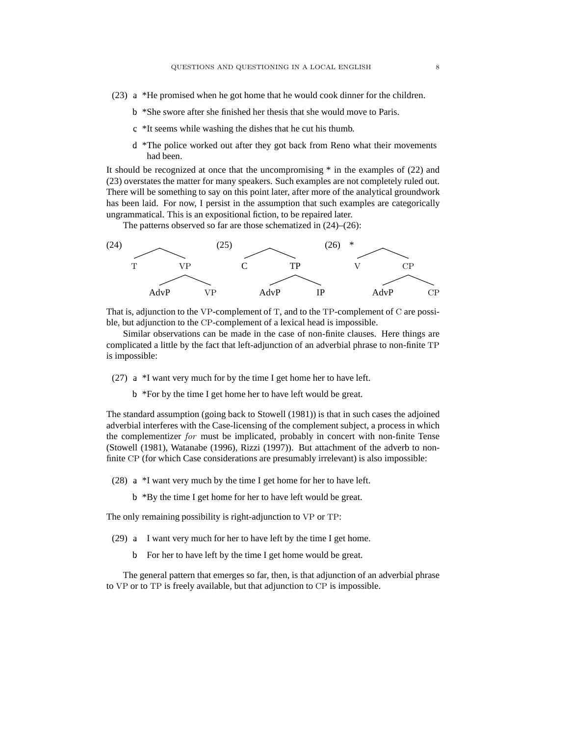(23) a *He promised when he got home that he would cook dinner for the children.

b *She swore after she finished her thesis that she would move to Paris.

c *It seems while washing the dishes that he cut his thumb.

d *The police worked out after they got back from Reno what their movements had been.

It should be recognized at once that the uncompromising * in the examples of (22) and (23) overstates the matter for many speakers. Such examples are not completely ruled out. There will be something to say on this point later, after more of the analytical groundwork has been laid. For now, I persist in the assumption that such examples are categorically ungrammatical. This is an expositional fiction, to be repaired later.

The patterns observed so far are those schematized in (24)–(26):

```
(24)                     (25)                     (26) *
      /\                       /\                       /\
     T  VP                    C  TP                    V  CP
        /\                       /\                       /\
    AdvP  VP                 AdvP  IP                 AdvP  CP
```

That is, adjunction to the VP-complement of T, and to the TP-complement of C are possible, but adjunction to the CP-complement of a lexical head is impossible.

Similar observations can be made in the case of non-finite clauses. Here things are complicated a little by the fact that left-adjunction of an adverbial phrase to non-finite TP is impossible:

(27) a *I want very much for by the time I get home her to have left.

b *For by the time I get home her to have left would be great.

The standard assumption (going back to Stowell (1981)) is that in such cases the adjoined adverbial interferes with the Case-licensing of the complement subject, a process in which the complementizer *for* must be implicated, probably in concert with non-finite Tense (Stowell (1981), Watanabe (1996), Rizzi (1997)). But attachment of the adverb to non-finite CP (for which Case considerations are presumably irrelevant) is also impossible:

(28) a *I want very much by the time I get home for her to have left.

b *By the time I get home for her to have left would be great.

The only remaining possibility is right-adjunction to VP or TP:

(29) a I want very much for her to have left by the time I get home.

b For her to have left by the time I get home would be great.

The general pattern that emerges so far, then, is that adjunction of an adverbial phrase to VP or to TP is freely available, but that adjunction to CP is impossible.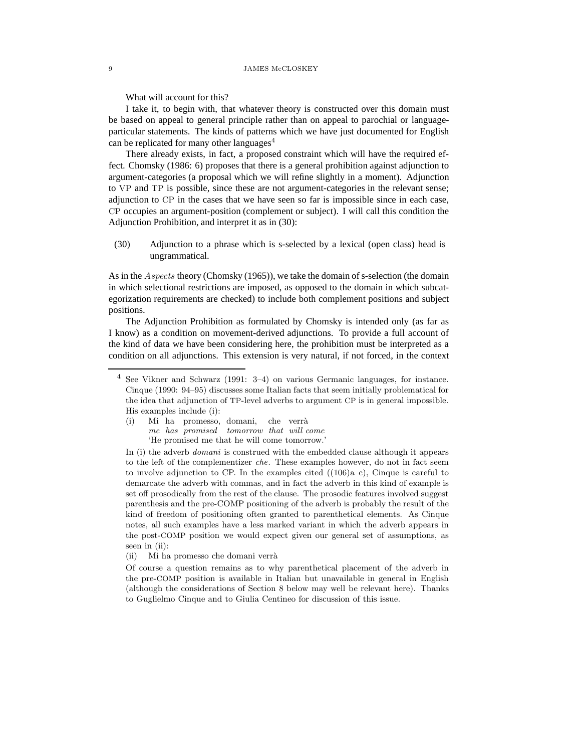What will account for this?

I take it, to begin with, that whatever theory is constructed over this domain must be based on appeal to general principle rather than on appeal to parochial or language-particular statements. The kinds of patterns which we have just documented for English can be replicated for many other languages[4]

There already exists, in fact, a proposed constraint which will have the required effect. Chomsky (1986: 6) proposes that there is a general prohibition against adjunction to argument-categories (a proposal which we will refine slightly in a moment). Adjunction to VP and TP is possible, since these are not argument-categories in the relevant sense; adjunction to CP in the cases that we have seen so far is impossible since in each case, CP occupies an argument-position (complement or subject). I will call this condition the Adjunction Prohibition, and interpret it as in (30):

(30) Adjunction to a phrase which is s-selected by a lexical (open class) head is ungrammatical.

As in the *Aspects* theory (Chomsky (1965)), we take the domain of s-selection (the domain in which selectional restrictions are imposed, as opposed to the domain in which subcategorization requirements are checked) to include both complement positions and subject positions.

The Adjunction Prohibition as formulated by Chomsky is intended only (as far as I know) as a condition on movement-derived adjunctions. To provide a full account of the kind of data we have been considering here, the prohibition must be interpreted as a condition on all adjunctions. This extension is very natural, if not forced, in the context

---

[4] See Vikner and Schwarz (1991: 3–4) on various Germanic languages, for instance. Cinque (1990: 94–95) discusses some Italian facts that seem initially problematical for the idea that adjunction of TP-level adverbs to argument CP is in general impossible. His examples include (i):

(i) Mi ha promesso, domani, che verrà
*me has promised tomorrow that will come*
'He promised me that he will come tomorrow.'

In (i) the adverb *domani* is construed with the embedded clause although it appears to the left of the complementizer *che*. These examples however, do not in fact seem to involve adjunction to CP. In the examples cited ((106)a–c), Cinque is careful to demarcate the adverb with commas, and in fact the adverb in this kind of example is set off prosodically from the rest of the clause. The prosodic features involved suggest parenthesis and the pre-COMP positioning of the adverb is probably the result of the kind of freedom of positioning often granted to parenthetical elements. As Cinque notes, all such examples have a less marked variant in which the adverb appears in the post-COMP position we would expect given our general set of assumptions, as seen in (ii):

(ii) Mi ha promesso che domani verrà

Of course a question remains as to why parenthetical placement of the adverb in the pre-COMP position is available in Italian but unavailable in general in English (although the considerations of Section 8 below may well be relevant here). Thanks to Guglielmo Cinque and to Giulia Centineo for discussion of this issue.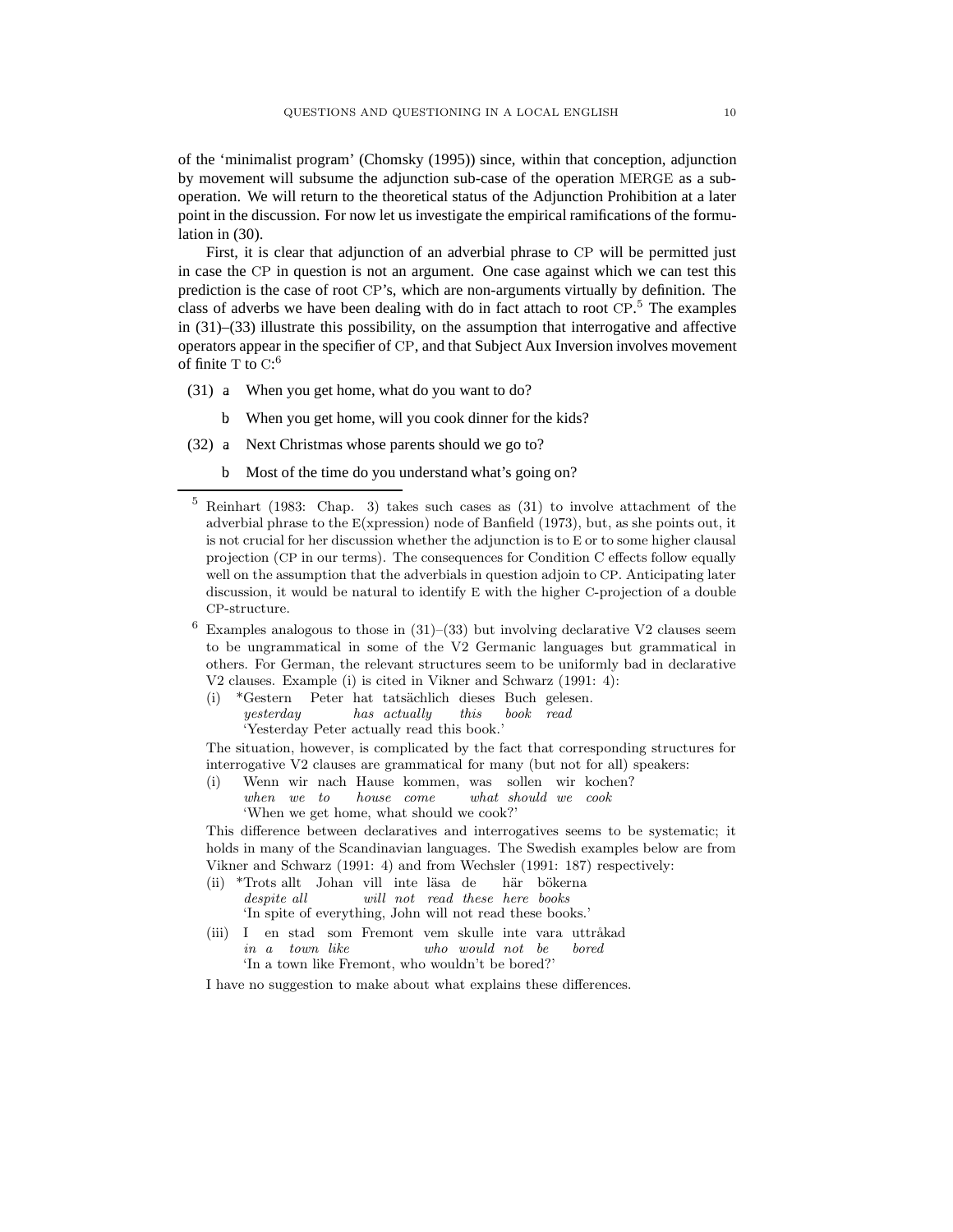of the 'minimalist program' (Chomsky (1995)) since, within that conception, adjunction by movement will subsume the adjunction sub-case of the operation MERGE as a sub-operation. We will return to the theoretical status of the Adjunction Prohibition at a later point in the discussion. For now let us investigate the empirical ramifications of the formulation in (30).

First, it is clear that adjunction of an adverbial phrase to CP will be permitted just in case the CP in question is not an argument. One case against which we can test this prediction is the case of root CP's, which are non-arguments virtually by definition. The class of adverbs we have been dealing with do in fact attach to root CP.[5] The examples in (31)–(33) illustrate this possibility, on the assumption that interrogative and affective operators appear in the specifier of CP, and that Subject Aux Inversion involves movement of finite T to C:[6]

(31) a When you get home, what do you want to do?

b When you get home, will you cook dinner for the kids?

(32) a Next Christmas whose parents should we go to?

b Most of the time do you understand what's going on?

---

[5] Reinhart (1983: Chap. 3) takes such cases as (31) to involve attachment of the adverbial phrase to the E(xpression) node of Banfield (1973), but, as she points out, it is not crucial for her discussion whether the adjunction is to E or to some higher clausal projection (CP in our terms). The consequences for Condition C effects follow equally well on the assumption that the adverbials in question adjoin to CP. Anticipating later discussion, it would be natural to identify E with the higher C-projection of a double CP-structure.

[6] Examples analogous to those in (31)–(33) but involving declarative V2 clauses seem to be ungrammatical in some of the V2 Germanic languages but grammatical in others. For German, the relevant structures seem to be uniformly bad in declarative V2 clauses. Example (i) is cited in Vikner and Schwarz (1991: 4):

(i) *Gestern Peter hat tatsächlich dieses Buch gelesen.
*yesterday has actually this book read*
'Yesterday Peter actually read this book.'

The situation, however, is complicated by the fact that corresponding structures for interrogative V2 clauses are grammatical for many (but not for all) speakers:

(i) Wenn wir nach Hause kommen, was sollen wir kochen?
*when we to house come what should we cook*
'When we get home, what should we cook?'

This difference between declaratives and interrogatives seems to be systematic; it holds in many of the Scandinavian languages. The Swedish examples below are from Vikner and Schwarz (1991: 4) and from Wechsler (1991: 187) respectively:

(ii) *Trots allt Johan vill inte läsa de här bökerna
*despite all will not read these here books*
'In spite of everything, John will not read these books.'

(iii) I en stad som Fremont vem skulle inte vara uttråkad
*in a town like who would not be bored*
'In a town like Fremont, who wouldn't be bored?'

I have no suggestion to make about what explains these differences.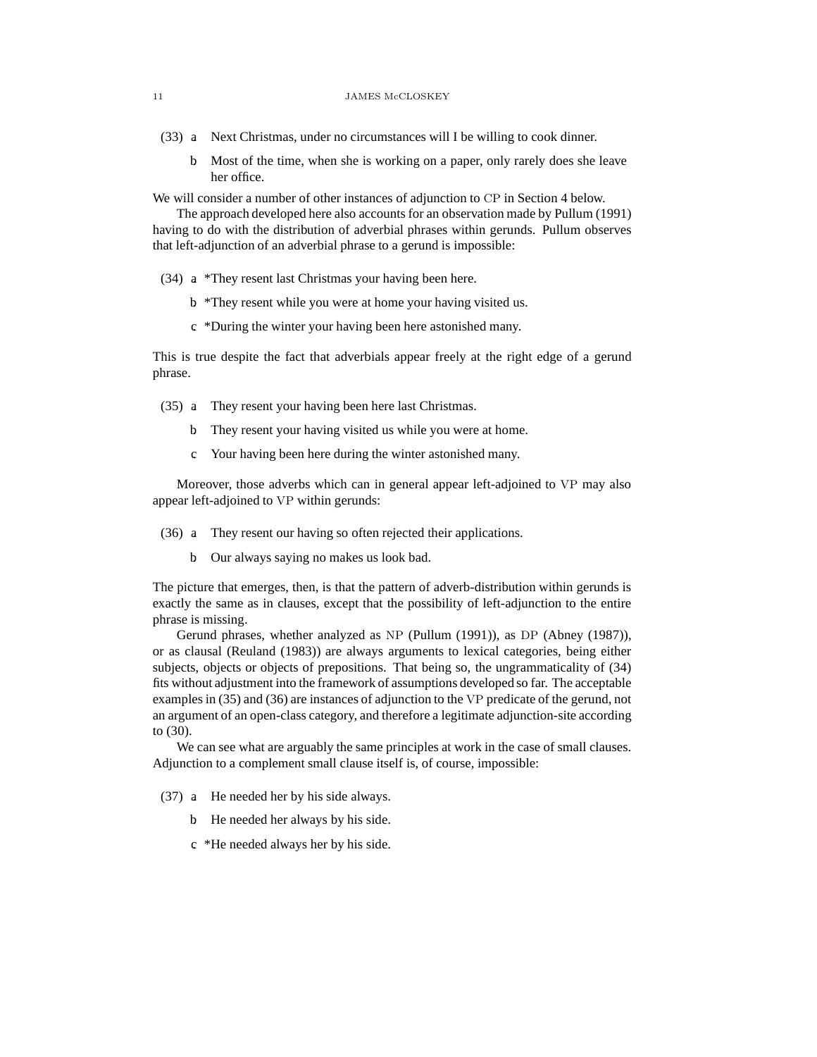(33) a Next Christmas, under no circumstances will I be willing to cook dinner.

b Most of the time, when she is working on a paper, only rarely does she leave her office.

We will consider a number of other instances of adjunction to CP in Section 4 below.

The approach developed here also accounts for an observation made by Pullum (1991) having to do with the distribution of adverbial phrases within gerunds. Pullum observes that left-adjunction of an adverbial phrase to a gerund is impossible:

(34) a *They resent last Christmas your having been here.

b *They resent while you were at home your having visited us.

c *During the winter your having been here astonished many.

This is true despite the fact that adverbials appear freely at the right edge of a gerund phrase.

(35) a They resent your having been here last Christmas.

b They resent your having visited us while you were at home.

c Your having been here during the winter astonished many.

Moreover, those adverbs which can in general appear left-adjoined to VP may also appear left-adjoined to VP within gerunds:

(36) a They resent our having so often rejected their applications.

b Our always saying no makes us look bad.

The picture that emerges, then, is that the pattern of adverb-distribution within gerunds is exactly the same as in clauses, except that the possibility of left-adjunction to the entire phrase is missing.

Gerund phrases, whether analyzed as NP (Pullum (1991)), as DP (Abney (1987)), or as clausal (Reuland (1983)) are always arguments to lexical categories, being either subjects, objects or objects of prepositions. That being so, the ungrammaticality of (34) fits without adjustment into the framework of assumptions developed so far. The acceptable examples in (35) and (36) are instances of adjunction to the VP predicate of the gerund, not an argument of an open-class category, and therefore a legitimate adjunction-site according to (30).

We can see what are arguably the same principles at work in the case of small clauses. Adjunction to a complement small clause itself is, of course, impossible:

(37) a He needed her by his side always.

b He needed her always by his side.

c *He needed always her by his side.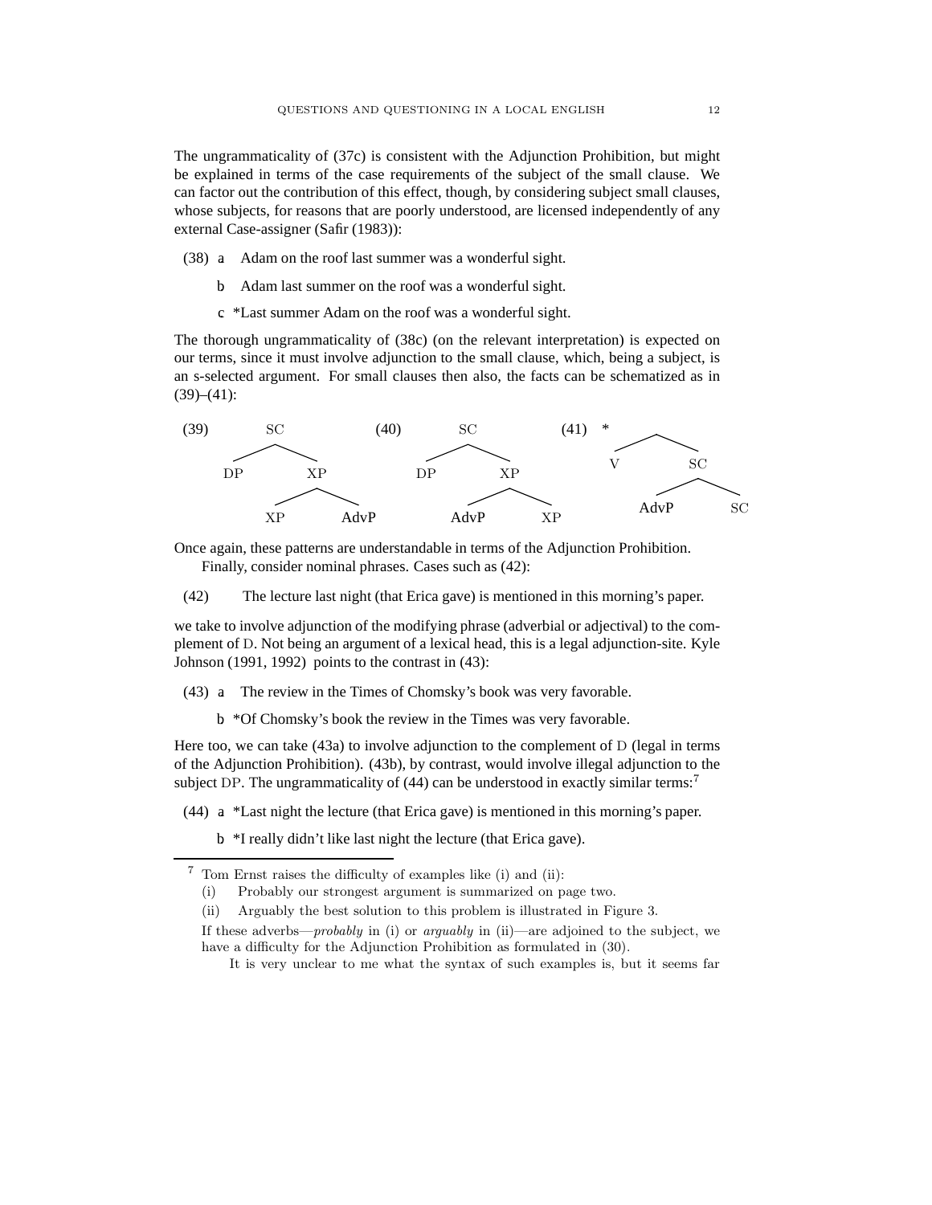The ungrammaticality of (37c) is consistent with the Adjunction Prohibition, but might be explained in terms of the case requirements of the subject of the small clause. We can factor out the contribution of this effect, though, by considering subject small clauses, whose subjects, for reasons that are poorly understood, are licensed independently of any external Case-assigner (Safir (1983)):

(38) a Adam on the roof last summer was a wonderful sight.

b Adam last summer on the roof was a wonderful sight.

c *Last summer Adam on the roof was a wonderful sight.

The thorough ungrammaticality of (38c) (on the relevant interpretation) is expected on our terms, since it must involve adjunction to the small clause, which, being a subject, is an s-selected argument. For small clauses then also, the facts can be schematized as in (39)–(41):

(39) [SC DP [XP XP AdvP]]

(40) [SC DP [XP AdvP XP]]

(41) * [V [SC AdvP SC]]

Once again, these patterns are understandable in terms of the Adjunction Prohibition.

Finally, consider nominal phrases. Cases such as (42):

(42) The lecture last night (that Erica gave) is mentioned in this morning's paper.

we take to involve adjunction of the modifying phrase (adverbial or adjectival) to the complement of D. Not being an argument of a lexical head, this is a legal adjunction-site. Kyle Johnson (1991, 1992) points to the contrast in (43):

(43) a The review in the Times of Chomsky's book was very favorable.

b *Of Chomsky's book the review in the Times was very favorable.

Here too, we can take (43a) to involve adjunction to the complement of D (legal in terms of the Adjunction Prohibition). (43b), by contrast, would involve illegal adjunction to the subject DP. The ungrammaticality of (44) can be understood in exactly similar terms:[7]

(44) a *Last night the lecture (that Erica gave) is mentioned in this morning's paper.

b *I really didn't like last night the lecture (that Erica gave).

---

[7] Tom Ernst raises the difficulty of examples like (i) and (ii):

(i) Probably our strongest argument is summarized on page two.

(ii) Arguably the best solution to this problem is illustrated in Figure 3.

If these adverbs—*probably* in (i) or *arguably* in (ii)—are adjoined to the subject, we have a difficulty for the Adjunction Prohibition as formulated in (30).

It is very unclear to me what the syntax of such examples is, but it seems far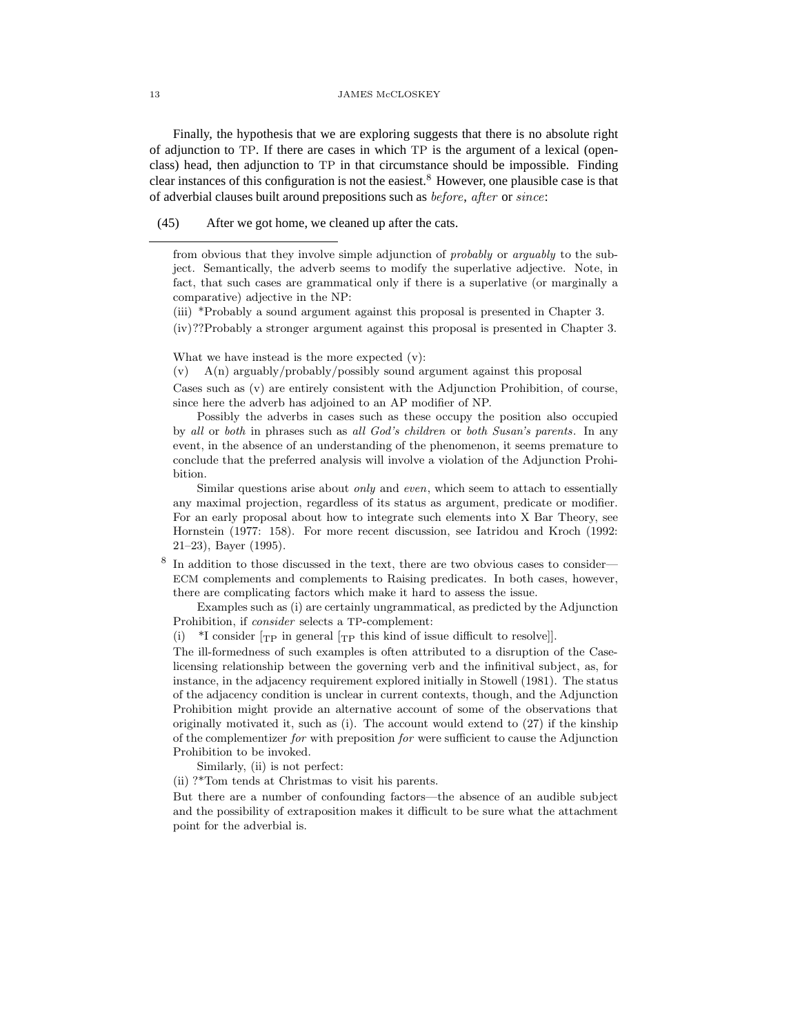Finally, the hypothesis that we are exploring suggests that there is no absolute right of adjunction to TP. If there are cases in which TP is the argument of a lexical (open-class) head, then adjunction to TP in that circumstance should be impossible. Finding clear instances of this configuration is not the easiest.[8] However, one plausible case is that of adverbial clauses built around prepositions such as *before*, *after* or *since*:

(45) After we got home, we cleaned up after the cats.

---

from obvious that they involve simple adjunction of *probably* or *arguably* to the subject. Semantically, the adverb seems to modify the superlative adjective. Note, in fact, that such cases are grammatical only if there is a superlative (or marginally a comparative) adjective in the NP:

(iii) *Probably a sound argument against this proposal is presented in Chapter 3.

(iv) ??Probably a stronger argument against this proposal is presented in Chapter 3.

What we have instead is the more expected (v):

(v) A(n) arguably/probably/possibly sound argument against this proposal

Cases such as (v) are entirely consistent with the Adjunction Prohibition, of course, since here the adverb has adjoined to an AP modifier of NP.

Possibly the adverbs in cases such as these occupy the position also occupied by *all* or *both* in phrases such as *all God's children* or *both Susan's parents*. In any event, in the absence of an understanding of the phenomenon, it seems premature to conclude that the preferred analysis will involve a violation of the Adjunction Prohibition.

Similar questions arise about *only* and *even*, which seem to attach to essentially any maximal projection, regardless of its status as argument, predicate or modifier. For an early proposal about how to integrate such elements into X Bar Theory, see Hornstein (1977: 158). For more recent discussion, see Iatridou and Kroch (1992: 21–23), Bayer (1995).

[8] In addition to those discussed in the text, there are two obvious cases to consider—ECM complements and complements to Raising predicates. In both cases, however, there are complicating factors which make it hard to assess the issue.

Examples such as (i) are certainly ungrammatical, as predicted by the Adjunction Prohibition, if *consider* selects a TP-complement:

(i) *I consider [$_{\text{TP}}$ in general [$_{\text{TP}}$ this kind of issue difficult to resolve]].

The ill-formedness of such examples is often attributed to a disruption of the Case-licensing relationship between the governing verb and the infinitival subject, as, for instance, in the adjacency requirement explored initially in Stowell (1981). The status of the adjacency condition is unclear in current contexts, though, and the Adjunction Prohibition might provide an alternative account of some of the observations that originally motivated it, such as (i). The account would extend to (27) if the kinship of the complementizer *for* with preposition *for* were sufficient to cause the Adjunction Prohibition to be invoked.

Similarly, (ii) is not perfect:

(ii) ?*Tom tends at Christmas to visit his parents.

But there are a number of confounding factors—the absence of an audible subject and the possibility of extraposition makes it difficult to be sure what the attachment point for the adverbial is.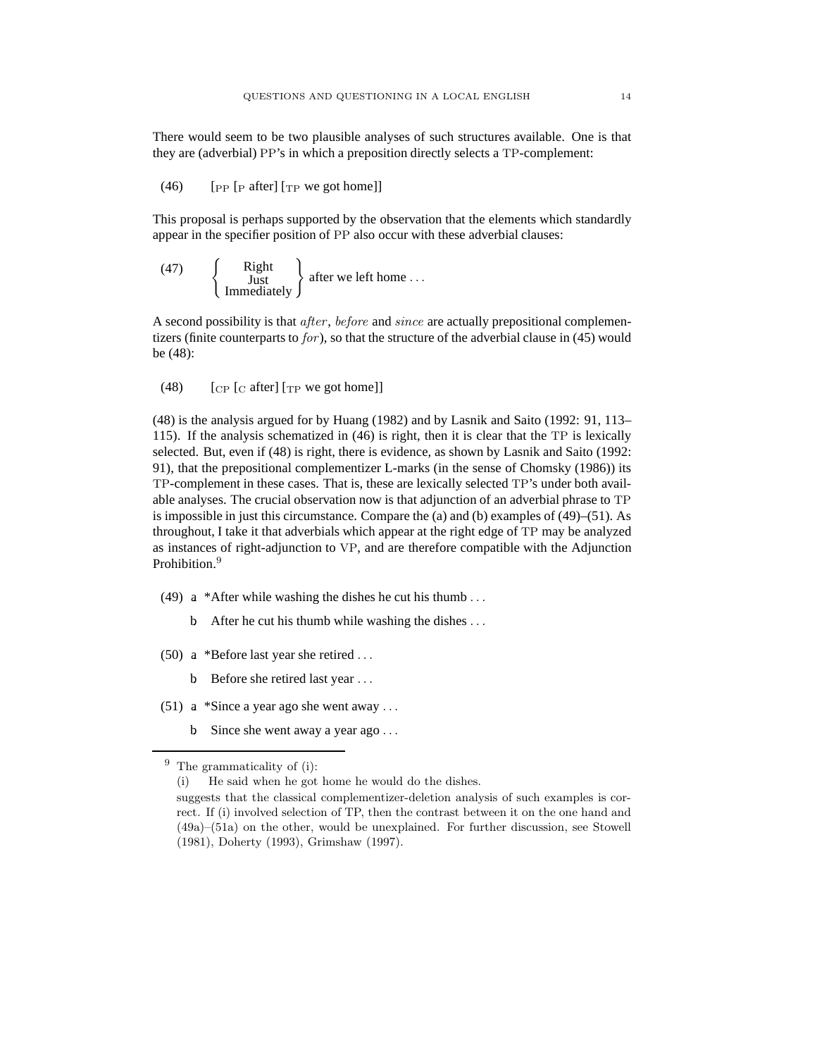There would seem to be two plausible analyses of such structures available. One is that they are (adverbial) PP's in which a preposition directly selects a TP-complement:

(46) $[_{\text{PP}}$ $[_{\text{P}}$ after] $[_{\text{TP}}$ we got home]]

This proposal is perhaps supported by the observation that the elements which standardly appear in the specifier position of PP also occur with these adverbial clauses:

(47) { Right / Just / Immediately } after we left home . . .

A second possibility is that *after*, *before* and *since* are actually prepositional complementizers (finite counterparts to *for*), so that the structure of the adverbial clause in (45) would be (48):

(48) $[_{\text{CP}}$ $[_{\text{C}}$ after] $[_{\text{TP}}$ we got home]]

(48) is the analysis argued for by Huang (1982) and by Lasnik and Saito (1992: 91, 113–115). If the analysis schematized in (46) is right, then it is clear that the TP is lexically selected. But, even if (48) is right, there is evidence, as shown by Lasnik and Saito (1992: 91), that the prepositional complementizer L-marks (in the sense of Chomsky (1986)) its TP-complement in these cases. That is, these are lexically selected TP's under both available analyses. The crucial observation now is that adjunction of an adverbial phrase to TP is impossible in just this circumstance. Compare the (a) and (b) examples of (49)–(51). As throughout, I take it that adverbials which appear at the right edge of TP may be analyzed as instances of right-adjunction to VP, and are therefore compatible with the Adjunction Prohibition.[9]

(49) a *After while washing the dishes he cut his thumb . . .

b After he cut his thumb while washing the dishes . . .

(50) a *Before last year she retired . . .

b Before she retired last year . . .

(51) a *Since a year ago she went away . . .

b Since she went away a year ago . . .

---

[9] The grammaticality of (i):

(i) He said when he got home he would do the dishes.

suggests that the classical complementizer-deletion analysis of such examples is correct. If (i) involved selection of TP, then the contrast between it on the one hand and (49a)–(51a) on the other, would be unexplained. For further discussion, see Stowell (1981), Doherty (1993), Grimshaw (1997).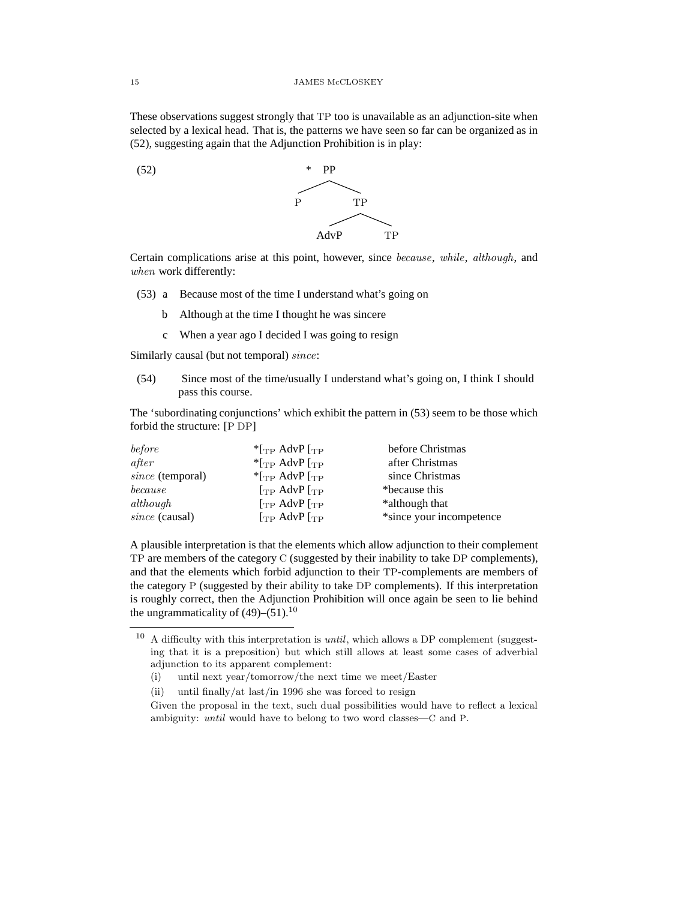These observations suggest strongly that TP too is unavailable as an adjunction-site when selected by a lexical head. That is, the patterns we have seen so far can be organized as in (52), suggesting again that the Adjunction Prohibition is in play:

(52)

```
        * PP
         /  \
        P    TP
            /  \
         AdvP   TP
```

Certain complications arise at this point, however, since *because*, *while*, *although*, and *when* work differently:

(53) a Because most of the time I understand what's going on

b Although at the time I thought he was sincere

c When a year ago I decided I was going to resign

Similarly causal (but not temporal) *since*:

(54) Since most of the time/usually I understand what's going on, I think I should pass this course.

The 'subordinating conjunctions' which exhibit the pattern in (53) seem to be those which forbid the structure: [P DP]

| | | |
|---|---|---|
| *before* | *[$_{TP}$ AdvP [$_{TP}$ | before Christmas |
| *after* | *[$_{TP}$ AdvP [$_{TP}$ | after Christmas |
| *since* (temporal) | *[$_{TP}$ AdvP [$_{TP}$ | since Christmas |
| *because* | [$_{TP}$ AdvP [$_{TP}$ | *because this |
| *although* | [$_{TP}$ AdvP [$_{TP}$ | *although that |
| *since* (causal) | [$_{TP}$ AdvP [$_{TP}$ | *since your incompetence |

A plausible interpretation is that the elements which allow adjunction to their complement TP are members of the category C (suggested by their inability to take DP complements), and that the elements which forbid adjunction to their TP-complements are members of the category P (suggested by their ability to take DP complements). If this interpretation is roughly correct, then the Adjunction Prohibition will once again be seen to lie behind the ungrammaticality of (49)–(51).[10]

---

[10] A difficulty with this interpretation is *until*, which allows a DP complement (suggesting that it is a preposition) but which still allows at least some cases of adverbial adjunction to its apparent complement:

(i) until next year/tomorrow/the next time we meet/Easter

(ii) until finally/at last/in 1996 she was forced to resign

Given the proposal in the text, such dual possibilities would have to reflect a lexical ambiguity: *until* would have to belong to two word classes—C and P.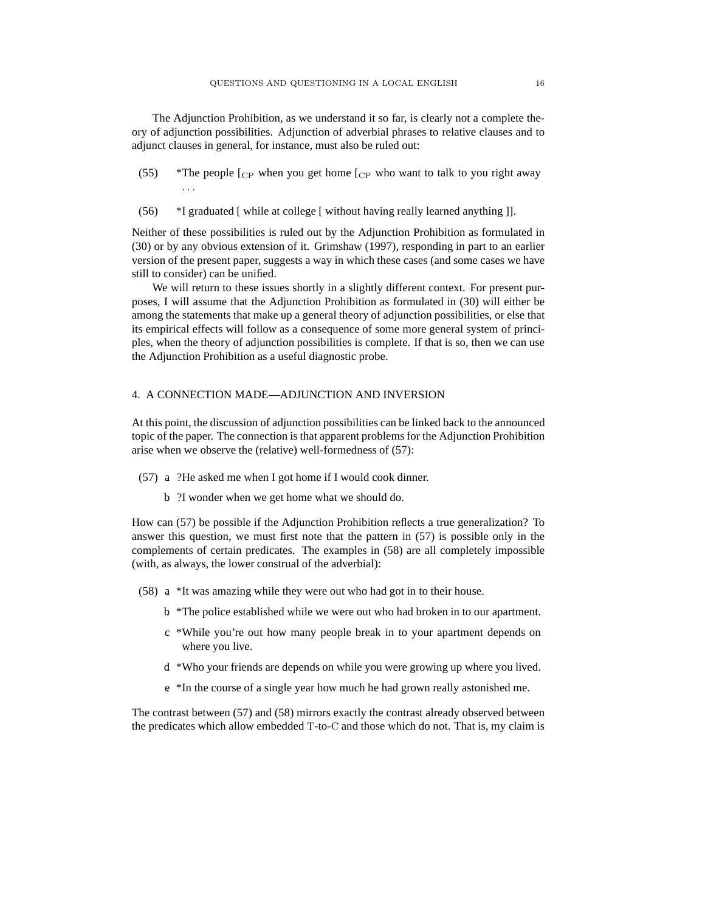The Adjunction Prohibition, as we understand it so far, is clearly not a complete theory of adjunction possibilities. Adjunction of adverbial phrases to relative clauses and to adjunct clauses in general, for instance, must also be ruled out:

(55) *The people [$_{\mathrm{CP}}$ when you get home [$_{\mathrm{CP}}$ who want to talk to you right away . . .

(56) *I graduated [ while at college [ without having really learned anything ]].

Neither of these possibilities is ruled out by the Adjunction Prohibition as formulated in (30) or by any obvious extension of it. Grimshaw (1997), responding in part to an earlier version of the present paper, suggests a way in which these cases (and some cases we have still to consider) can be unified.

We will return to these issues shortly in a slightly different context. For present purposes, I will assume that the Adjunction Prohibition as formulated in (30) will either be among the statements that make up a general theory of adjunction possibilities, or else that its empirical effects will follow as a consequence of some more general system of principles, when the theory of adjunction possibilities is complete. If that is so, then we can use the Adjunction Prohibition as a useful diagnostic probe.

## 4. A CONNECTION MADE—ADJUNCTION AND INVERSION

At this point, the discussion of adjunction possibilities can be linked back to the announced topic of the paper. The connection is that apparent problems for the Adjunction Prohibition arise when we observe the (relative) well-formedness of (57):

(57) a ?He asked me when I got home if I would cook dinner.

b ?I wonder when we get home what we should do.

How can (57) be possible if the Adjunction Prohibition reflects a true generalization? To answer this question, we must first note that the pattern in (57) is possible only in the complements of certain predicates. The examples in (58) are all completely impossible (with, as always, the lower construal of the adverbial):

(58) a *It was amazing while they were out who had got in to their house.

b *The police established while we were out who had broken in to our apartment.

c *While you're out how many people break in to your apartment depends on where you live.

d *Who your friends are depends on while you were growing up where you lived.

e *In the course of a single year how much he had grown really astonished me.

The contrast between (57) and (58) mirrors exactly the contrast already observed between the predicates which allow embedded T-to-C and those which do not. That is, my claim is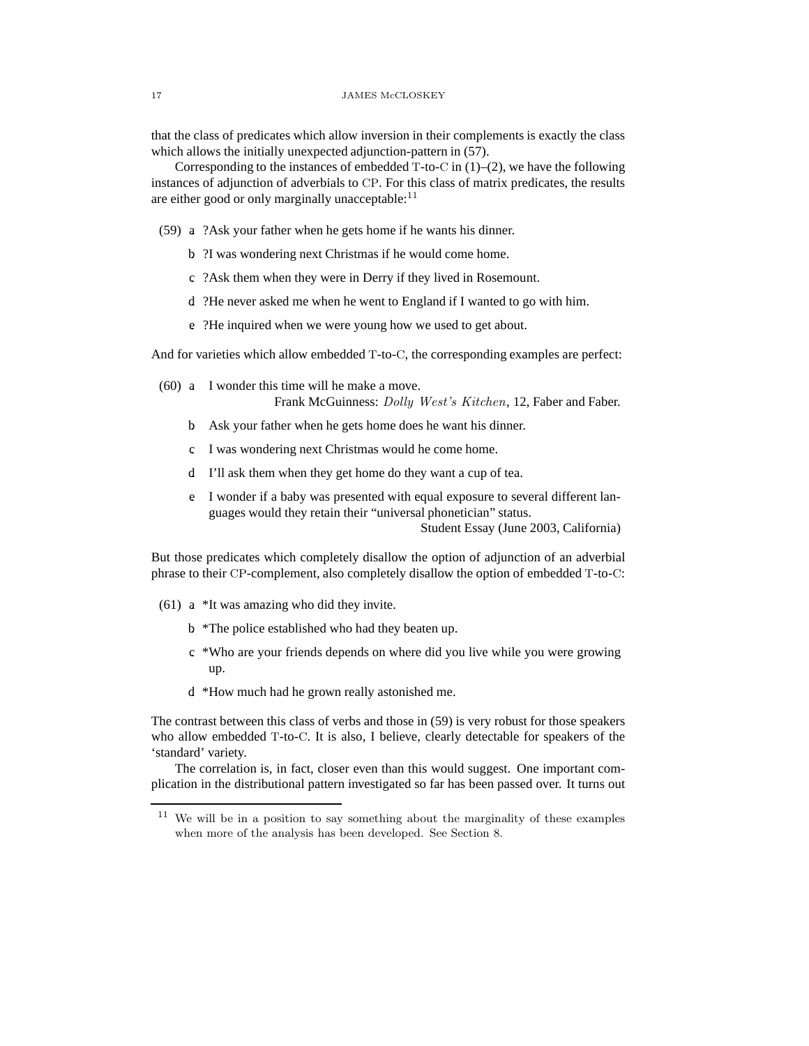that the class of predicates which allow inversion in their complements is exactly the class which allows the initially unexpected adjunction-pattern in (57).

Corresponding to the instances of embedded T-to-C in (1)–(2), we have the following instances of adjunction of adverbials to CP. For this class of matrix predicates, the results are either good or only marginally unacceptable:[11]

(59)
a ?Ask your father when he gets home if he wants his dinner.
b ?I was wondering next Christmas if he would come home.
c ?Ask them when they were in Derry if they lived in Rosemount.
d ?He never asked me when he went to England if I wanted to go with him.
e ?He inquired when we were young how we used to get about.

And for varieties which allow embedded T-to-C, the corresponding examples are perfect:

(60)
a I wonder this time will he make a move.
Frank McGuinness: *Dolly West's Kitchen*, 12, Faber and Faber.
b Ask your father when he gets home does he want his dinner.
c I was wondering next Christmas would he come home.
d I'll ask them when they get home do they want a cup of tea.
e I wonder if a baby was presented with equal exposure to several different languages would they retain their "universal phonetician" status.
Student Essay (June 2003, California)

But those predicates which completely disallow the option of adjunction of an adverbial phrase to their CP-complement, also completely disallow the option of embedded T-to-C:

(61)
a *It was amazing who did they invite.
b *The police established who had they beaten up.
c *Who are your friends depends on where did you live while you were growing up.
d *How much had he grown really astonished me.

The contrast between this class of verbs and those in (59) is very robust for those speakers who allow embedded T-to-C. It is also, I believe, clearly detectable for speakers of the 'standard' variety.

The correlation is, in fact, closer even than this would suggest. One important complication in the distributional pattern investigated so far has been passed over. It turns out

[11] We will be in a position to say something about the marginality of these examples when more of the analysis has been developed. See Section 8.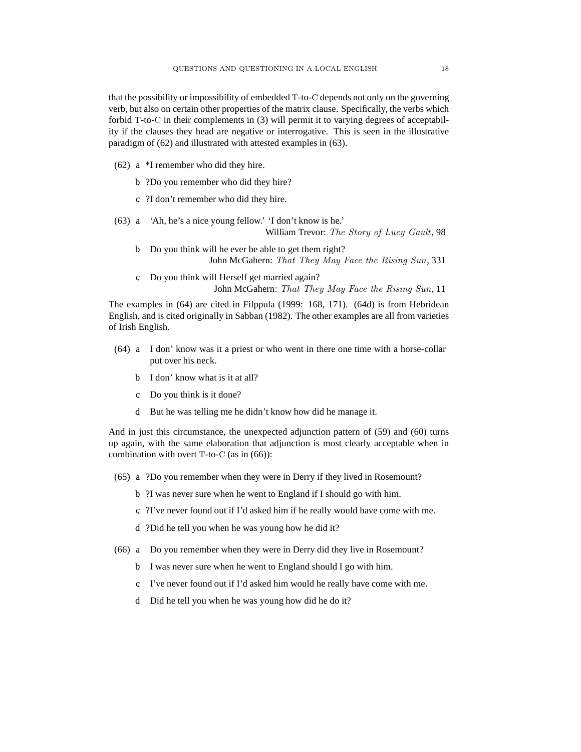that the possibility or impossibility of embedded T-to-C depends not only on the governing verb, but also on certain other properties of the matrix clause. Specifically, the verbs which forbid T-to-C in their complements in (3) will permit it to varying degrees of acceptability if the clauses they head are negative or interrogative. This is seen in the illustrative paradigm of (62) and illustrated with attested examples in (63).

(62) a *I remember who did they hire.

b ?Do you remember who did they hire?

c ?I don't remember who did they hire.

(63) a 'Ah, he's a nice young fellow.' 'I don't know is he.'
William Trevor: *The Story of Lucy Gault*, 98

b Do you think will he ever be able to get them right?
John McGahern: *That They May Face the Rising Sun*, 331

c Do you think will Herself get married again?
John McGahern: *That They May Face the Rising Sun*, 11

The examples in (64) are cited in Filppula (1999: 168, 171). (64d) is from Hebridean English, and is cited originally in Sabban (1982). The other examples are all from varieties of Irish English.

(64) a I don' know was it a priest or who went in there one time with a horse-collar put over his neck.

b I don' know what is it at all?

c Do you think is it done?

d But he was telling me he didn't know how did he manage it.

And in just this circumstance, the unexpected adjunction pattern of (59) and (60) turns up again, with the same elaboration that adjunction is most clearly acceptable when in combination with overt T-to-C (as in (66)):

(65) a ?Do you remember when they were in Derry if they lived in Rosemount?

b ?I was never sure when he went to England if I should go with him.

c ?I've never found out if I'd asked him if he really would have come with me.

d ?Did he tell you when he was young how he did it?

(66) a Do you remember when they were in Derry did they live in Rosemount?

b I was never sure when he went to England should I go with him.

c I've never found out if I'd asked him would he really have come with me.

d Did he tell you when he was young how did he do it?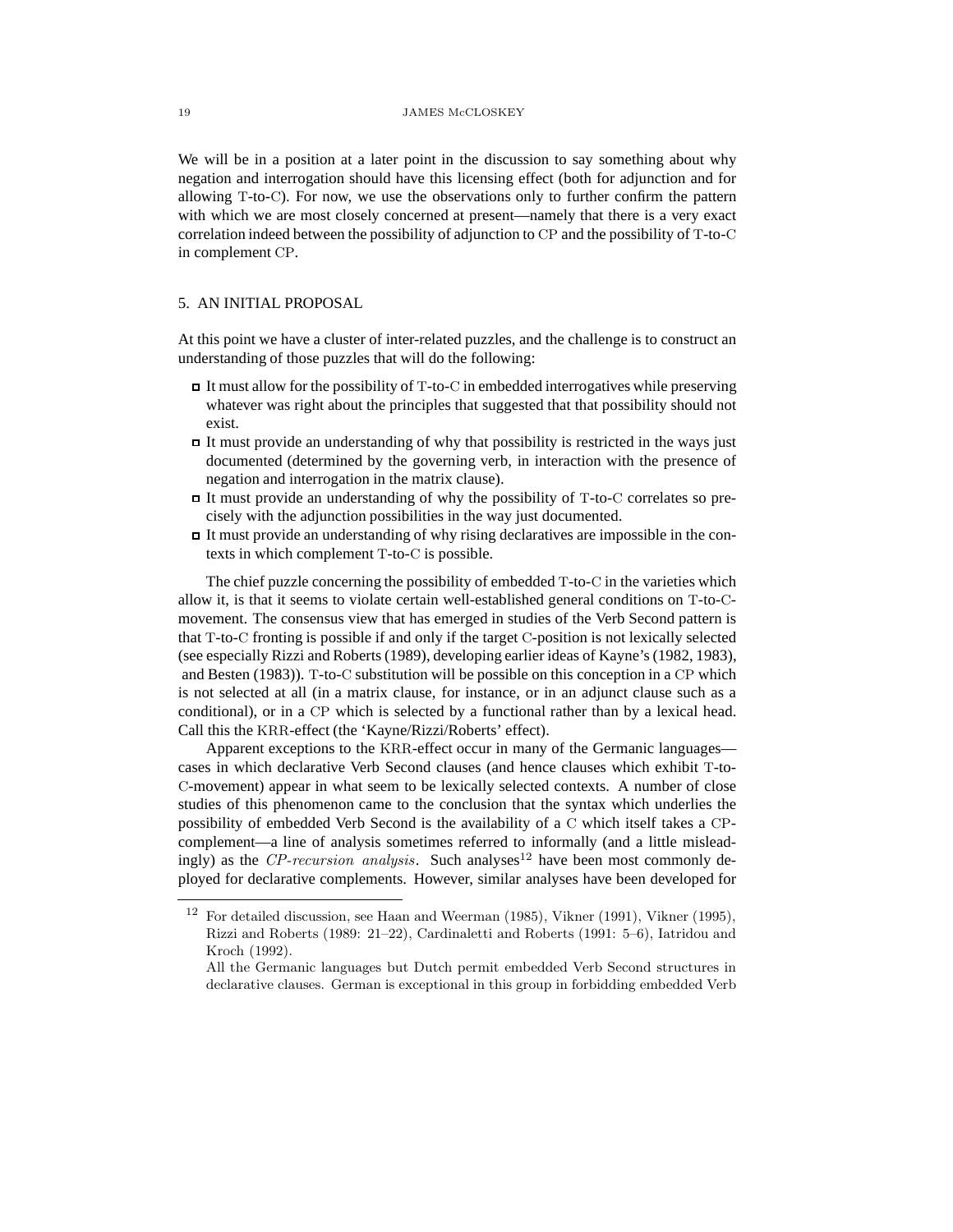We will be in a position at a later point in the discussion to say something about why negation and interrogation should have this licensing effect (both for adjunction and for allowing T-to-C). For now, we use the observations only to further confirm the pattern with which we are most closely concerned at present—namely that there is a very exact correlation indeed between the possibility of adjunction to CP and the possibility of T-to-C in complement CP.

## 5. AN INITIAL PROPOSAL

At this point we have a cluster of inter-related puzzles, and the challenge is to construct an understanding of those puzzles that will do the following:

- It must allow for the possibility of T-to-C in embedded interrogatives while preserving whatever was right about the principles that suggested that that possibility should not exist.
- It must provide an understanding of why that possibility is restricted in the ways just documented (determined by the governing verb, in interaction with the presence of negation and interrogation in the matrix clause).
- It must provide an understanding of why the possibility of T-to-C correlates so precisely with the adjunction possibilities in the way just documented.
- It must provide an understanding of why rising declaratives are impossible in the contexts in which complement T-to-C is possible.

The chief puzzle concerning the possibility of embedded T-to-C in the varieties which allow it, is that it seems to violate certain well-established general conditions on T-to-C-movement. The consensus view that has emerged in studies of the Verb Second pattern is that T-to-C fronting is possible if and only if the target C-position is not lexically selected (see especially Rizzi and Roberts (1989), developing earlier ideas of Kayne's (1982, 1983), and Besten (1983)). T-to-C substitution will be possible on this conception in a CP which is not selected at all (in a matrix clause, for instance, or in an adjunct clause such as a conditional), or in a CP which is selected by a functional rather than by a lexical head. Call this the KRR-effect (the 'Kayne/Rizzi/Roberts' effect).

Apparent exceptions to the KRR-effect occur in many of the Germanic languages—cases in which declarative Verb Second clauses (and hence clauses which exhibit T-to-C-movement) appear in what seem to be lexically selected contexts. A number of close studies of this phenomenon came to the conclusion that the syntax which underlies the possibility of embedded Verb Second is the availability of a C which itself takes a CP-complement—a line of analysis sometimes referred to informally (and a little misleadingly) as the *CP-recursion analysis*. Such analyses[12] have been most commonly deployed for declarative complements. However, similar analyses have been developed for

[12] For detailed discussion, see Haan and Weerman (1985), Vikner (1991), Vikner (1995), Rizzi and Roberts (1989: 21–22), Cardinaletti and Roberts (1991: 5–6), Iatridou and Kroch (1992).

All the Germanic languages but Dutch permit embedded Verb Second structures in declarative clauses. German is exceptional in this group in forbidding embedded Verb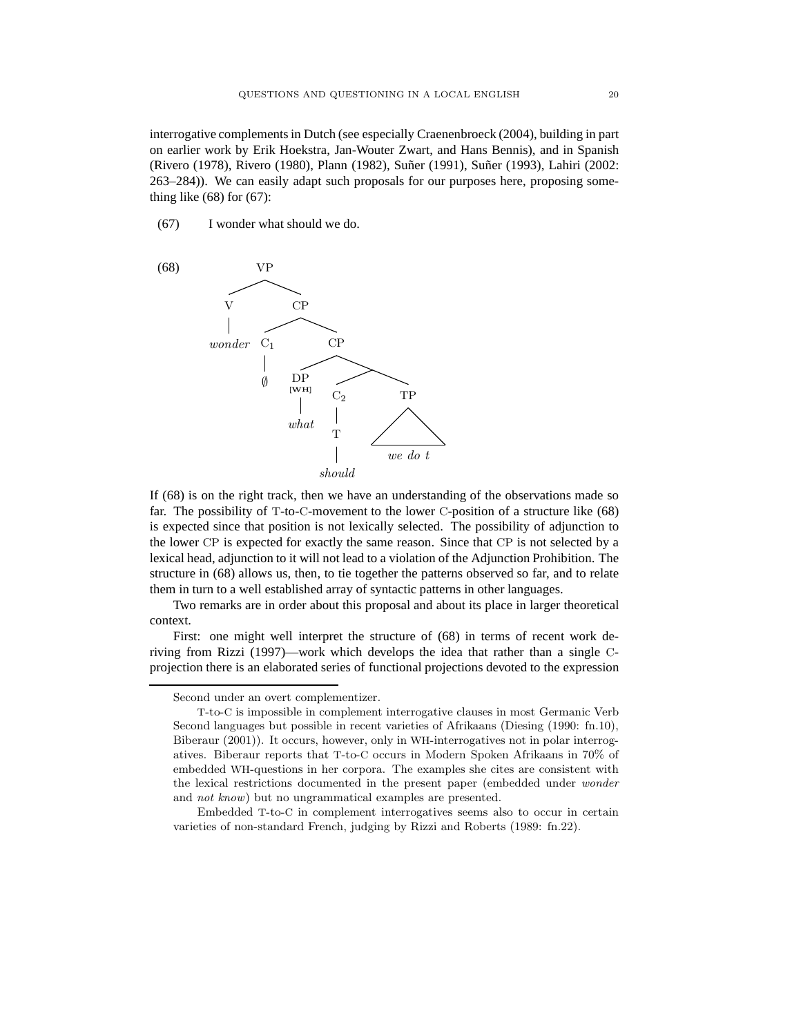interrogative complements in Dutch (see especially Craenenbroeck (2004), building in part on earlier work by Erik Hoekstra, Jan-Wouter Zwart, and Hans Bennis), and in Spanish (Rivero (1978), Rivero (1980), Plann (1982), Suñer (1991), Suñer (1993), Lahiri (2002: 263–284)). We can easily adapt such proposals for our purposes here, proposing something like (68) for (67):

(67) I wonder what should we do.

(68)

```
VP
├── V
│   └── wonder
└── CP
    ├── C1
    │   └── ∅
    └── CP
        ├── DP [WH]
        │   └── what
        └── 
            ├── C2
            │   └── T
            │       └── should
            └── TP
                └── we do t
```

If (68) is on the right track, then we have an understanding of the observations made so far. The possibility of T-to-C-movement to the lower C-position of a structure like (68) is expected since that position is not lexically selected. The possibility of adjunction to the lower CP is expected for exactly the same reason. Since that CP is not selected by a lexical head, adjunction to it will not lead to a violation of the Adjunction Prohibition. The structure in (68) allows us, then, to tie together the patterns observed so far, and to relate them in turn to a well established array of syntactic patterns in other languages.

Two remarks are in order about this proposal and about its place in larger theoretical context.

First: one might well interpret the structure of (68) in terms of recent work deriving from Rizzi (1997)—work which develops the idea that rather than a single C-projection there is an elaborated series of functional projections devoted to the expression

---

Second under an overt complementizer.

T-to-C is impossible in complement interrogative clauses in most Germanic Verb Second languages but possible in recent varieties of Afrikaans (Diesing (1990: fn.10), Biberaur (2001)). It occurs, however, only in WH-interrogatives not in polar interrogatives. Biberaur reports that T-to-C occurs in Modern Spoken Afrikaans in 70% of embedded WH-questions in her corpora. The examples she cites are consistent with the lexical restrictions documented in the present paper (embedded under *wonder* and *not know*) but no ungrammatical examples are presented.

Embedded T-to-C in complement interrogatives seems also to occur in certain varieties of non-standard French, judging by Rizzi and Roberts (1989: fn.22).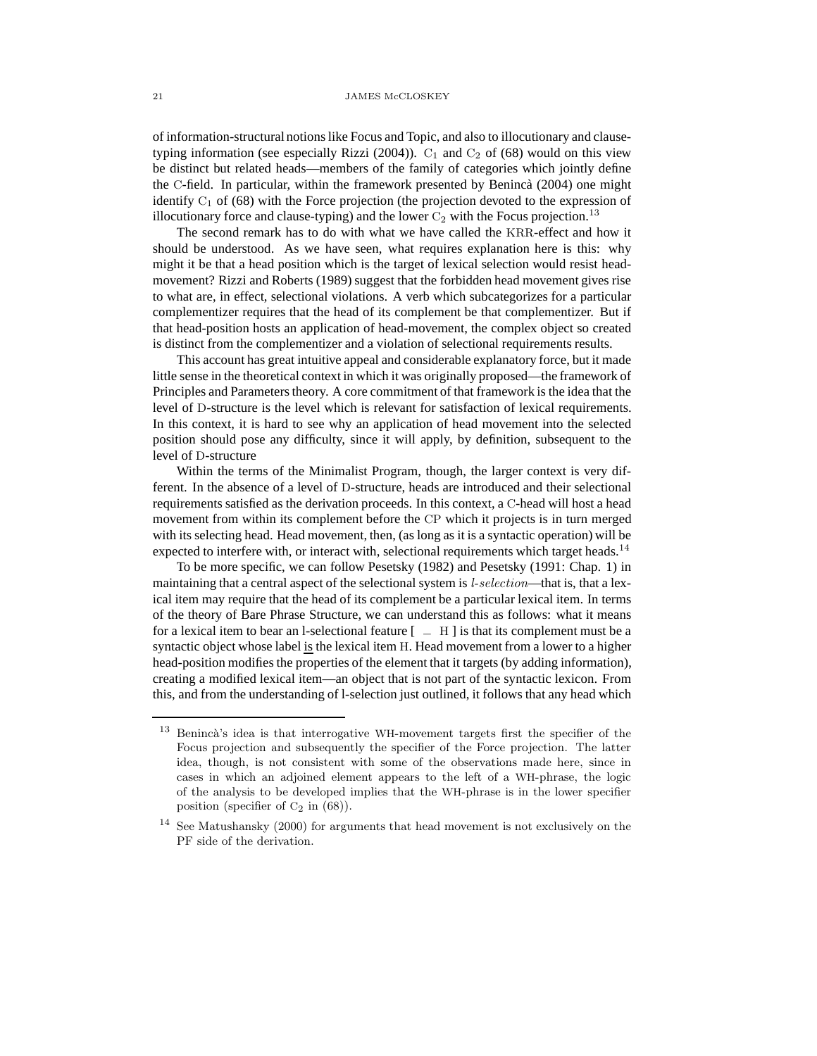of information-structural notions like Focus and Topic, and also to illocutionary and clause-typing information (see especially Rizzi (2004)). $C_1$ and $C_2$ of (68) would on this view be distinct but related heads—members of the family of categories which jointly define the C-field. In particular, within the framework presented by Benincà (2004) one might identify $C_1$ of (68) with the Force projection (the projection devoted to the expression of illocutionary force and clause-typing) and the lower $C_2$ with the Focus projection.[13]

The second remark has to do with what we have called the KRR-effect and how it should be understood. As we have seen, what requires explanation here is this: why might it be that a head position which is the target of lexical selection would resist head-movement? Rizzi and Roberts (1989) suggest that the forbidden head movement gives rise to what are, in effect, selectional violations. A verb which subcategorizes for a particular complementizer requires that the head of its complement be that complementizer. But if that head-position hosts an application of head-movement, the complex object so created is distinct from the complementizer and a violation of selectional requirements results.

This account has great intuitive appeal and considerable explanatory force, but it made little sense in the theoretical context in which it was originally proposed—the framework of Principles and Parameters theory. A core commitment of that framework is the idea that the level of D-structure is the level which is relevant for satisfaction of lexical requirements. In this context, it is hard to see why an application of head movement into the selected position should pose any difficulty, since it will apply, by definition, subsequent to the level of D-structure

Within the terms of the Minimalist Program, though, the larger context is very different. In the absence of a level of D-structure, heads are introduced and their selectional requirements satisfied as the derivation proceeds. In this context, a C-head will host a head movement from within its complement before the CP which it projects is in turn merged with its selecting head. Head movement, then, (as long as it is a syntactic operation) will be expected to interfere with, or interact with, selectional requirements which target heads.[14]

To be more specific, we can follow Pesetsky (1982) and Pesetsky (1991: Chap. 1) in maintaining that a central aspect of the selectional system is *l-selection*—that is, that a lexical item may require that the head of its complement be a particular lexical item. In terms of the theory of Bare Phrase Structure, we can understand this as follows: what it means for a lexical item to bear an l-selectional feature [ _ H ] is that its complement must be a syntactic object whose label <u>is</u> the lexical item H. Head movement from a lower to a higher head-position modifies the properties of the element that it targets (by adding information), creating a modified lexical item—an object that is not part of the syntactic lexicon. From this, and from the understanding of l-selection just outlined, it follows that any head which

---

[13] Benincà's idea is that interrogative WH-movement targets first the specifier of the Focus projection and subsequently the specifier of the Force projection. The latter idea, though, is not consistent with some of the observations made here, since in cases in which an adjoined element appears to the left of a WH-phrase, the logic of the analysis to be developed implies that the WH-phrase is in the lower specifier position (specifier of $C_2$ in (68)).

[14] See Matushansky (2000) for arguments that head movement is not exclusively on the PF side of the derivation.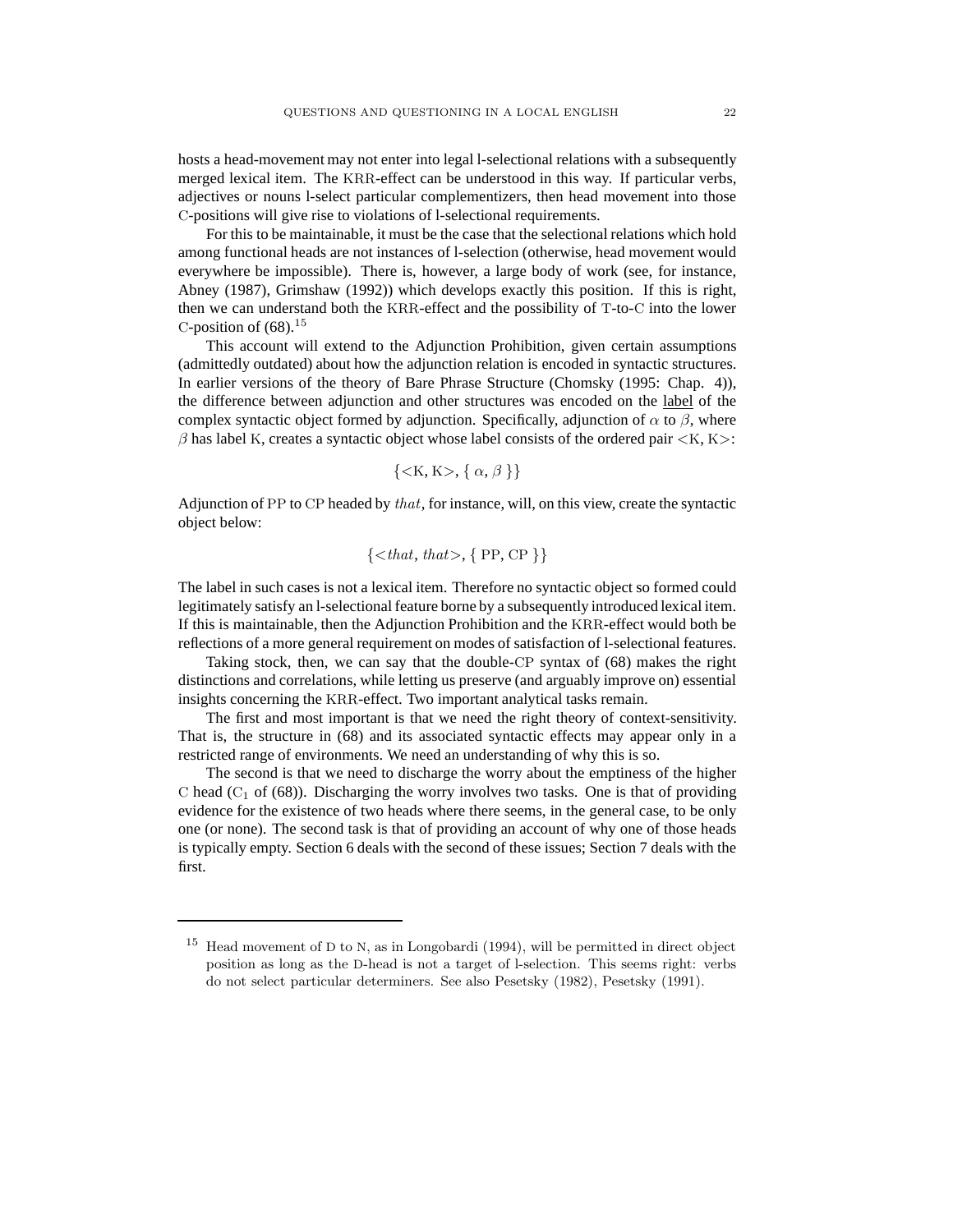hosts a head-movement may not enter into legal l-selectional relations with a subsequently merged lexical item. The KRR-effect can be understood in this way. If particular verbs, adjectives or nouns l-select particular complementizers, then head movement into those C-positions will give rise to violations of l-selectional requirements.

For this to be maintainable, it must be the case that the selectional relations which hold among functional heads are not instances of l-selection (otherwise, head movement would everywhere be impossible). There is, however, a large body of work (see, for instance, Abney (1987), Grimshaw (1992)) which develops exactly this position. If this is right, then we can understand both the KRR-effect and the possibility of T-to-C into the lower C-position of (68).[15]

This account will extend to the Adjunction Prohibition, given certain assumptions (admittedly outdated) about how the adjunction relation is encoded in syntactic structures. In earlier versions of the theory of Bare Phrase Structure (Chomsky (1995: Chap. 4)), the difference between adjunction and other structures was encoded on the label of the complex syntactic object formed by adjunction. Specifically, adjunction of $\alpha$ to $\beta$, where $\beta$ has label K, creates a syntactic object whose label consists of the ordered pair <K, K>:

$$\{<\mathrm{K}, \mathrm{K}>, \{\ \alpha, \beta\ \}\}$$

Adjunction of PP to CP headed by *that*, for instance, will, on this view, create the syntactic object below:

$$\{<\mathit{that}, \mathit{that}>, \{\ \mathrm{PP}, \mathrm{CP}\ \}\}$$

The label in such cases is not a lexical item. Therefore no syntactic object so formed could legitimately satisfy an l-selectional feature borne by a subsequently introduced lexical item. If this is maintainable, then the Adjunction Prohibition and the KRR-effect would both be reflections of a more general requirement on modes of satisfaction of l-selectional features.

Taking stock, then, we can say that the double-CP syntax of (68) makes the right distinctions and correlations, while letting us preserve (and arguably improve on) essential insights concerning the KRR-effect. Two important analytical tasks remain.

The first and most important is that we need the right theory of context-sensitivity. That is, the structure in (68) and its associated syntactic effects may appear only in a restricted range of environments. We need an understanding of why this is so.

The second is that we need to discharge the worry about the emptiness of the higher C head ($\mathrm{C}_1$ of (68)). Discharging the worry involves two tasks. One is that of providing evidence for the existence of two heads where there seems, in the general case, to be only one (or none). The second task is that of providing an account of why one of those heads is typically empty. Section 6 deals with the second of these issues; Section 7 deals with the first.

---

[15] Head movement of D to N, as in Longobardi (1994), will be permitted in direct object position as long as the D-head is not a target of l-selection. This seems right: verbs do not select particular determiners. See also Pesetsky (1982), Pesetsky (1991).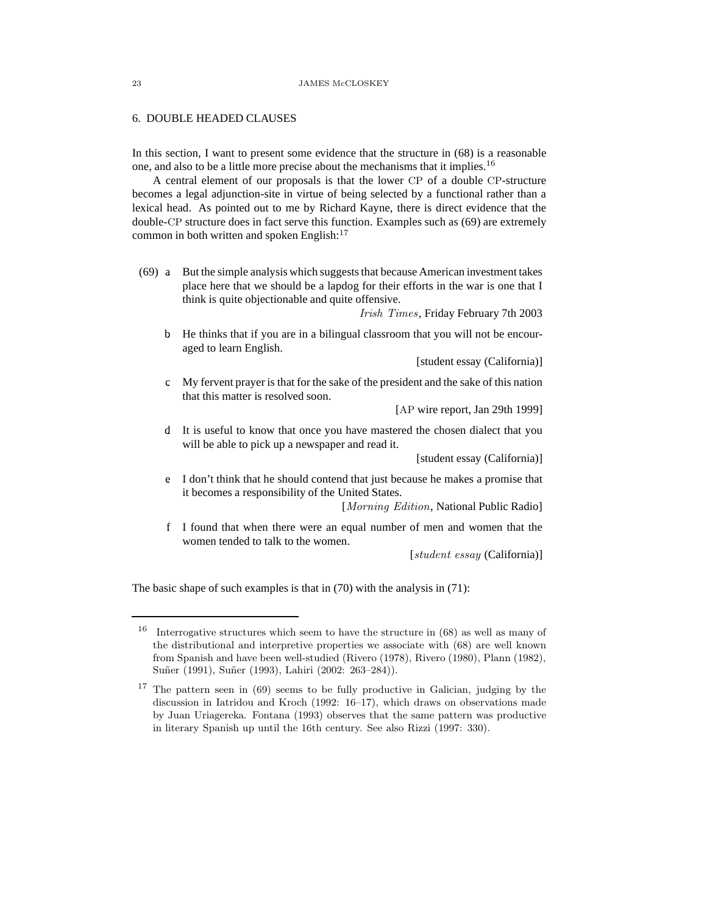## 6. DOUBLE HEADED CLAUSES

In this section, I want to present some evidence that the structure in (68) is a reasonable one, and also to be a little more precise about the mechanisms that it implies.[16]

A central element of our proposals is that the lower CP of a double CP-structure becomes a legal adjunction-site in virtue of being selected by a functional rather than a lexical head. As pointed out to me by Richard Kayne, there is direct evidence that the double-CP structure does in fact serve this function. Examples such as (69) are extremely common in both written and spoken English:[17]

(69) a But the simple analysis which suggests that because American investment takes place here that we should be a lapdog for their efforts in the war is one that I think is quite objectionable and quite offensive.
*Irish Times*, Friday February 7th 2003

b He thinks that if you are in a bilingual classroom that you will not be encouraged to learn English.
[student essay (California)]

c My fervent prayer is that for the sake of the president and the sake of this nation that this matter is resolved soon.
[AP wire report, Jan 29th 1999]

d It is useful to know that once you have mastered the chosen dialect that you will be able to pick up a newspaper and read it.
[student essay (California)]

e I don't think that he should contend that just because he makes a promise that it becomes a responsibility of the United States.
[*Morning Edition*, National Public Radio]

f I found that when there were an equal number of men and women that the women tended to talk to the women.
[*student essay* (California)]

The basic shape of such examples is that in (70) with the analysis in (71):

---

[16] Interrogative structures which seem to have the structure in (68) as well as many of the distributional and interpretive properties we associate with (68) are well known from Spanish and have been well-studied (Rivero (1978), Rivero (1980), Plann (1982), Suñer (1991), Suñer (1993), Lahiri (2002: 263–284)).

[17] The pattern seen in (69) seems to be fully productive in Galician, judging by the discussion in Iatridou and Kroch (1992: 16–17), which draws on observations made by Juan Uriagereka. Fontana (1993) observes that the same pattern was productive in literary Spanish up until the 16th century. See also Rizzi (1997: 330).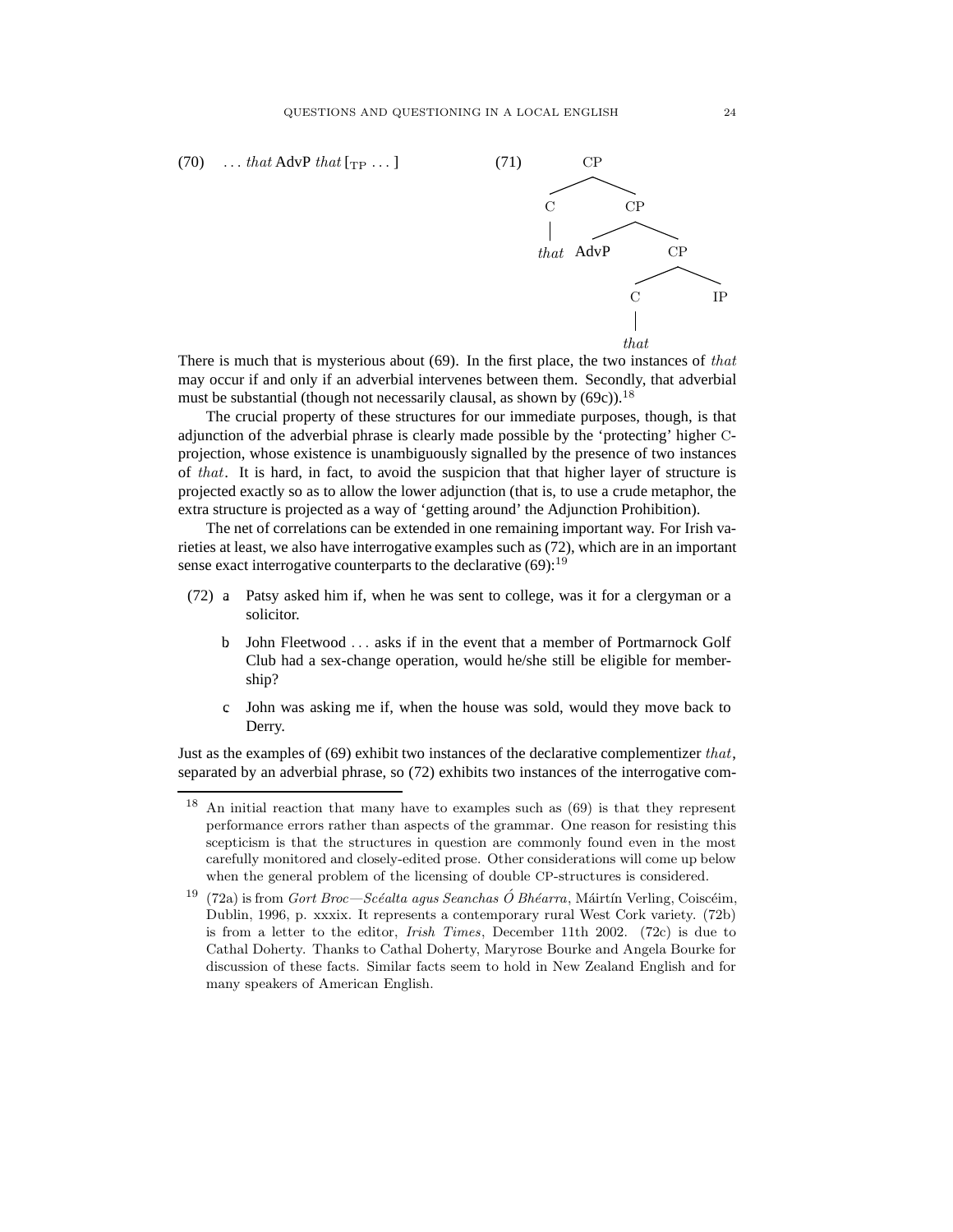(70) . . . *that* AdvP *that* [$_{\text{TP}}$ . . . ]

(71) [$_{\text{CP}}$ [$_{\text{C}}$ *that*] [$_{\text{CP}}$ AdvP [$_{\text{CP}}$ [$_{\text{C}}$ *that*] IP ]]]

There is much that is mysterious about (69). In the first place, the two instances of *that* may occur if and only if an adverbial intervenes between them. Secondly, that adverbial must be substantial (though not necessarily clausal, as shown by (69c)).[18]

The crucial property of these structures for our immediate purposes, though, is that adjunction of the adverbial phrase is clearly made possible by the 'protecting' higher C-projection, whose existence is unambiguously signalled by the presence of two instances of *that*. It is hard, in fact, to avoid the suspicion that that higher layer of structure is projected exactly so as to allow the lower adjunction (that is, to use a crude metaphor, the extra structure is projected as a way of 'getting around' the Adjunction Prohibition).

The net of correlations can be extended in one remaining important way. For Irish varieties at least, we also have interrogative examples such as (72), which are in an important sense exact interrogative counterparts to the declarative (69):[19]

(72) a Patsy asked him if, when he was sent to college, was it for a clergyman or a solicitor.

b John Fleetwood . . . asks if in the event that a member of Portmarnock Golf Club had a sex-change operation, would he/she still be eligible for membership?

c John was asking me if, when the house was sold, would they move back to Derry.

Just as the examples of (69) exhibit two instances of the declarative complementizer *that*, separated by an adverbial phrase, so (72) exhibits two instances of the interrogative com-

---

[18] An initial reaction that many have to examples such as (69) is that they represent performance errors rather than aspects of the grammar. One reason for resisting this scepticism is that the structures in question are commonly found even in the most carefully monitored and closely-edited prose. Other considerations will come up below when the general problem of the licensing of double CP-structures is considered.

[19] (72a) is from *Gort Broc—Scéalta agus Seanchas Ó Bhéarra*, Máirtín Verling, Coiscéim, Dublin, 1996, p. xxxix. It represents a contemporary rural West Cork variety. (72b) is from a letter to the editor, *Irish Times*, December 11th 2002. (72c) is due to Cathal Doherty. Thanks to Cathal Doherty, Maryrose Bourke and Angela Bourke for discussion of these facts. Similar facts seem to hold in New Zealand English and for many speakers of American English.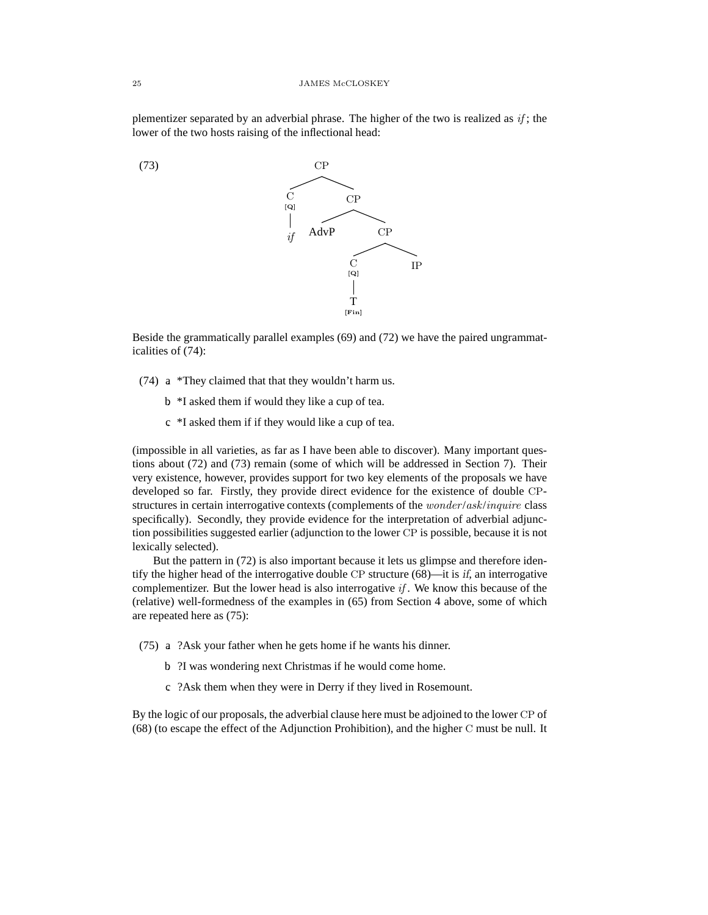plementizer separated by an adverbial phrase. The higher of the two is realized as *if*; the lower of the two hosts raising of the inflectional head:

(73)

```
CP
├── C [Q]
│   └── if
└── CP
    ├── AdvP
    └── CP
        ├── C [Q]
        │   └── T [Fin]
        └── IP
```

Beside the grammatically parallel examples (69) and (72) we have the paired ungrammaticalities of (74):

(74) a *They claimed that that they wouldn't harm us.

b *I asked them if would they like a cup of tea.

c *I asked them if if they would like a cup of tea.

(impossible in all varieties, as far as I have been able to discover). Many important questions about (72) and (73) remain (some of which will be addressed in Section 7). Their very existence, however, provides support for two key elements of the proposals we have developed so far. Firstly, they provide direct evidence for the existence of double CP-structures in certain interrogative contexts (complements of the *wonder*/*ask*/*inquire* class specifically). Secondly, they provide evidence for the interpretation of adverbial adjunction possibilities suggested earlier (adjunction to the lower CP is possible, because it is not lexically selected).

But the pattern in (72) is also important because it lets us glimpse and therefore identify the higher head of the interrogative double CP structure (68)—it is *if*, an interrogative complementizer. But the lower head is also interrogative *if*. We know this because of the (relative) well-formedness of the examples in (65) from Section 4 above, some of which are repeated here as (75):

(75) a ?Ask your father when he gets home if he wants his dinner.

b ?I was wondering next Christmas if he would come home.

c ?Ask them when they were in Derry if they lived in Rosemount.

By the logic of our proposals, the adverbial clause here must be adjoined to the lower CP of (68) (to escape the effect of the Adjunction Prohibition), and the higher C must be null. It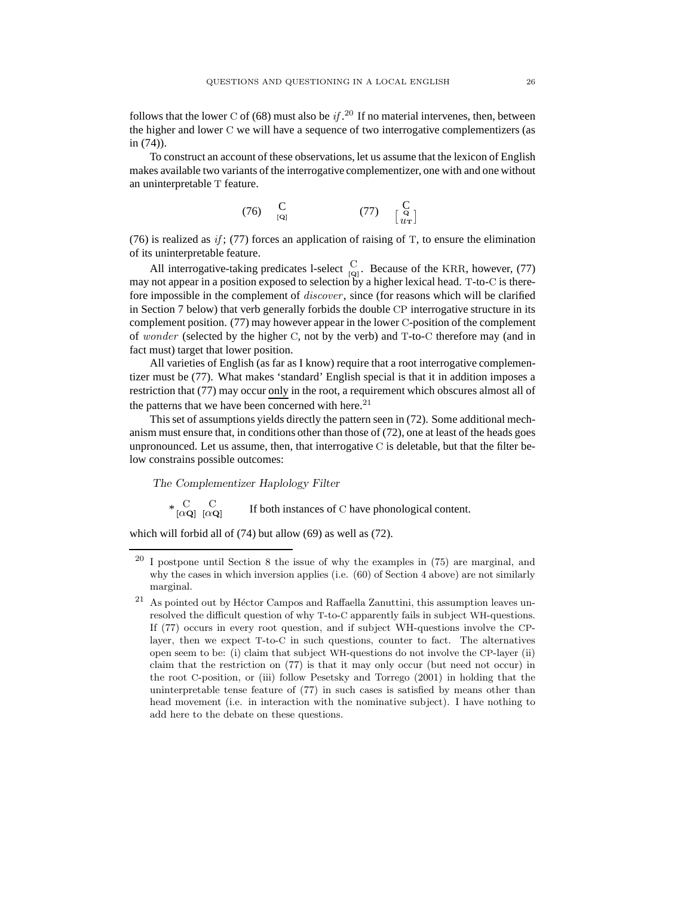follows that the lower C of (68) must also be *if*.[20] If no material intervenes, then, between the higher and lower C we will have a sequence of two interrogative complementizers (as in (74)).

To construct an account of these observations, let us assume that the lexicon of English makes available two variants of the interrogative complementizer, one with and one without an uninterpretable T feature.

(76) $\underset{[\mathbf{Q}]}{\mathrm{C}}$ (77) $\underset{\left[\begin{smallmatrix}\mathbf{Q}\\ u\mathbf{T}\end{smallmatrix}\right]}{\mathrm{C}}$

(76) is realized as *if*; (77) forces an application of raising of T, to ensure the elimination of its uninterpretable feature.

All interrogative-taking predicates l-select $\underset{[\mathbf{Q}]}{\mathrm{C}}$. Because of the KRR, however, (77) may not appear in a position exposed to selection by a higher lexical head. T-to-C is therefore impossible in the complement of *discover*, since (for reasons which will be clarified in Section 7 below) that verb generally forbids the double CP interrogative structure in its complement position. (77) may however appear in the lower C-position of the complement of *wonder* (selected by the higher C, not by the verb) and T-to-C therefore may (and in fact must) target that lower position.

All varieties of English (as far as I know) require that a root interrogative complementizer must be (77). What makes 'standard' English special is that it in addition imposes a restriction that (77) may occur <u>only</u> in the root, a requirement which obscures almost all of the patterns that we have been concerned with here.[21]

This set of assumptions yields directly the pattern seen in (72). Some additional mechanism must ensure that, in conditions other than those of (72), one at least of the heads goes unpronounced. Let us assume, then, that interrogative C is deletable, but that the filter below constrains possible outcomes:

*The Complementizer Haplology Filter*

$* \underset{[\alpha\mathbf{Q}]}{\mathrm{C}} \; \underset{[\alpha\mathbf{Q}]}{\mathrm{C}}$ If both instances of C have phonological content.

which will forbid all of (74) but allow (69) as well as (72).

---

[20] I postpone until Section 8 the issue of why the examples in (75) are marginal, and why the cases in which inversion applies (i.e. (60) of Section 4 above) are not similarly marginal.

[21] As pointed out by Héctor Campos and Raffaella Zanuttini, this assumption leaves unresolved the difficult question of why T-to-C apparently fails in subject WH-questions. If (77) occurs in every root question, and if subject WH-questions involve the CP-layer, then we expect T-to-C in such questions, counter to fact. The alternatives open seem to be: (i) claim that subject WH-questions do not involve the CP-layer (ii) claim that the restriction on (77) is that it may only occur (but need not occur) in the root C-position, or (iii) follow Pesetsky and Torrego (2001) in holding that the uninterpretable tense feature of (77) in such cases is satisfied by means other than head movement (i.e. in interaction with the nominative subject). I have nothing to add here to the debate on these questions.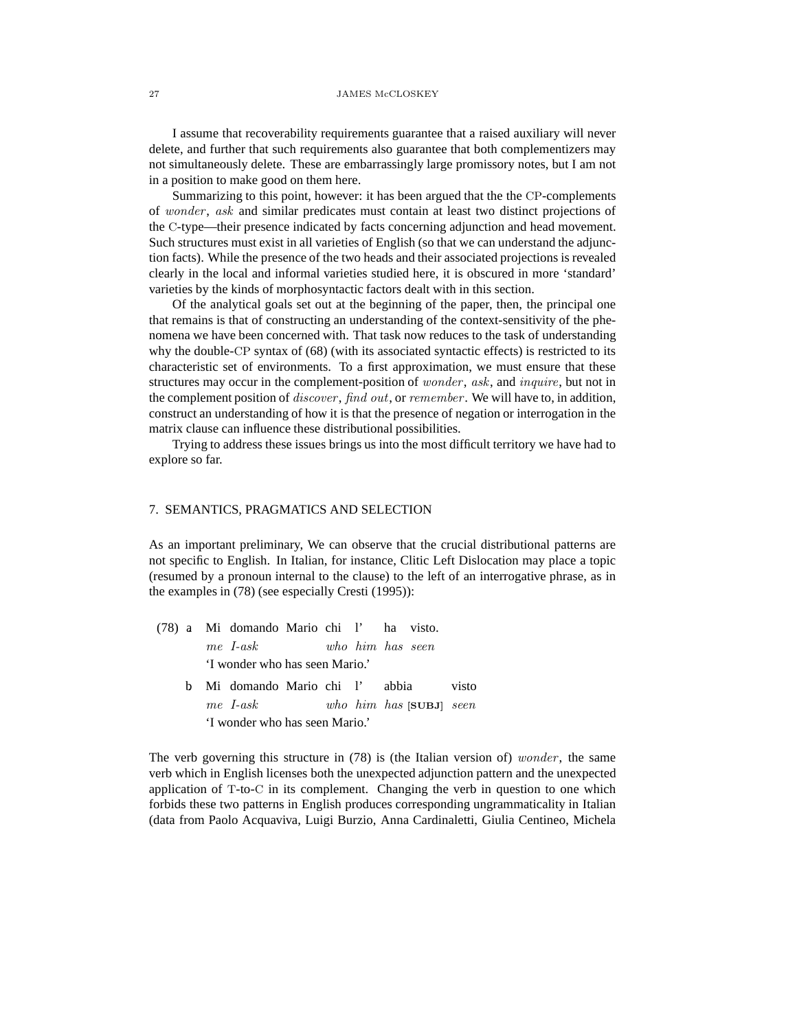I assume that recoverability requirements guarantee that a raised auxiliary will never delete, and further that such requirements also guarantee that both complementizers may not simultaneously delete. These are embarrassingly large promissory notes, but I am not in a position to make good on them here.

Summarizing to this point, however: it has been argued that the the CP-complements of *wonder*, *ask* and similar predicates must contain at least two distinct projections of the C-type—their presence indicated by facts concerning adjunction and head movement. Such structures must exist in all varieties of English (so that we can understand the adjunction facts). While the presence of the two heads and their associated projections is revealed clearly in the local and informal varieties studied here, it is obscured in more 'standard' varieties by the kinds of morphosyntactic factors dealt with in this section.

Of the analytical goals set out at the beginning of the paper, then, the principal one that remains is that of constructing an understanding of the context-sensitivity of the phenomena we have been concerned with. That task now reduces to the task of understanding why the double-CP syntax of (68) (with its associated syntactic effects) is restricted to its characteristic set of environments. To a first approximation, we must ensure that these structures may occur in the complement-position of *wonder*, *ask*, and *inquire*, but not in the complement position of *discover*, *find out*, or *remember*. We will have to, in addition, construct an understanding of how it is that the presence of negation or interrogation in the matrix clause can influence these distributional possibilities.

Trying to address these issues brings us into the most difficult territory we have had to explore so far.

## 7. SEMANTICS, PRAGMATICS AND SELECTION

As an important preliminary, We can observe that the crucial distributional patterns are not specific to English. In Italian, for instance, Clitic Left Dislocation may place a topic (resumed by a pronoun internal to the clause) to the left of an interrogative phrase, as in the examples in (78) (see especially Cresti (1995)):

(78) a Mi domando Mario chi l' ha visto.
*me I-ask who him has seen*
'I wonder who has seen Mario.'

b Mi domando Mario chi l' abbia visto
*me I-ask who him has* [SUBJ] *seen*
'I wonder who has seen Mario.'

The verb governing this structure in (78) is (the Italian version of) *wonder*, the same verb which in English licenses both the unexpected adjunction pattern and the unexpected application of T-to-C in its complement. Changing the verb in question to one which forbids these two patterns in English produces corresponding ungrammaticality in Italian (data from Paolo Acquaviva, Luigi Burzio, Anna Cardinaletti, Giulia Centineo, Michela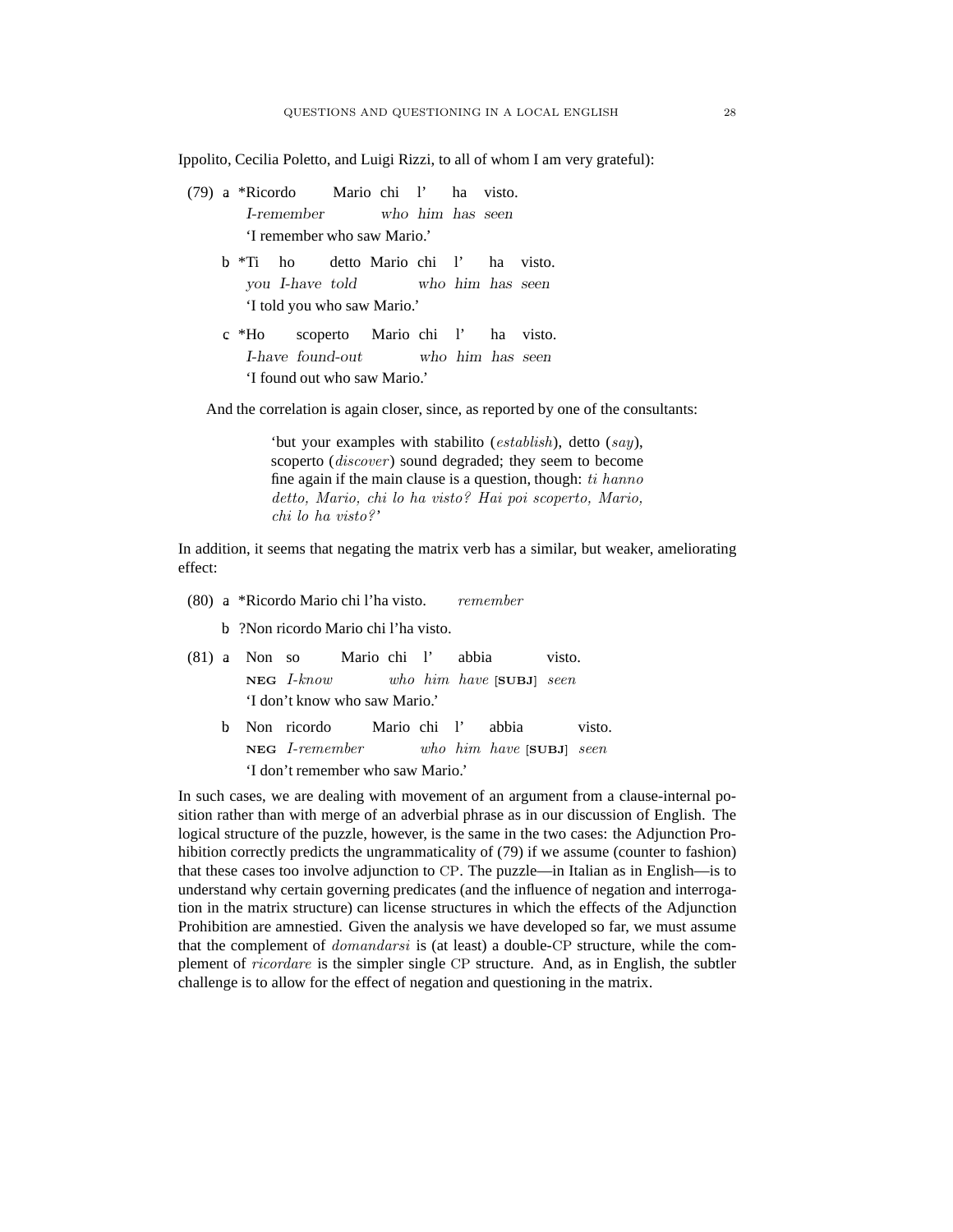Ippolito, Cecilia Poletto, and Luigi Rizzi, to all of whom I am very grateful):

(79) a \*Ricordo Mario chi l' ha visto.
*I-remember who him has seen*
'I remember who saw Mario.'

b \*Ti ho detto Mario chi l' ha visto.
*you I-have told who him has seen*
'I told you who saw Mario.'

c \*Ho scoperto Mario chi l' ha visto.
*I-have found-out who him has seen*
'I found out who saw Mario.'

And the correlation is again closer, since, as reported by one of the consultants:

> 'but your examples with stabilito (*establish*), detto (*say*), scoperto (*discover*) sound degraded; they seem to become fine again if the main clause is a question, though: *ti hanno detto, Mario, chi lo ha visto? Hai poi scoperto, Mario, chi lo ha visto?*'

In addition, it seems that negating the matrix verb has a similar, but weaker, ameliorating effect:

(80) a \*Ricordo Mario chi l'ha visto. *remember*

b ?Non ricordo Mario chi l'ha visto.

(81) a Non so Mario chi l' abbia visto.
NEG *I-know who him have* [SUBJ] *seen*
'I don't know who saw Mario.'

b Non ricordo Mario chi l' abbia visto.
NEG *I-remember who him have* [SUBJ] *seen*
'I don't remember who saw Mario.'

In such cases, we are dealing with movement of an argument from a clause-internal position rather than with merge of an adverbial phrase as in our discussion of English. The logical structure of the puzzle, however, is the same in the two cases: the Adjunction Prohibition correctly predicts the ungrammaticality of (79) if we assume (counter to fashion) that these cases too involve adjunction to CP. The puzzle—in Italian as in English—is to understand why certain governing predicates (and the influence of negation and interrogation in the matrix structure) can license structures in which the effects of the Adjunction Prohibition are amnestied. Given the analysis we have developed so far, we must assume that the complement of *domandarsi* is (at least) a double-CP structure, while the complement of *ricordare* is the simpler single CP structure. And, as in English, the subtler challenge is to allow for the effect of negation and questioning in the matrix.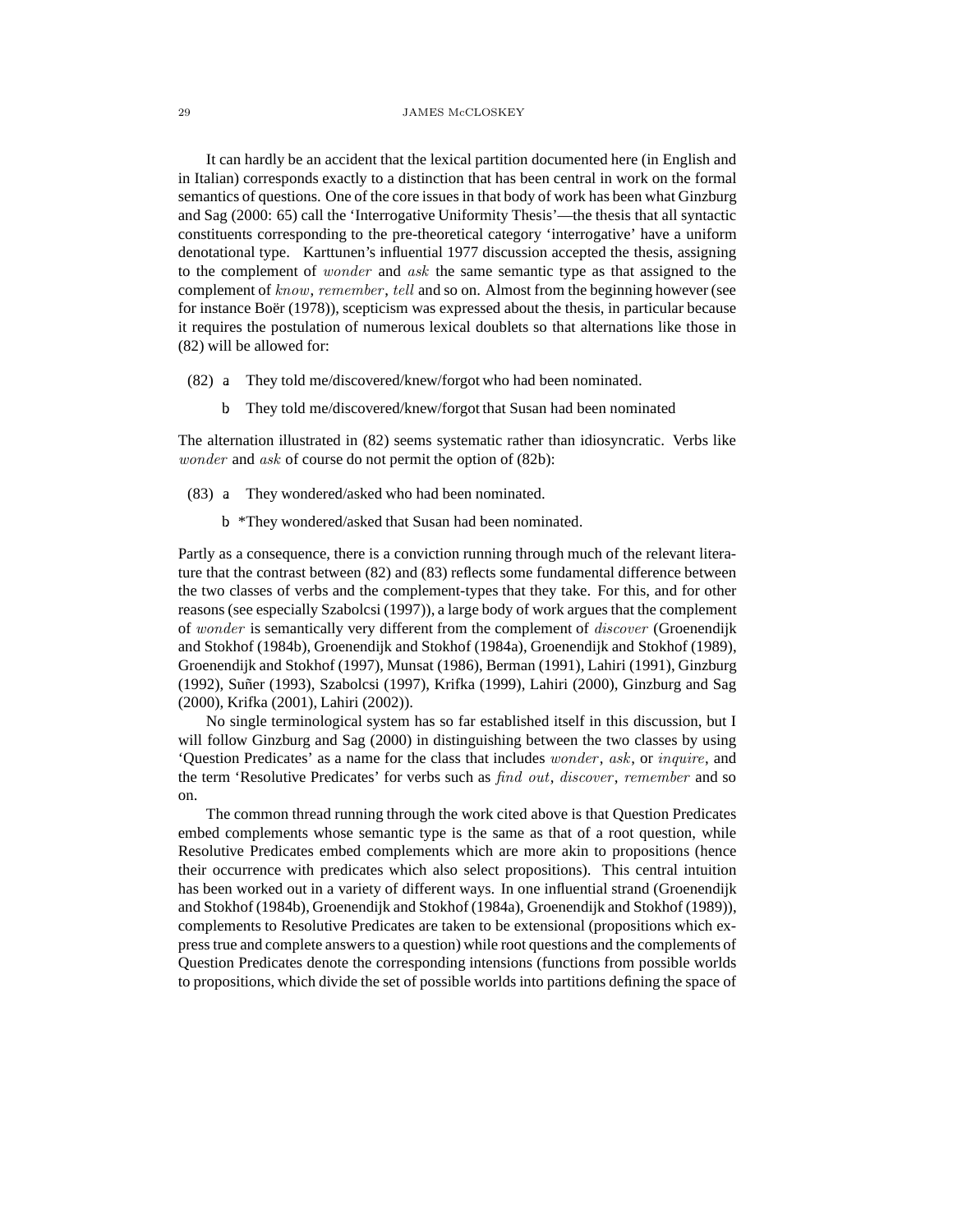It can hardly be an accident that the lexical partition documented here (in English and in Italian) corresponds exactly to a distinction that has been central in work on the formal semantics of questions. One of the core issues in that body of work has been what Ginzburg and Sag (2000: 65) call the 'Interrogative Uniformity Thesis'—the thesis that all syntactic constituents corresponding to the pre-theoretical category 'interrogative' have a uniform denotational type. Karttunen's influential 1977 discussion accepted the thesis, assigning to the complement of *wonder* and *ask* the same semantic type as that assigned to the complement of *know*, *remember*, *tell* and so on. Almost from the beginning however (see for instance Boër (1978)), scepticism was expressed about the thesis, in particular because it requires the postulation of numerous lexical doublets so that alternations like those in (82) will be allowed for:

(82) a They told me/discovered/knew/forgot who had been nominated.

b They told me/discovered/knew/forgot that Susan had been nominated

The alternation illustrated in (82) seems systematic rather than idiosyncratic. Verbs like *wonder* and *ask* of course do not permit the option of (82b):

(83) a They wondered/asked who had been nominated.

b *They wondered/asked that Susan had been nominated.

Partly as a consequence, there is a conviction running through much of the relevant literature that the contrast between (82) and (83) reflects some fundamental difference between the two classes of verbs and the complement-types that they take. For this, and for other reasons (see especially Szabolcsi (1997)), a large body of work argues that the complement of *wonder* is semantically very different from the complement of *discover* (Groenendijk and Stokhof (1984b), Groenendijk and Stokhof (1984a), Groenendijk and Stokhof (1989), Groenendijk and Stokhof (1997), Munsat (1986), Berman (1991), Lahiri (1991), Ginzburg (1992), Suñer (1993), Szabolcsi (1997), Krifka (1999), Lahiri (2000), Ginzburg and Sag (2000), Krifka (2001), Lahiri (2002)).

No single terminological system has so far established itself in this discussion, but I will follow Ginzburg and Sag (2000) in distinguishing between the two classes by using 'Question Predicates' as a name for the class that includes *wonder*, *ask*, or *inquire*, and the term 'Resolutive Predicates' for verbs such as *find out*, *discover*, *remember* and so on.

The common thread running through the work cited above is that Question Predicates embed complements whose semantic type is the same as that of a root question, while Resolutive Predicates embed complements which are more akin to propositions (hence their occurrence with predicates which also select propositions). This central intuition has been worked out in a variety of different ways. In one influential strand (Groenendijk and Stokhof (1984b), Groenendijk and Stokhof (1984a), Groenendijk and Stokhof (1989)), complements to Resolutive Predicates are taken to be extensional (propositions which express true and complete answers to a question) while root questions and the complements of Question Predicates denote the corresponding intensions (functions from possible worlds to propositions, which divide the set of possible worlds into partitions defining the space of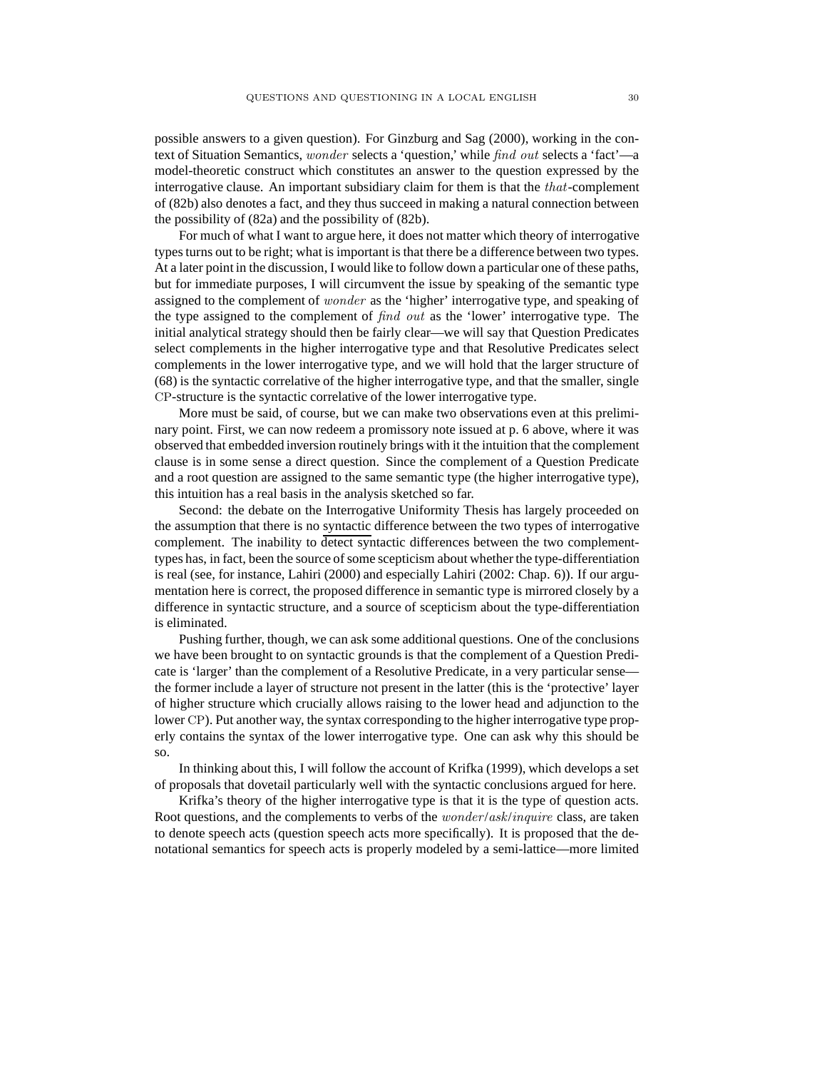possible answers to a given question). For Ginzburg and Sag (2000), working in the context of Situation Semantics, *wonder* selects a 'question,' while *find out* selects a 'fact'—a model-theoretic construct which constitutes an answer to the question expressed by the interrogative clause. An important subsidiary claim for them is that the *that*-complement of (82b) also denotes a fact, and they thus succeed in making a natural connection between the possibility of (82a) and the possibility of (82b).

For much of what I want to argue here, it does not matter which theory of interrogative types turns out to be right; what is important is that there be a difference between two types. At a later point in the discussion, I would like to follow down a particular one of these paths, but for immediate purposes, I will circumvent the issue by speaking of the semantic type assigned to the complement of *wonder* as the 'higher' interrogative type, and speaking of the type assigned to the complement of *find out* as the 'lower' interrogative type. The initial analytical strategy should then be fairly clear—we will say that Question Predicates select complements in the higher interrogative type and that Resolutive Predicates select complements in the lower interrogative type, and we will hold that the larger structure of (68) is the syntactic correlative of the higher interrogative type, and that the smaller, single CP-structure is the syntactic correlative of the lower interrogative type.

More must be said, of course, but we can make two observations even at this preliminary point. First, we can now redeem a promissory note issued at p. 6 above, where it was observed that embedded inversion routinely brings with it the intuition that the complement clause is in some sense a direct question. Since the complement of a Question Predicate and a root question are assigned to the same semantic type (the higher interrogative type), this intuition has a real basis in the analysis sketched so far.

Second: the debate on the Interrogative Uniformity Thesis has largely proceeded on the assumption that there is no syntactic difference between the two types of interrogative complement. The inability to detect syntactic differences between the two complement-types has, in fact, been the source of some scepticism about whether the type-differentiation is real (see, for instance, Lahiri (2000) and especially Lahiri (2002: Chap. 6)). If our argumentation here is correct, the proposed difference in semantic type is mirrored closely by a difference in syntactic structure, and a source of scepticism about the type-differentiation is eliminated.

Pushing further, though, we can ask some additional questions. One of the conclusions we have been brought to on syntactic grounds is that the complement of a Question Predicate is 'larger' than the complement of a Resolutive Predicate, in a very particular sense—the former include a layer of structure not present in the latter (this is the 'protective' layer of higher structure which crucially allows raising to the lower head and adjunction to the lower CP). Put another way, the syntax corresponding to the higher interrogative type properly contains the syntax of the lower interrogative type. One can ask why this should be so.

In thinking about this, I will follow the account of Krifka (1999), which develops a set of proposals that dovetail particularly well with the syntactic conclusions argued for here.

Krifka's theory of the higher interrogative type is that it is the type of question acts. Root questions, and the complements to verbs of the *wonder*/*ask*/*inquire* class, are taken to denote speech acts (question speech acts more specifically). It is proposed that the denotational semantics for speech acts is properly modeled by a semi-lattice—more limited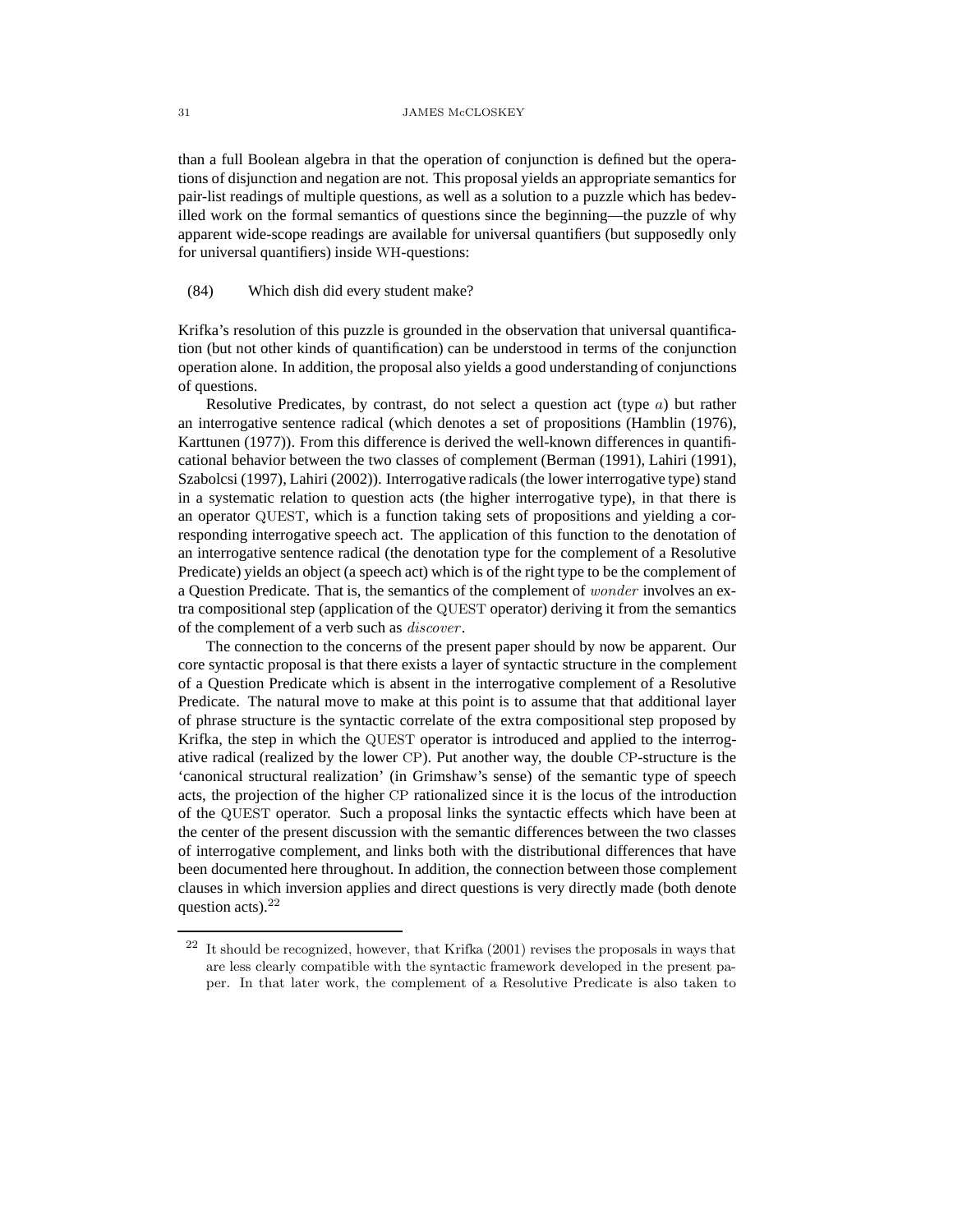than a full Boolean algebra in that the operation of conjunction is defined but the operations of disjunction and negation are not. This proposal yields an appropriate semantics for pair-list readings of multiple questions, as well as a solution to a puzzle which has bedevilled work on the formal semantics of questions since the beginning—the puzzle of why apparent wide-scope readings are available for universal quantifiers (but supposedly only for universal quantifiers) inside WH-questions:

(84) Which dish did every student make?

Krifka's resolution of this puzzle is grounded in the observation that universal quantification (but not other kinds of quantification) can be understood in terms of the conjunction operation alone. In addition, the proposal also yields a good understanding of conjunctions of questions.

Resolutive Predicates, by contrast, do not select a question act (type $a$) but rather an interrogative sentence radical (which denotes a set of propositions (Hamblin (1976), Karttunen (1977)). From this difference is derived the well-known differences in quantificational behavior between the two classes of complement (Berman (1991), Lahiri (1991), Szabolcsi (1997), Lahiri (2002)). Interrogative radicals (the lower interrogative type) stand in a systematic relation to question acts (the higher interrogative type), in that there is an operator QUEST, which is a function taking sets of propositions and yielding a corresponding interrogative speech act. The application of this function to the denotation of an interrogative sentence radical (the denotation type for the complement of a Resolutive Predicate) yields an object (a speech act) which is of the right type to be the complement of a Question Predicate. That is, the semantics of the complement of $wonder$ involves an extra compositional step (application of the QUEST operator) deriving it from the semantics of the complement of a verb such as $discover$.

The connection to the concerns of the present paper should by now be apparent. Our core syntactic proposal is that there exists a layer of syntactic structure in the complement of a Question Predicate which is absent in the interrogative complement of a Resolutive Predicate. The natural move to make at this point is to assume that that additional layer of phrase structure is the syntactic correlate of the extra compositional step proposed by Krifka, the step in which the QUEST operator is introduced and applied to the interrogative radical (realized by the lower CP). Put another way, the double CP-structure is the 'canonical structural realization' (in Grimshaw's sense) of the semantic type of speech acts, the projection of the higher CP rationalized since it is the locus of the introduction of the QUEST operator. Such a proposal links the syntactic effects which have been at the center of the present discussion with the semantic differences between the two classes of interrogative complement, and links both with the distributional differences that have been documented here throughout. In addition, the connection between those complement clauses in which inversion applies and direct questions is very directly made (both denote question acts).[22]

[22] It should be recognized, however, that Krifka (2001) revises the proposals in ways that are less clearly compatible with the syntactic framework developed in the present paper. In that later work, the complement of a Resolutive Predicate is also taken to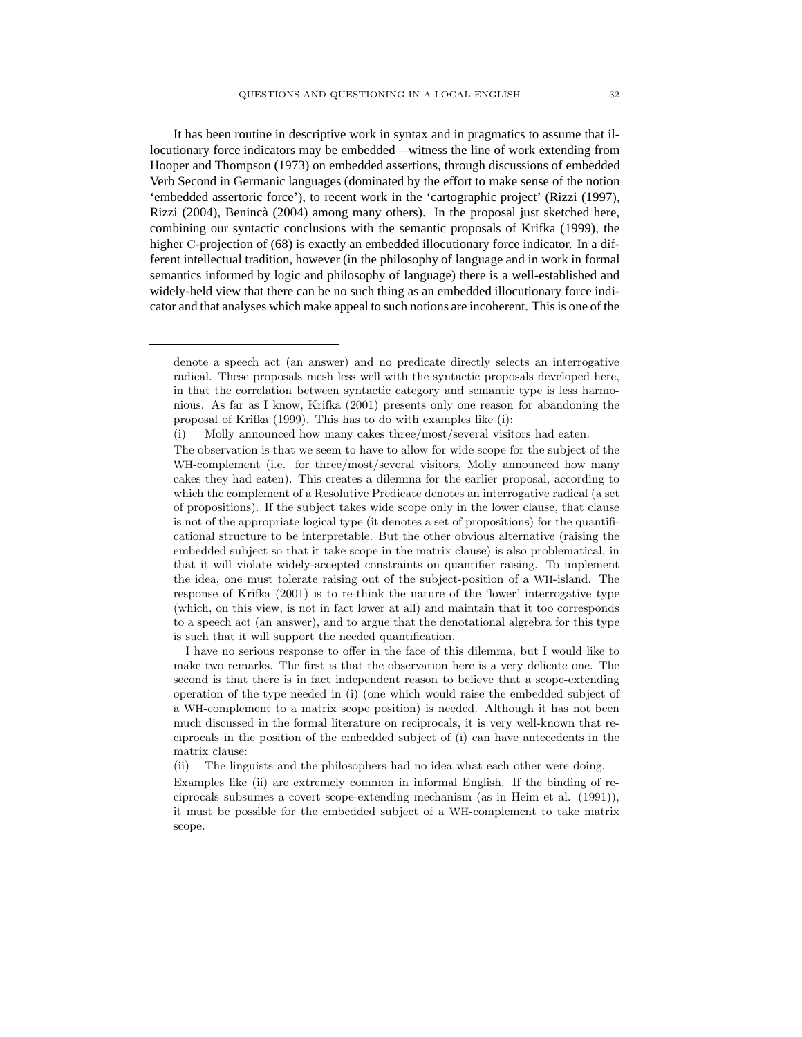It has been routine in descriptive work in syntax and in pragmatics to assume that illocutionary force indicators may be embedded—witness the line of work extending from Hooper and Thompson (1973) on embedded assertions, through discussions of embedded Verb Second in Germanic languages (dominated by the effort to make sense of the notion 'embedded assertoric force'), to recent work in the 'cartographic project' (Rizzi (1997), Rizzi (2004), Benincà (2004) among many others). In the proposal just sketched here, combining our syntactic conclusions with the semantic proposals of Krifka (1999), the higher C-projection of (68) is exactly an embedded illocutionary force indicator. In a different intellectual tradition, however (in the philosophy of language and in work in formal semantics informed by logic and philosophy of language) there is a well-established and widely-held view that there can be no such thing as an embedded illocutionary force indicator and that analyses which make appeal to such notions are incoherent. This is one of the

---

denote a speech act (an answer) and no predicate directly selects an interrogative radical. These proposals mesh less well with the syntactic proposals developed here, in that the correlation between syntactic category and semantic type is less harmonious. As far as I know, Krifka (2001) presents only one reason for abandoning the proposal of Krifka (1999). This has to do with examples like (i):

(i) Molly announced how many cakes three/most/several visitors had eaten.

The observation is that we seem to have to allow for wide scope for the subject of the WH-complement (i.e. for three/most/several visitors, Molly announced how many cakes they had eaten). This creates a dilemma for the earlier proposal, according to which the complement of a Resolutive Predicate denotes an interrogative radical (a set of propositions). If the subject takes wide scope only in the lower clause, that clause is not of the appropriate logical type (it denotes a set of propositions) for the quantificational structure to be interpretable. But the other obvious alternative (raising the embedded subject so that it take scope in the matrix clause) is also problematical, in that it will violate widely-accepted constraints on quantifier raising. To implement the idea, one must tolerate raising out of the subject-position of a WH-island. The response of Krifka (2001) is to re-think the nature of the 'lower' interrogative type (which, on this view, is not in fact lower at all) and maintain that it too corresponds to a speech act (an answer), and to argue that the denotational algrebra for this type is such that it will support the needed quantification.

I have no serious response to offer in the face of this dilemma, but I would like to make two remarks. The first is that the observation here is a very delicate one. The second is that there is in fact independent reason to believe that a scope-extending operation of the type needed in (i) (one which would raise the embedded subject of a WH-complement to a matrix scope position) is needed. Although it has not been much discussed in the formal literature on reciprocals, it is very well-known that reciprocals in the position of the embedded subject of (i) can have antecedents in the matrix clause:

(ii) The linguists and the philosophers had no idea what each other were doing.

Examples like (ii) are extremely common in informal English. If the binding of reciprocals subsumes a covert scope-extending mechanism (as in Heim et al. (1991)), it must be possible for the embedded subject of a WH-complement to take matrix scope.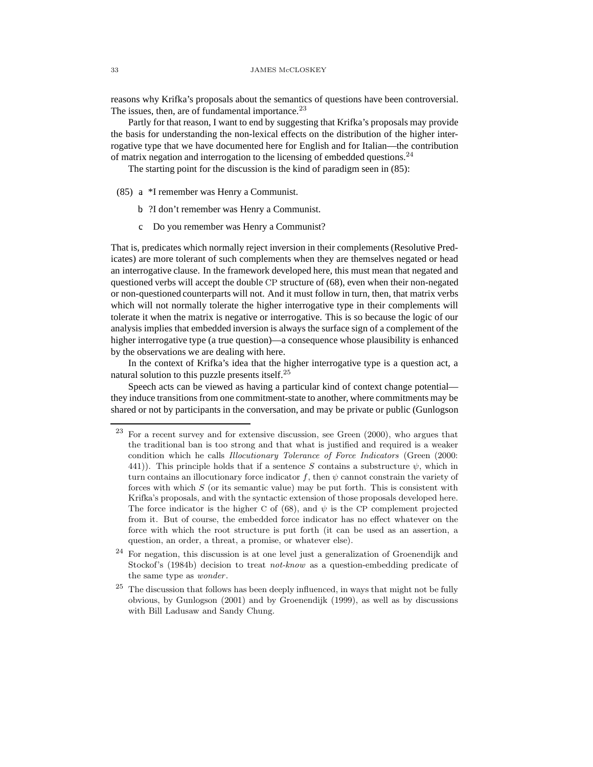reasons why Krifka's proposals about the semantics of questions have been controversial. The issues, then, are of fundamental importance.[23]

Partly for that reason, I want to end by suggesting that Krifka's proposals may provide the basis for understanding the non-lexical effects on the distribution of the higher interrogative type that we have documented here for English and for Italian—the contribution of matrix negation and interrogation to the licensing of embedded questions.[24]

The starting point for the discussion is the kind of paradigm seen in (85):

(85) a \*I remember was Henry a Communist.

b ?I don't remember was Henry a Communist.

c Do you remember was Henry a Communist?

That is, predicates which normally reject inversion in their complements (Resolutive Predicates) are more tolerant of such complements when they are themselves negated or head an interrogative clause. In the framework developed here, this must mean that negated and questioned verbs will accept the double CP structure of (68), even when their non-negated or non-questioned counterparts will not. And it must follow in turn, then, that matrix verbs which will not normally tolerate the higher interrogative type in their complements will tolerate it when the matrix is negative or interrogative. This is so because the logic of our analysis implies that embedded inversion is always the surface sign of a complement of the higher interrogative type (a true question)—a consequence whose plausibility is enhanced by the observations we are dealing with here.

In the context of Krifka's idea that the higher interrogative type is a question act, a natural solution to this puzzle presents itself.[25]

Speech acts can be viewed as having a particular kind of context change potential—they induce transitions from one commitment-state to another, where commitments may be shared or not by participants in the conversation, and may be private or public (Gunlogson

---

[23] For a recent survey and for extensive discussion, see Green (2000), who argues that the traditional ban is too strong and that what is justified and required is a weaker condition which he calls *Illocutionary Tolerance of Force Indicators* (Green (2000: 441)). This principle holds that if a sentence $S$ contains a substructure $\psi$, which in turn contains an illocutionary force indicator $f$, then $\psi$ cannot constrain the variety of forces with which $S$ (or its semantic value) may be put forth. This is consistent with Krifka's proposals, and with the syntactic extension of those proposals developed here. The force indicator is the higher C of (68), and $\psi$ is the CP complement projected from it. But of course, the embedded force indicator has no effect whatever on the force with which the root structure is put forth (it can be used as an assertion, a question, an order, a threat, a promise, or whatever else).

[24] For negation, this discussion is at one level just a generalization of Groenendijk and Stockof's (1984b) decision to treat *not-know* as a question-embedding predicate of the same type as *wonder*.

[25] The discussion that follows has been deeply influenced, in ways that might not be fully obvious, by Gunlogson (2001) and by Groenendijk (1999), as well as by discussions with Bill Ladusaw and Sandy Chung.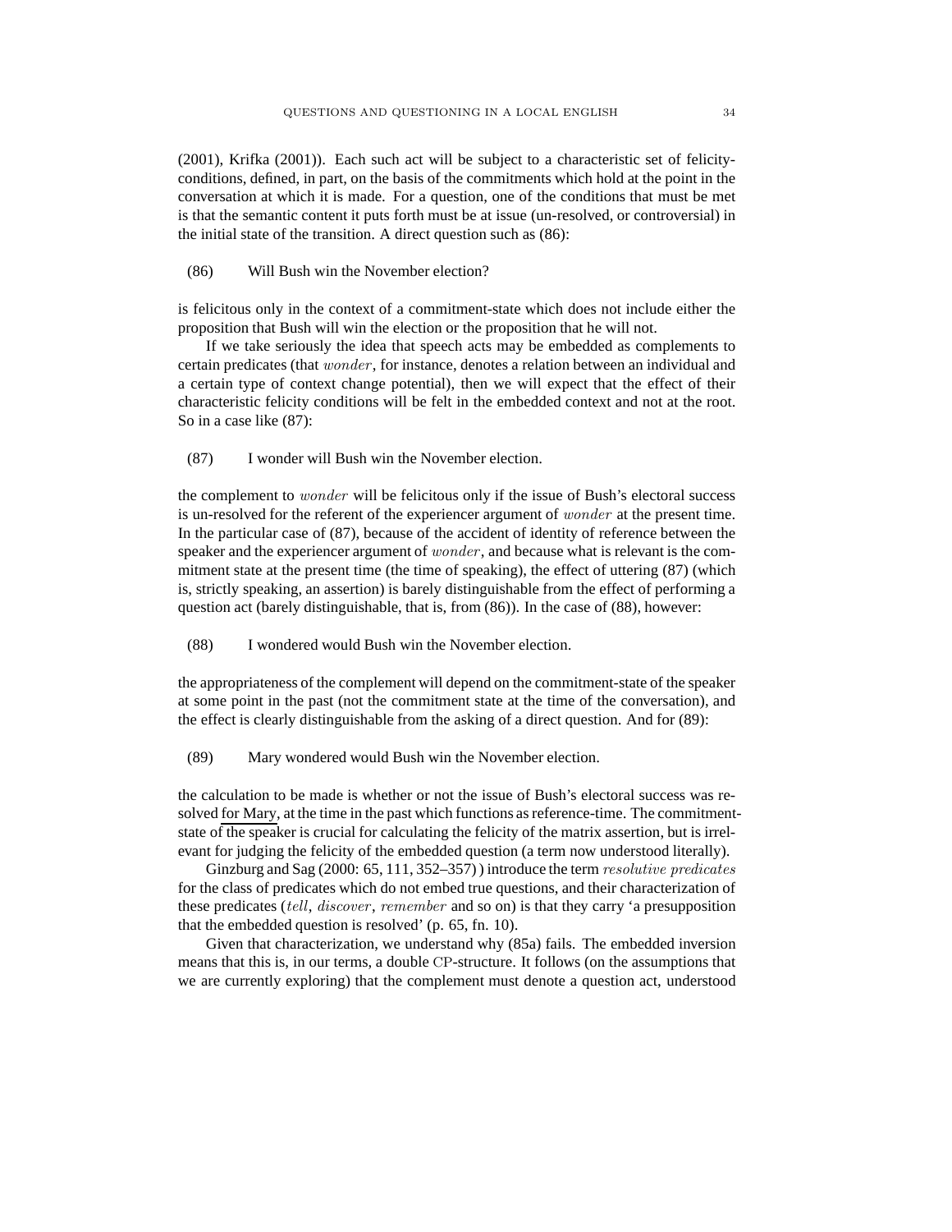(2001), Krifka (2001)). Each such act will be subject to a characteristic set of felicity-conditions, defined, in part, on the basis of the commitments which hold at the point in the conversation at which it is made. For a question, one of the conditions that must be met is that the semantic content it puts forth must be at issue (un-resolved, or controversial) in the initial state of the transition. A direct question such as (86):

(86) Will Bush win the November election?

is felicitous only in the context of a commitment-state which does not include either the proposition that Bush will win the election or the proposition that he will not.

If we take seriously the idea that speech acts may be embedded as complements to certain predicates (that *wonder*, for instance, denotes a relation between an individual and a certain type of context change potential), then we will expect that the effect of their characteristic felicity conditions will be felt in the embedded context and not at the root. So in a case like (87):

(87) I wonder will Bush win the November election.

the complement to *wonder* will be felicitous only if the issue of Bush's electoral success is un-resolved for the referent of the experiencer argument of *wonder* at the present time. In the particular case of (87), because of the accident of identity of reference between the speaker and the experiencer argument of *wonder*, and because what is relevant is the commitment state at the present time (the time of speaking), the effect of uttering (87) (which is, strictly speaking, an assertion) is barely distinguishable from the effect of performing a question act (barely distinguishable, that is, from (86)). In the case of (88), however:

(88) I wondered would Bush win the November election.

the appropriateness of the complement will depend on the commitment-state of the speaker at some point in the past (not the commitment state at the time of the conversation), and the effect is clearly distinguishable from the asking of a direct question. And for (89):

(89) Mary wondered would Bush win the November election.

the calculation to be made is whether or not the issue of Bush's electoral success was resolved <u>for Mary</u>, at the time in the past which functions as reference-time. The commitment-state of the speaker is crucial for calculating the felicity of the matrix assertion, but is irrelevant for judging the felicity of the embedded question (a term now understood literally).

Ginzburg and Sag (2000: 65, 111, 352–357) ) introduce the term *resolutive predicates* for the class of predicates which do not embed true questions, and their characterization of these predicates (*tell*, *discover*, *remember* and so on) is that they carry 'a presupposition that the embedded question is resolved' (p. 65, fn. 10).

Given that characterization, we understand why (85a) fails. The embedded inversion means that this is, in our terms, a double CP-structure. It follows (on the assumptions that we are currently exploring) that the complement must denote a question act, understood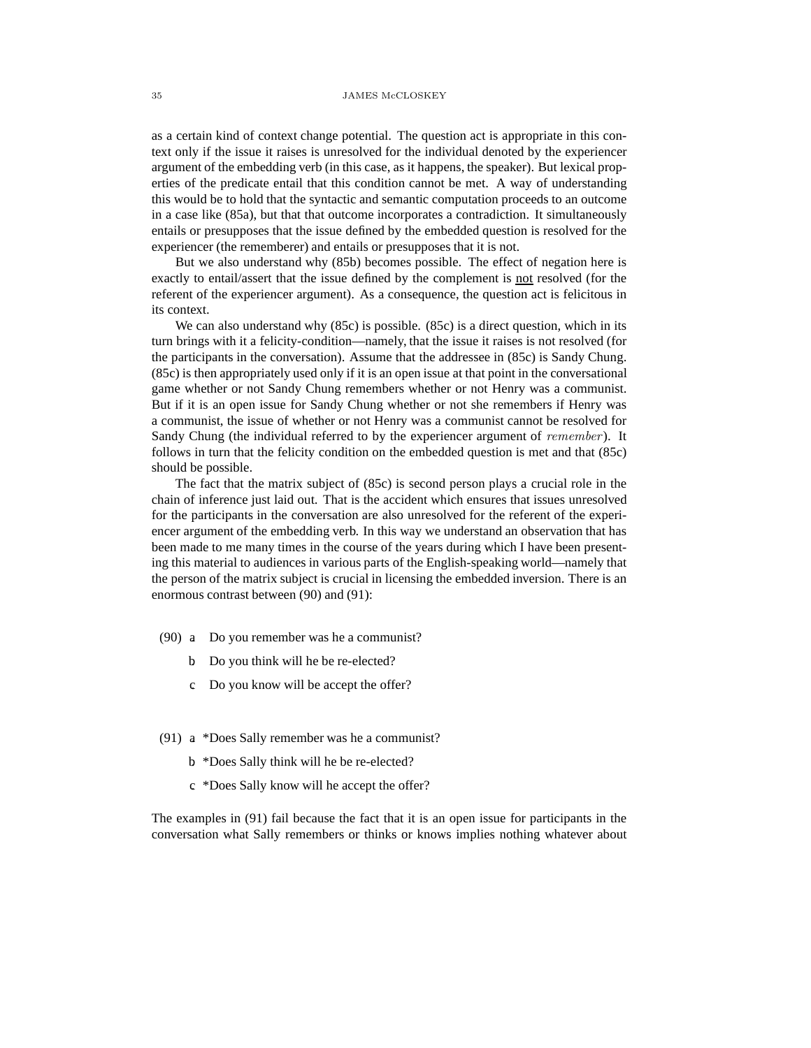as a certain kind of context change potential. The question act is appropriate in this context only if the issue it raises is unresolved for the individual denoted by the experiencer argument of the embedding verb (in this case, as it happens, the speaker). But lexical properties of the predicate entail that this condition cannot be met. A way of understanding this would be to hold that the syntactic and semantic computation proceeds to an outcome in a case like (85a), but that that outcome incorporates a contradiction. It simultaneously entails or presupposes that the issue defined by the embedded question is resolved for the experiencer (the rememberer) and entails or presupposes that it is not.

But we also understand why (85b) becomes possible. The effect of negation here is exactly to entail/assert that the issue defined by the complement is <u>not</u> resolved (for the referent of the experiencer argument). As a consequence, the question act is felicitous in its context.

We can also understand why (85c) is possible. (85c) is a direct question, which in its turn brings with it a felicity-condition—namely, that the issue it raises is not resolved (for the participants in the conversation). Assume that the addressee in (85c) is Sandy Chung. (85c) is then appropriately used only if it is an open issue at that point in the conversational game whether or not Sandy Chung remembers whether or not Henry was a communist. But if it is an open issue for Sandy Chung whether or not she remembers if Henry was a communist, the issue of whether or not Henry was a communist cannot be resolved for Sandy Chung (the individual referred to by the experiencer argument of $remember$). It follows in turn that the felicity condition on the embedded question is met and that (85c) should be possible.

The fact that the matrix subject of (85c) is second person plays a crucial role in the chain of inference just laid out. That is the accident which ensures that issues unresolved for the participants in the conversation are also unresolved for the referent of the experiencer argument of the embedding verb. In this way we understand an observation that has been made to me many times in the course of the years during which I have been presenting this material to audiences in various parts of the English-speaking world—namely that the person of the matrix subject is crucial in licensing the embedded inversion. There is an enormous contrast between (90) and (91):

(90) a Do you remember was he a communist?

  b Do you think will he be re-elected?

  c Do you know will be accept the offer?

(91) a *Does Sally remember was he a communist?

  b *Does Sally think will he be re-elected?

  c *Does Sally know will he accept the offer?

The examples in (91) fail because the fact that it is an open issue for participants in the conversation what Sally remembers or thinks or knows implies nothing whatever about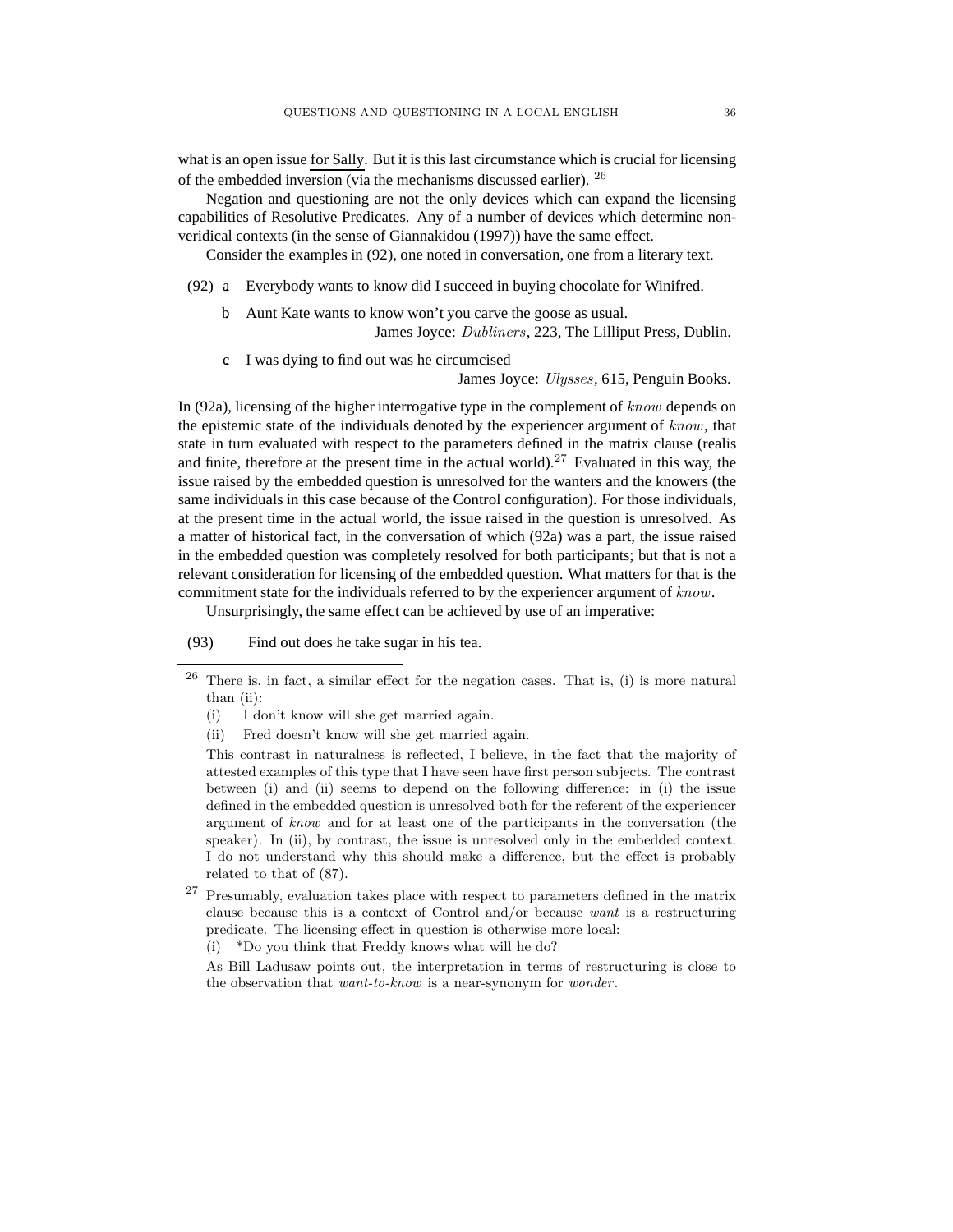what is an open issue for Sally. But it is this last circumstance which is crucial for licensing of the embedded inversion (via the mechanisms discussed earlier). [26]

Negation and questioning are not the only devices which can expand the licensing capabilities of Resolutive Predicates. Any of a number of devices which determine non-veridical contexts (in the sense of Giannakidou (1997)) have the same effect.

Consider the examples in (92), one noted in conversation, one from a literary text.

(92) a Everybody wants to know did I succeed in buying chocolate for Winifred.

b Aunt Kate wants to know won't you carve the goose as usual.
James Joyce: *Dubliners*, 223, The Lilliput Press, Dublin.

c I was dying to find out was he circumcised
James Joyce: *Ulysses*, 615, Penguin Books.

In (92a), licensing of the higher interrogative type in the complement of *know* depends on the epistemic state of the individuals denoted by the experiencer argument of *know*, that state in turn evaluated with respect to the parameters defined in the matrix clause (realis and finite, therefore at the present time in the actual world).[27] Evaluated in this way, the issue raised by the embedded question is unresolved for the wanters and the knowers (the same individuals in this case because of the Control configuration). For those individuals, at the present time in the actual world, the issue raised in the question is unresolved. As a matter of historical fact, in the conversation of which (92a) was a part, the issue raised in the embedded question was completely resolved for both participants; but that is not a relevant consideration for licensing of the embedded question. What matters for that is the commitment state for the individuals referred to by the experiencer argument of *know*.

Unsurprisingly, the same effect can be achieved by use of an imperative:

(93) Find out does he take sugar in his tea.

---

[26] There is, in fact, a similar effect for the negation cases. That is, (i) is more natural than (ii):

(i) I don't know will she get married again.

(ii) Fred doesn't know will she get married again.

This contrast in naturalness is reflected, I believe, in the fact that the majority of attested examples of this type that I have seen have first person subjects. The contrast between (i) and (ii) seems to depend on the following difference: in (i) the issue defined in the embedded question is unresolved both for the referent of the experiencer argument of *know* and for at least one of the participants in the conversation (the speaker). In (ii), by contrast, the issue is unresolved only in the embedded context. I do not understand why this should make a difference, but the effect is probably related to that of (87).

[27] Presumably, evaluation takes place with respect to parameters defined in the matrix clause because this is a context of Control and/or because *want* is a restructuring predicate. The licensing effect in question is otherwise more local:

(i) *Do you think that Freddy knows what will he do?

As Bill Ladusaw points out, the interpretation in terms of restructuring is close to the observation that *want-to-know* is a near-synonym for *wonder*.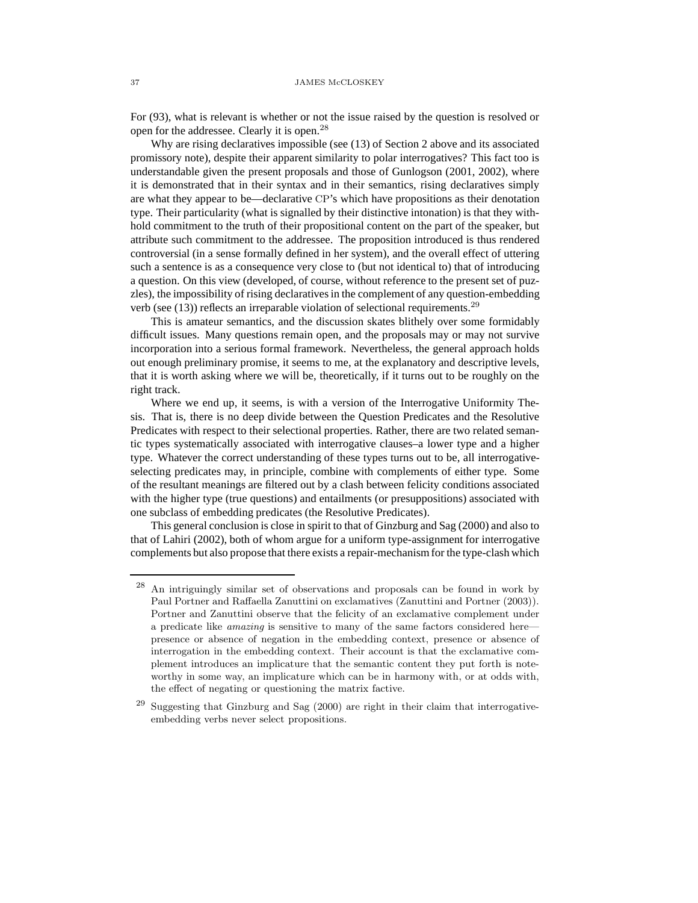For (93), what is relevant is whether or not the issue raised by the question is resolved or open for the addressee. Clearly it is open.[28]

Why are rising declaratives impossible (see (13) of Section 2 above and its associated promissory note), despite their apparent similarity to polar interrogatives? This fact too is understandable given the present proposals and those of Gunlogson (2001, 2002), where it is demonstrated that in their syntax and in their semantics, rising declaratives simply are what they appear to be—declarative CP's which have propositions as their denotation type. Their particularity (what is signalled by their distinctive intonation) is that they withhold commitment to the truth of their propositional content on the part of the speaker, but attribute such commitment to the addressee. The proposition introduced is thus rendered controversial (in a sense formally defined in her system), and the overall effect of uttering such a sentence is as a consequence very close to (but not identical to) that of introducing a question. On this view (developed, of course, without reference to the present set of puzzles), the impossibility of rising declaratives in the complement of any question-embedding verb (see (13)) reflects an irreparable violation of selectional requirements.[29]

This is amateur semantics, and the discussion skates blithely over some formidably difficult issues. Many questions remain open, and the proposals may or may not survive incorporation into a serious formal framework. Nevertheless, the general approach holds out enough preliminary promise, it seems to me, at the explanatory and descriptive levels, that it is worth asking where we will be, theoretically, if it turns out to be roughly on the right track.

Where we end up, it seems, is with a version of the Interrogative Uniformity Thesis. That is, there is no deep divide between the Question Predicates and the Resolutive Predicates with respect to their selectional properties. Rather, there are two related semantic types systematically associated with interrogative clauses–a lower type and a higher type. Whatever the correct understanding of these types turns out to be, all interrogative-selecting predicates may, in principle, combine with complements of either type. Some of the resultant meanings are filtered out by a clash between felicity conditions associated with the higher type (true questions) and entailments (or presuppositions) associated with one subclass of embedding predicates (the Resolutive Predicates).

This general conclusion is close in spirit to that of Ginzburg and Sag (2000) and also to that of Lahiri (2002), both of whom argue for a uniform type-assignment for interrogative complements but also propose that there exists a repair-mechanism for the type-clash which

---

[28] An intriguingly similar set of observations and proposals can be found in work by Paul Portner and Raffaella Zanuttini on exclamatives (Zanuttini and Portner (2003)). Portner and Zanuttini observe that the felicity of an exclamative complement under a predicate like *amazing* is sensitive to many of the same factors considered here—presence or absence of negation in the embedding context, presence or absence of interrogation in the embedding context. Their account is that the exclamative complement introduces an implicature that the semantic content they put forth is noteworthy in some way, an implicature which can be in harmony with, or at odds with, the effect of negating or questioning the matrix factive.

[29] Suggesting that Ginzburg and Sag (2000) are right in their claim that interrogative-embedding verbs never select propositions.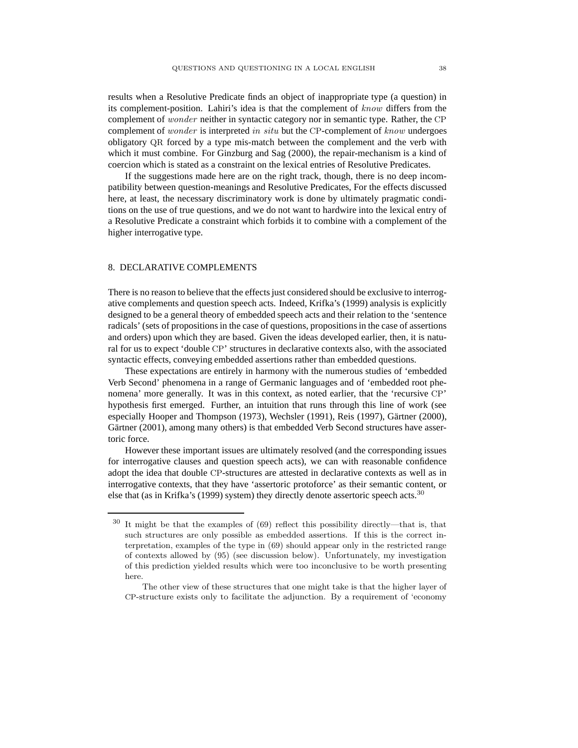results when a Resolutive Predicate finds an object of inappropriate type (a question) in its complement-position. Lahiri's idea is that the complement of *know* differs from the complement of *wonder* neither in syntactic category nor in semantic type. Rather, the CP complement of *wonder* is interpreted *in situ* but the CP-complement of *know* undergoes obligatory QR forced by a type mis-match between the complement and the verb with which it must combine. For Ginzburg and Sag (2000), the repair-mechanism is a kind of coercion which is stated as a constraint on the lexical entries of Resolutive Predicates.

If the suggestions made here are on the right track, though, there is no deep incompatibility between question-meanings and Resolutive Predicates, For the effects discussed here, at least, the necessary discriminatory work is done by ultimately pragmatic conditions on the use of true questions, and we do not want to hardwire into the lexical entry of a Resolutive Predicate a constraint which forbids it to combine with a complement of the higher interrogative type.

## 8. DECLARATIVE COMPLEMENTS

There is no reason to believe that the effects just considered should be exclusive to interrogative complements and question speech acts. Indeed, Krifka's (1999) analysis is explicitly designed to be a general theory of embedded speech acts and their relation to the 'sentence radicals' (sets of propositions in the case of questions, propositions in the case of assertions and orders) upon which they are based. Given the ideas developed earlier, then, it is natural for us to expect 'double CP' structures in declarative contexts also, with the associated syntactic effects, conveying embedded assertions rather than embedded questions.

These expectations are entirely in harmony with the numerous studies of 'embedded Verb Second' phenomena in a range of Germanic languages and of 'embedded root phenomena' more generally. It was in this context, as noted earlier, that the 'recursive CP' hypothesis first emerged. Further, an intuition that runs through this line of work (see especially Hooper and Thompson (1973), Wechsler (1991), Reis (1997), Gärtner (2000), Gärtner (2001), among many others) is that embedded Verb Second structures have assertoric force.

However these important issues are ultimately resolved (and the corresponding issues for interrogative clauses and question speech acts), we can with reasonable confidence adopt the idea that double CP-structures are attested in declarative contexts as well as in interrogative contexts, that they have 'assertoric protoforce' as their semantic content, or else that (as in Krifka's (1999) system) they directly denote assertoric speech acts.[30]

---

[30] It might be that the examples of (69) reflect this possibility directly—that is, that such structures are only possible as embedded assertions. If this is the correct interpretation, examples of the type in (69) should appear only in the restricted range of contexts allowed by (95) (see discussion below). Unfortunately, my investigation of this prediction yielded results which were too inconclusive to be worth presenting here.

The other view of these structures that one might take is that the higher layer of CP-structure exists only to facilitate the adjunction. By a requirement of 'economy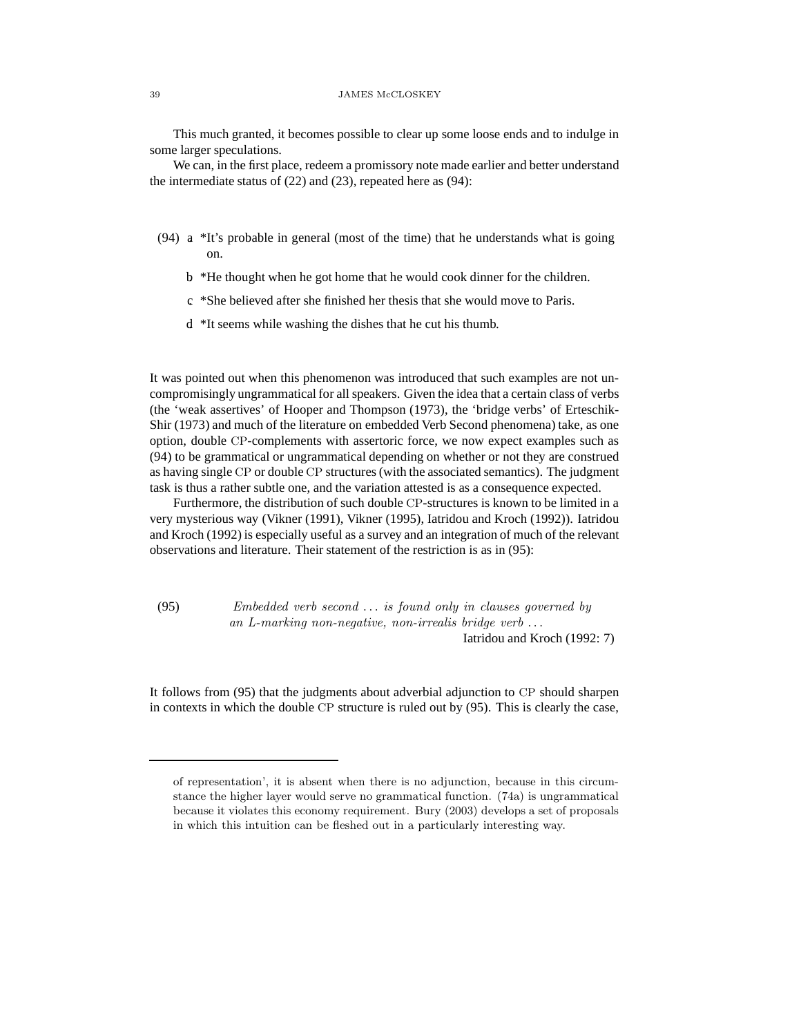This much granted, it becomes possible to clear up some loose ends and to indulge in some larger speculations.

We can, in the first place, redeem a promissory note made earlier and better understand the intermediate status of (22) and (23), repeated here as (94):

(94) a *It's probable in general (most of the time) that he understands what is going on.

b *He thought when he got home that he would cook dinner for the children.

c *She believed after she finished her thesis that she would move to Paris.

d *It seems while washing the dishes that he cut his thumb.

It was pointed out when this phenomenon was introduced that such examples are not uncompromisingly ungrammatical for all speakers. Given the idea that a certain class of verbs (the 'weak assertives' of Hooper and Thompson (1973), the 'bridge verbs' of Erteschik-Shir (1973) and much of the literature on embedded Verb Second phenomena) take, as one option, double CP-complements with assertoric force, we now expect examples such as (94) to be grammatical or ungrammatical depending on whether or not they are construed as having single CP or double CP structures (with the associated semantics). The judgment task is thus a rather subtle one, and the variation attested is as a consequence expected.

Furthermore, the distribution of such double CP-structures is known to be limited in a very mysterious way (Vikner (1991), Vikner (1995), Iatridou and Kroch (1992)). Iatridou and Kroch (1992) is especially useful as a survey and an integration of much of the relevant observations and literature. Their statement of the restriction is as in (95):

(95) *Embedded verb second … is found only in clauses governed by an L-marking non-negative, non-irrealis bridge verb …*
Iatridou and Kroch (1992: 7)

It follows from (95) that the judgments about adverbial adjunction to CP should sharpen in contexts in which the double CP structure is ruled out by (95). This is clearly the case,

---

of representation', it is absent when there is no adjunction, because in this circumstance the higher layer would serve no grammatical function. (74a) is ungrammatical because it violates this economy requirement. Bury (2003) develops a set of proposals in which this intuition can be fleshed out in a particularly interesting way.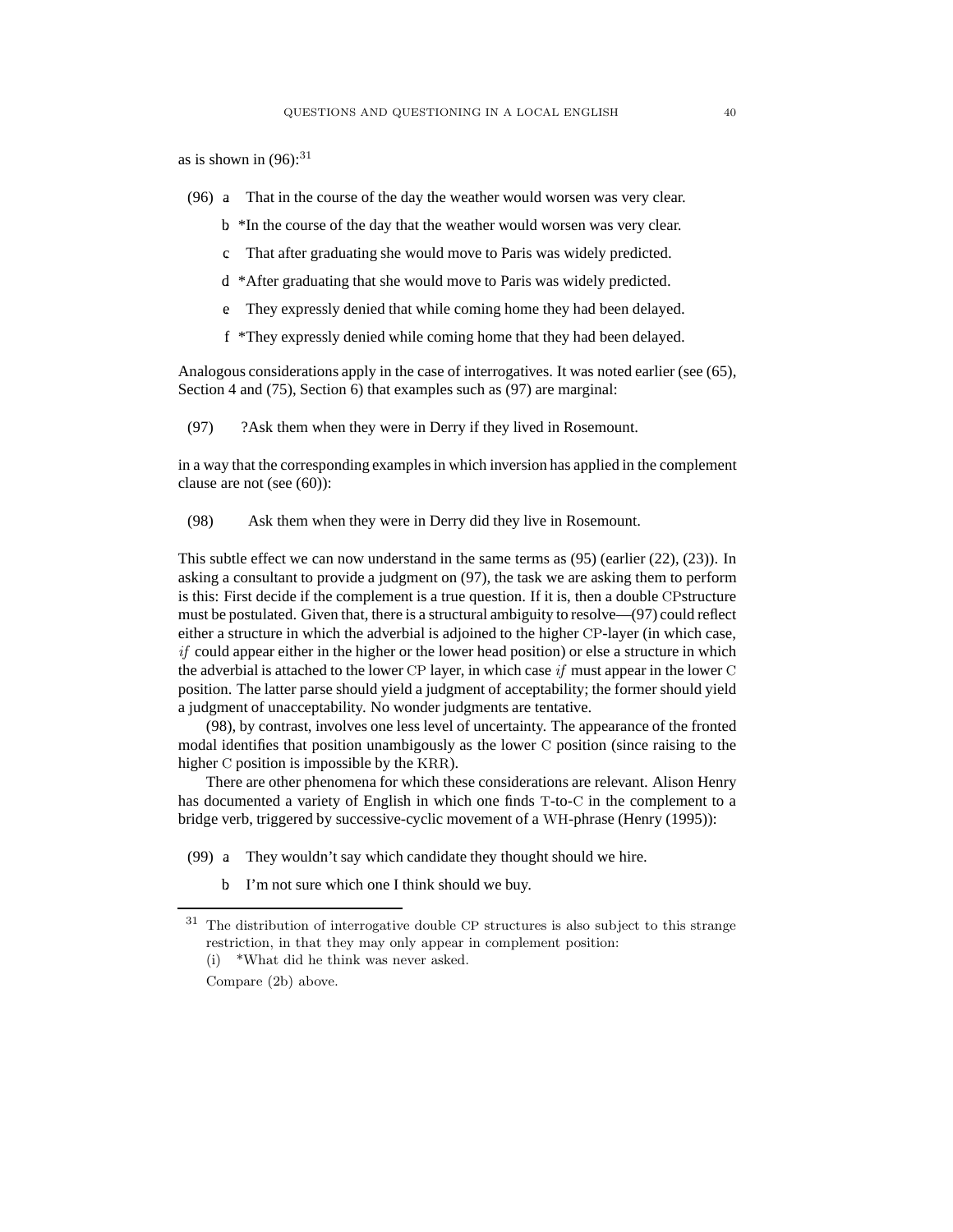as is shown in (96):[31]

(96) a  That in the course of the day the weather would worsen was very clear.

b  *In the course of the day that the weather would worsen was very clear.

c  That after graduating she would move to Paris was widely predicted.

d  *After graduating that she would move to Paris was widely predicted.

e  They expressly denied that while coming home they had been delayed.

f  *They expressly denied while coming home that they had been delayed.

Analogous considerations apply in the case of interrogatives. It was noted earlier (see (65), Section 4 and (75), Section 6) that examples such as (97) are marginal:

(97)  ?Ask them when they were in Derry if they lived in Rosemount.

in a way that the corresponding examples in which inversion has applied in the complement clause are not (see (60)):

(98)  Ask them when they were in Derry did they live in Rosemount.

This subtle effect we can now understand in the same terms as (95) (earlier (22), (23)). In asking a consultant to provide a judgment on (97), the task we are asking them to perform is this: First decide if the complement is a true question. If it is, then a double CPstructure must be postulated. Given that, there is a structural ambiguity to resolve—(97) could reflect either a structure in which the adverbial is adjoined to the higher CP-layer (in which case, *if* could appear either in the higher or the lower head position) or else a structure in which the adverbial is attached to the lower CP layer, in which case *if* must appear in the lower C position. The latter parse should yield a judgment of acceptability; the former should yield a judgment of unacceptability. No wonder judgments are tentative.

(98), by contrast, involves one less level of uncertainty. The appearance of the fronted modal identifies that position unambigously as the lower C position (since raising to the higher C position is impossible by the KRR).

There are other phenomena for which these considerations are relevant. Alison Henry has documented a variety of English in which one finds T-to-C in the complement to a bridge verb, triggered by successive-cyclic movement of a WH-phrase (Henry (1995)):

(99) a  They wouldn't say which candidate they thought should we hire.

b  I'm not sure which one I think should we buy.

---

[31] The distribution of interrogative double CP structures is also subject to this strange restriction, in that they may only appear in complement position:

(i)  *What did he think was never asked.

Compare (2b) above.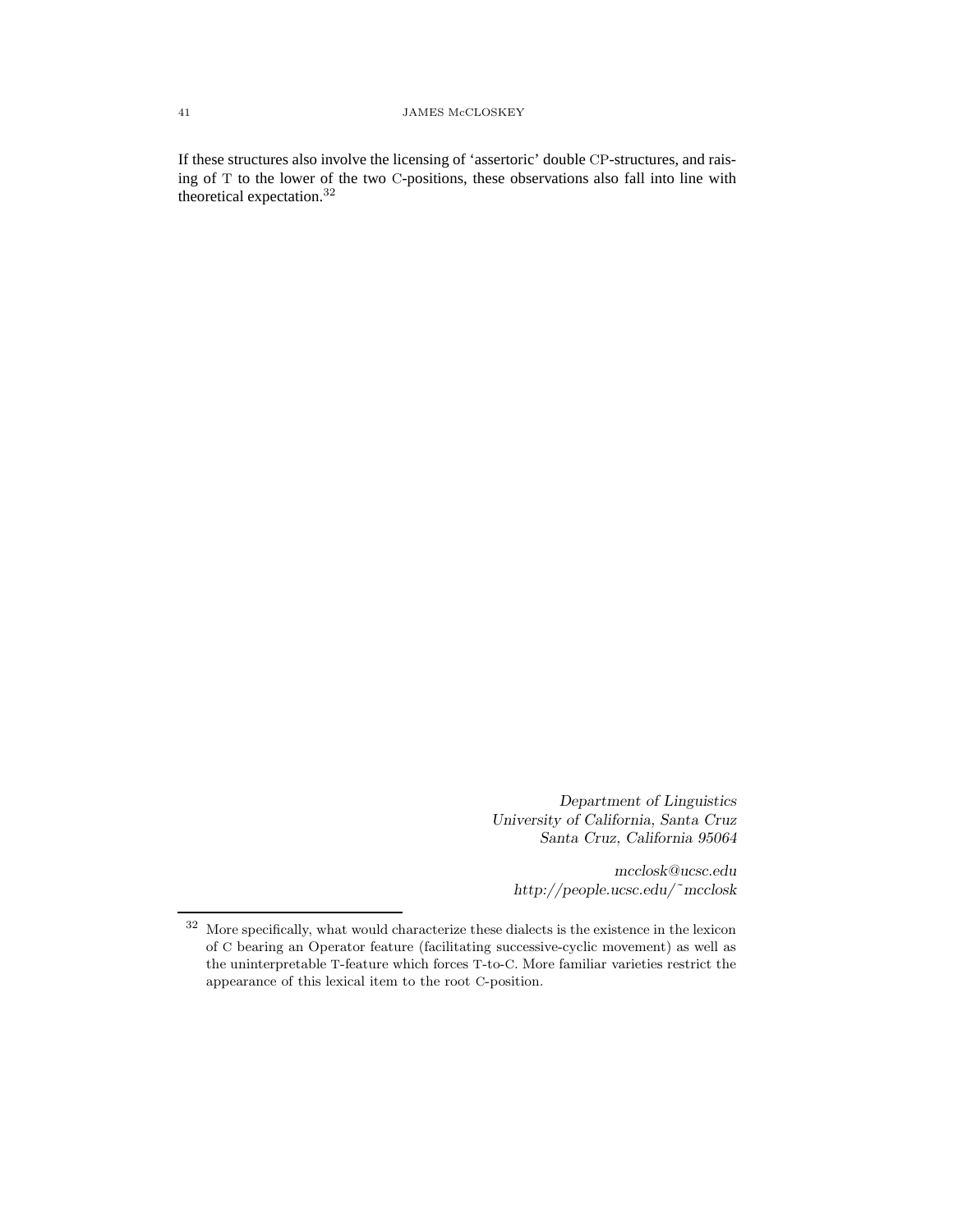If these structures also involve the licensing of 'assertoric' double CP-structures, and raising of T to the lower of the two C-positions, these observations also fall into line with theoretical expectation.[32]

*Department of Linguistics*
*University of California, Santa Cruz*
*Santa Cruz, California 95064*

*mcclosk@ucsc.edu*
*http://people.ucsc.edu/˜mcclosk*

---

[32] More specifically, what would characterize these dialects is the existence in the lexicon of C bearing an Operator feature (facilitating successive-cyclic movement) as well as the uninterpretable T-feature which forces T-to-C. More familiar varieties restrict the appearance of this lexical item to the root C-position.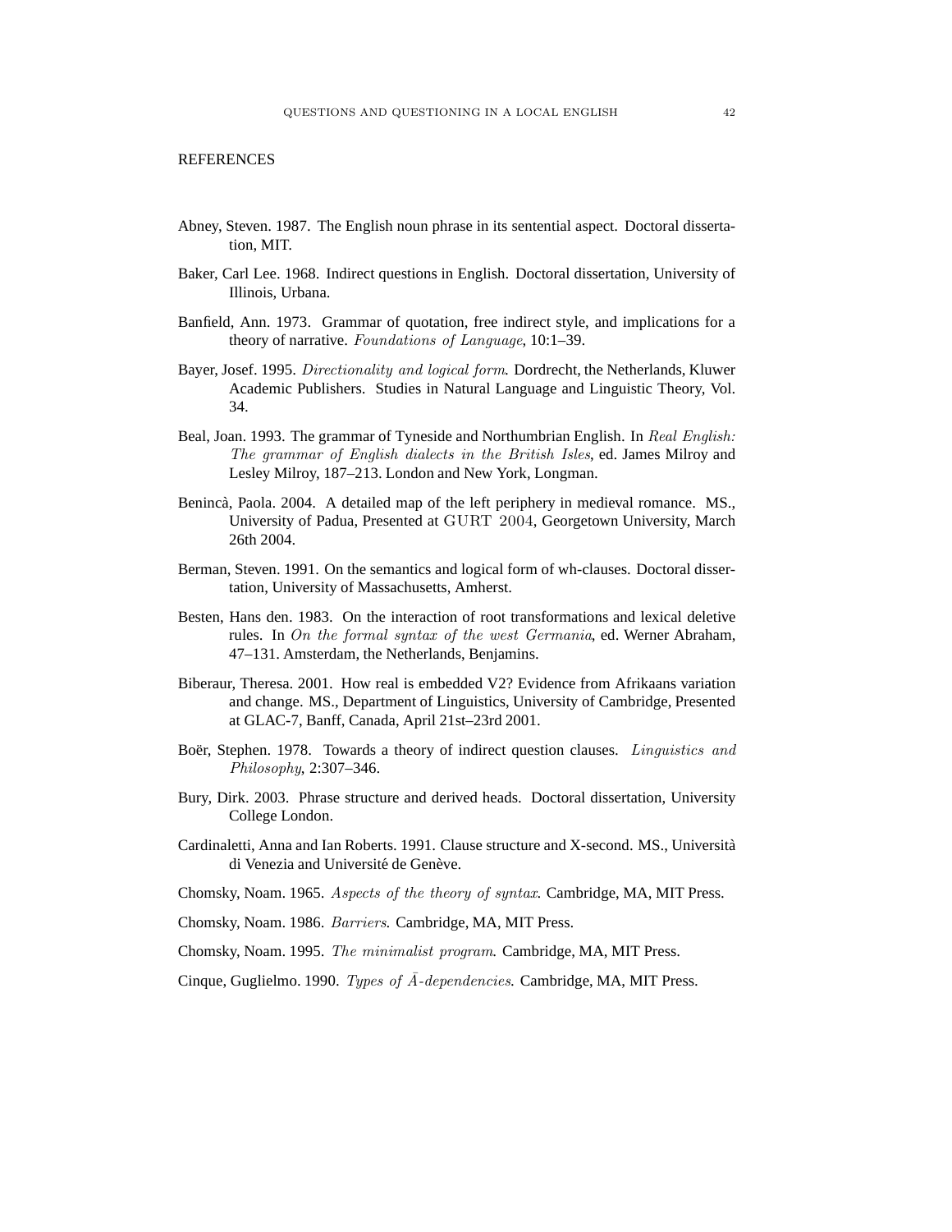## REFERENCES

Abney, Steven. 1987. The English noun phrase in its sentential aspect. Doctoral dissertation, MIT.

Baker, Carl Lee. 1968. Indirect questions in English. Doctoral dissertation, University of Illinois, Urbana.

Banfield, Ann. 1973. Grammar of quotation, free indirect style, and implications for a theory of narrative. *Foundations of Language*, 10:1–39.

Bayer, Josef. 1995. *Directionality and logical form*. Dordrecht, the Netherlands, Kluwer Academic Publishers. Studies in Natural Language and Linguistic Theory, Vol. 34.

Beal, Joan. 1993. The grammar of Tyneside and Northumbrian English. In *Real English: The grammar of English dialects in the British Isles*, ed. James Milroy and Lesley Milroy, 187–213. London and New York, Longman.

Benincà, Paola. 2004. A detailed map of the left periphery in medieval romance. MS., University of Padua, Presented at GURT 2004, Georgetown University, March 26th 2004.

Berman, Steven. 1991. On the semantics and logical form of wh-clauses. Doctoral dissertation, University of Massachusetts, Amherst.

Besten, Hans den. 1983. On the interaction of root transformations and lexical deletive rules. In *On the formal syntax of the west Germania*, ed. Werner Abraham, 47–131. Amsterdam, the Netherlands, Benjamins.

Biberaur, Theresa. 2001. How real is embedded V2? Evidence from Afrikaans variation and change. MS., Department of Linguistics, University of Cambridge, Presented at GLAC-7, Banff, Canada, April 21st–23rd 2001.

Boër, Stephen. 1978. Towards a theory of indirect question clauses. *Linguistics and Philosophy*, 2:307–346.

Bury, Dirk. 2003. Phrase structure and derived heads. Doctoral dissertation, University College London.

Cardinaletti, Anna and Ian Roberts. 1991. Clause structure and X-second. MS., Università di Venezia and Université de Genève.

Chomsky, Noam. 1965. *Aspects of the theory of syntax*. Cambridge, MA, MIT Press.

Chomsky, Noam. 1986. *Barriers*. Cambridge, MA, MIT Press.

Chomsky, Noam. 1995. *The minimalist program*. Cambridge, MA, MIT Press.

Cinque, Guglielmo. 1990. *Types of $\bar{A}$-dependencies*. Cambridge, MA, MIT Press.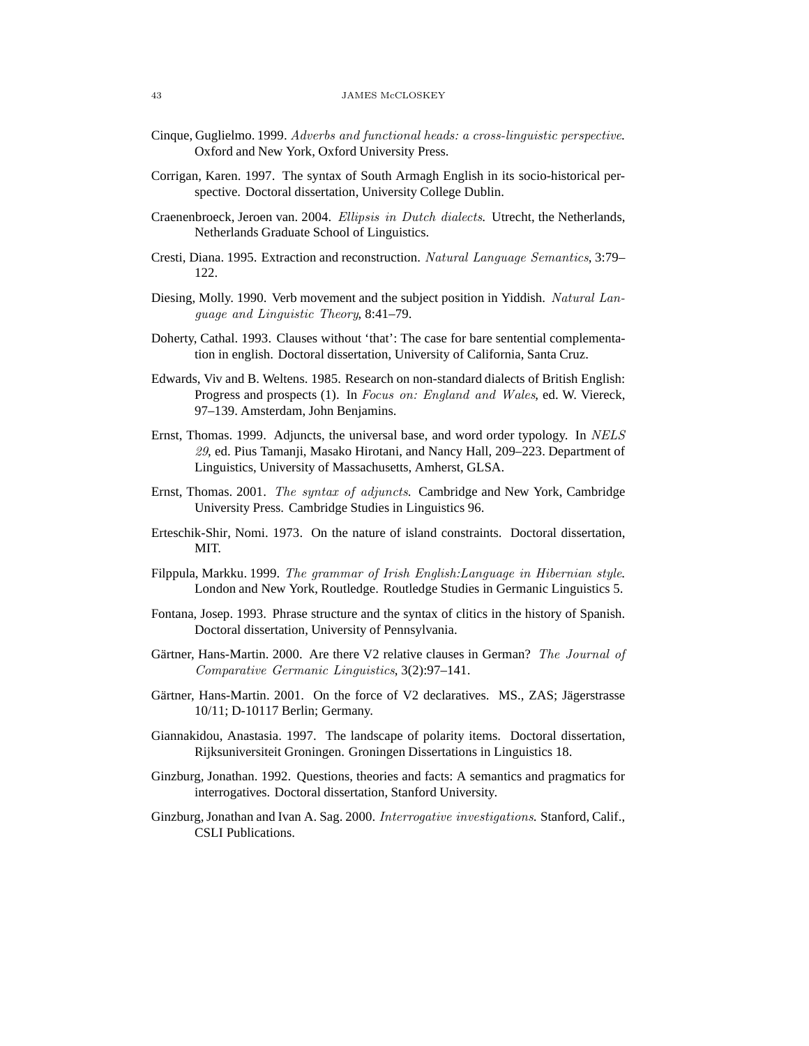Cinque, Guglielmo. 1999. *Adverbs and functional heads: a cross-linguistic perspective*. Oxford and New York, Oxford University Press.

Corrigan, Karen. 1997. The syntax of South Armagh English in its socio-historical perspective. Doctoral dissertation, University College Dublin.

Craenenbroeck, Jeroen van. 2004. *Ellipsis in Dutch dialects*. Utrecht, the Netherlands, Netherlands Graduate School of Linguistics.

Cresti, Diana. 1995. Extraction and reconstruction. *Natural Language Semantics*, 3:79–122.

Diesing, Molly. 1990. Verb movement and the subject position in Yiddish. *Natural Language and Linguistic Theory*, 8:41–79.

Doherty, Cathal. 1993. Clauses without 'that': The case for bare sentential complementation in english. Doctoral dissertation, University of California, Santa Cruz.

Edwards, Viv and B. Weltens. 1985. Research on non-standard dialects of British English: Progress and prospects (1). In *Focus on: England and Wales*, ed. W. Viereck, 97–139. Amsterdam, John Benjamins.

Ernst, Thomas. 1999. Adjuncts, the universal base, and word order typology. In *NELS 29*, ed. Pius Tamanji, Masako Hirotani, and Nancy Hall, 209–223. Department of Linguistics, University of Massachusetts, Amherst, GLSA.

Ernst, Thomas. 2001. *The syntax of adjuncts*. Cambridge and New York, Cambridge University Press. Cambridge Studies in Linguistics 96.

Erteschik-Shir, Nomi. 1973. On the nature of island constraints. Doctoral dissertation, MIT.

Filppula, Markku. 1999. *The grammar of Irish English:Language in Hibernian style*. London and New York, Routledge. Routledge Studies in Germanic Linguistics 5.

Fontana, Josep. 1993. Phrase structure and the syntax of clitics in the history of Spanish. Doctoral dissertation, University of Pennsylvania.

Gärtner, Hans-Martin. 2000. Are there V2 relative clauses in German? *The Journal of Comparative Germanic Linguistics*, 3(2):97–141.

Gärtner, Hans-Martin. 2001. On the force of V2 declaratives. MS., ZAS; Jägerstrasse 10/11; D-10117 Berlin; Germany.

Giannakidou, Anastasia. 1997. The landscape of polarity items. Doctoral dissertation, Rijksuniversiteit Groningen. Groningen Dissertations in Linguistics 18.

Ginzburg, Jonathan. 1992. Questions, theories and facts: A semantics and pragmatics for interrogatives. Doctoral dissertation, Stanford University.

Ginzburg, Jonathan and Ivan A. Sag. 2000. *Interrogative investigations*. Stanford, Calif., CSLI Publications.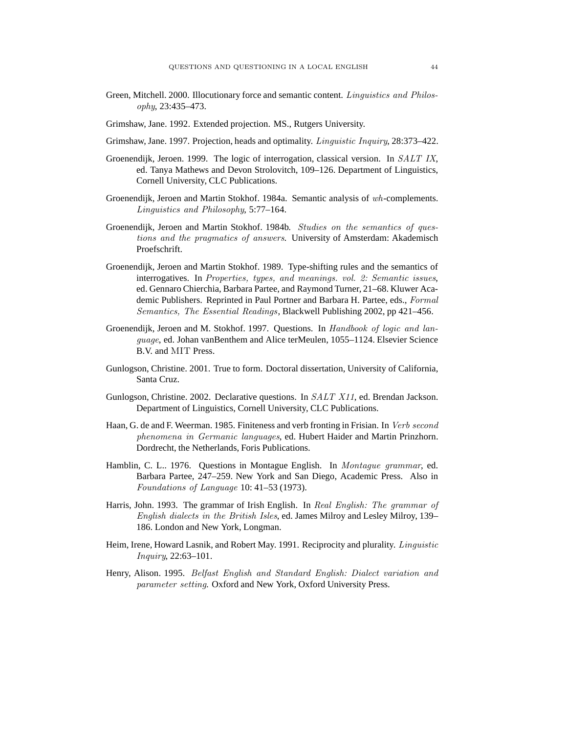Green, Mitchell. 2000. Illocutionary force and semantic content. *Linguistics and Philosophy*, 23:435–473.

Grimshaw, Jane. 1992. Extended projection. MS., Rutgers University.

Grimshaw, Jane. 1997. Projection, heads and optimality. *Linguistic Inquiry*, 28:373–422.

Groenendijk, Jeroen. 1999. The logic of interrogation, classical version. In *SALT IX*, ed. Tanya Mathews and Devon Strolovitch, 109–126. Department of Linguistics, Cornell University, CLC Publications.

Groenendijk, Jeroen and Martin Stokhof. 1984a. Semantic analysis of *wh*-complements. *Linguistics and Philosophy*, 5:77–164.

Groenendijk, Jeroen and Martin Stokhof. 1984b. *Studies on the semantics of questions and the pragmatics of answers*. University of Amsterdam: Akademisch Proefschrift.

Groenendijk, Jeroen and Martin Stokhof. 1989. Type-shifting rules and the semantics of interrogatives. In *Properties, types, and meanings. vol. 2: Semantic issues*, ed. Gennaro Chierchia, Barbara Partee, and Raymond Turner, 21–68. Kluwer Academic Publishers. Reprinted in Paul Portner and Barbara H. Partee, eds., *Formal Semantics, The Essential Readings*, Blackwell Publishing 2002, pp 421–456.

Groenendijk, Jeroen and M. Stokhof. 1997. Questions. In *Handbook of logic and language*, ed. Johan vanBenthem and Alice terMeulen, 1055–1124. Elsevier Science B.V. and MIT Press.

Gunlogson, Christine. 2001. True to form. Doctoral dissertation, University of California, Santa Cruz.

Gunlogson, Christine. 2002. Declarative questions. In *SALT X11*, ed. Brendan Jackson. Department of Linguistics, Cornell University, CLC Publications.

Haan, G. de and F. Weerman. 1985. Finiteness and verb fronting in Frisian. In *Verb second phenomena in Germanic languages*, ed. Hubert Haider and Martin Prinzhorn. Dordrecht, the Netherlands, Foris Publications.

Hamblin, C. L.. 1976. Questions in Montague English. In *Montague grammar*, ed. Barbara Partee, 247–259. New York and San Diego, Academic Press. Also in *Foundations of Language* 10: 41–53 (1973).

Harris, John. 1993. The grammar of Irish English. In *Real English: The grammar of English dialects in the British Isles*, ed. James Milroy and Lesley Milroy, 139–186. London and New York, Longman.

Heim, Irene, Howard Lasnik, and Robert May. 1991. Reciprocity and plurality. *Linguistic Inquiry*, 22:63–101.

Henry, Alison. 1995. *Belfast English and Standard English: Dialect variation and parameter setting*. Oxford and New York, Oxford University Press.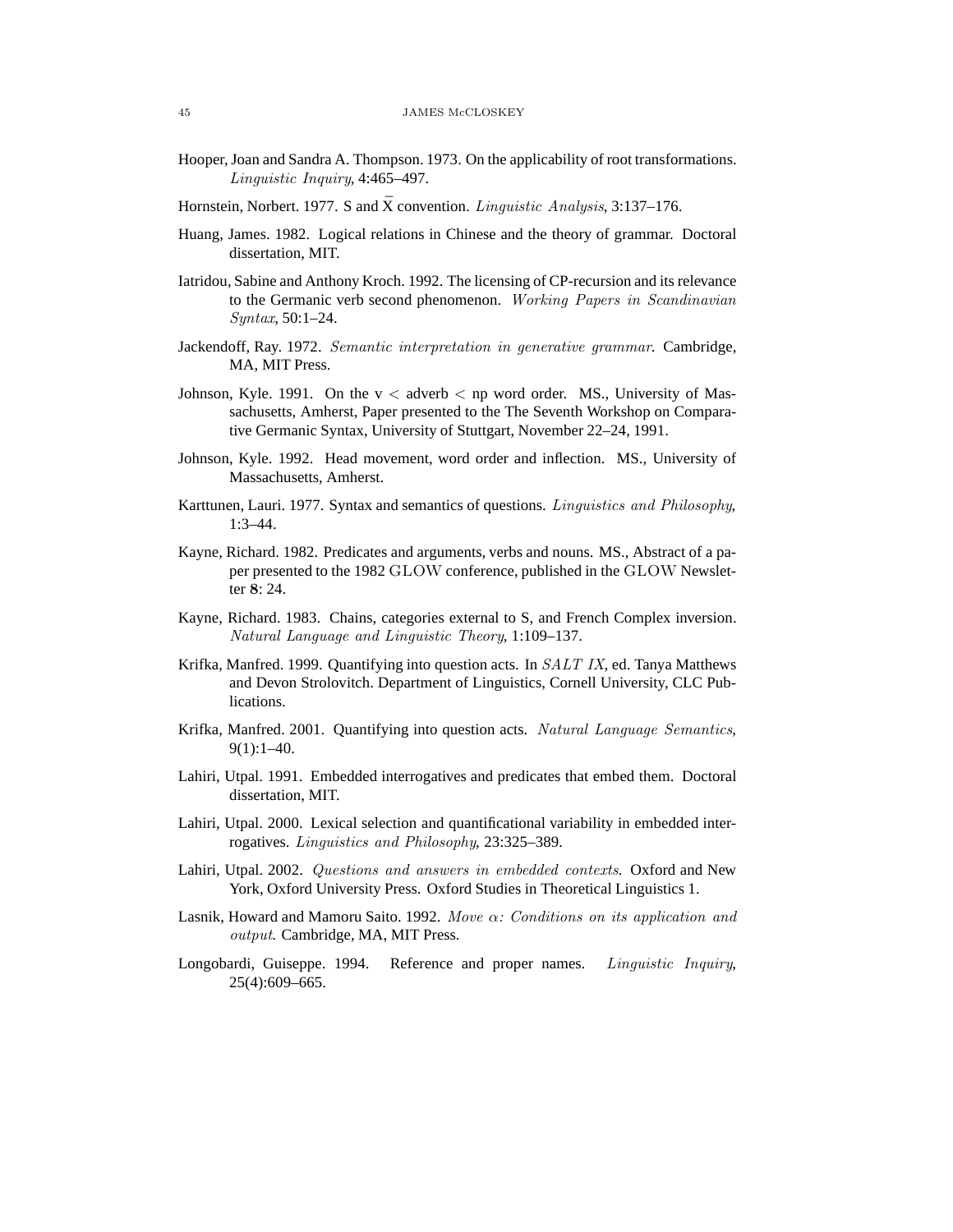Hooper, Joan and Sandra A. Thompson. 1973. On the applicability of root transformations. *Linguistic Inquiry*, 4:465–497.

Hornstein, Norbert. 1977. S and $\bar{\text{X}}$ convention. *Linguistic Analysis*, 3:137–176.

Huang, James. 1982. Logical relations in Chinese and the theory of grammar. Doctoral dissertation, MIT.

Iatridou, Sabine and Anthony Kroch. 1992. The licensing of CP-recursion and its relevance to the Germanic verb second phenomenon. *Working Papers in Scandinavian Syntax*, 50:1–24.

Jackendoff, Ray. 1972. *Semantic interpretation in generative grammar*. Cambridge, MA, MIT Press.

Johnson, Kyle. 1991. On the v < adverb < np word order. MS., University of Massachusetts, Amherst, Paper presented to the The Seventh Workshop on Comparative Germanic Syntax, University of Stuttgart, November 22–24, 1991.

Johnson, Kyle. 1992. Head movement, word order and inflection. MS., University of Massachusetts, Amherst.

Karttunen, Lauri. 1977. Syntax and semantics of questions. *Linguistics and Philosophy*, 1:3–44.

Kayne, Richard. 1982. Predicates and arguments, verbs and nouns. MS., Abstract of a paper presented to the 1982 GLOW conference, published in the GLOW Newsletter **8**: 24.

Kayne, Richard. 1983. Chains, categories external to S, and French Complex inversion. *Natural Language and Linguistic Theory*, 1:109–137.

Krifka, Manfred. 1999. Quantifying into question acts. In *SALT IX*, ed. Tanya Matthews and Devon Strolovitch. Department of Linguistics, Cornell University, CLC Publications.

Krifka, Manfred. 2001. Quantifying into question acts. *Natural Language Semantics*, 9(1):1–40.

Lahiri, Utpal. 1991. Embedded interrogatives and predicates that embed them. Doctoral dissertation, MIT.

Lahiri, Utpal. 2000. Lexical selection and quantificational variability in embedded interrogatives. *Linguistics and Philosophy*, 23:325–389.

Lahiri, Utpal. 2002. *Questions and answers in embedded contexts*. Oxford and New York, Oxford University Press. Oxford Studies in Theoretical Linguistics 1.

Lasnik, Howard and Mamoru Saito. 1992. *Move $\alpha$: Conditions on its application and output*. Cambridge, MA, MIT Press.

Longobardi, Guiseppe. 1994. Reference and proper names. *Linguistic Inquiry*, 25(4):609–665.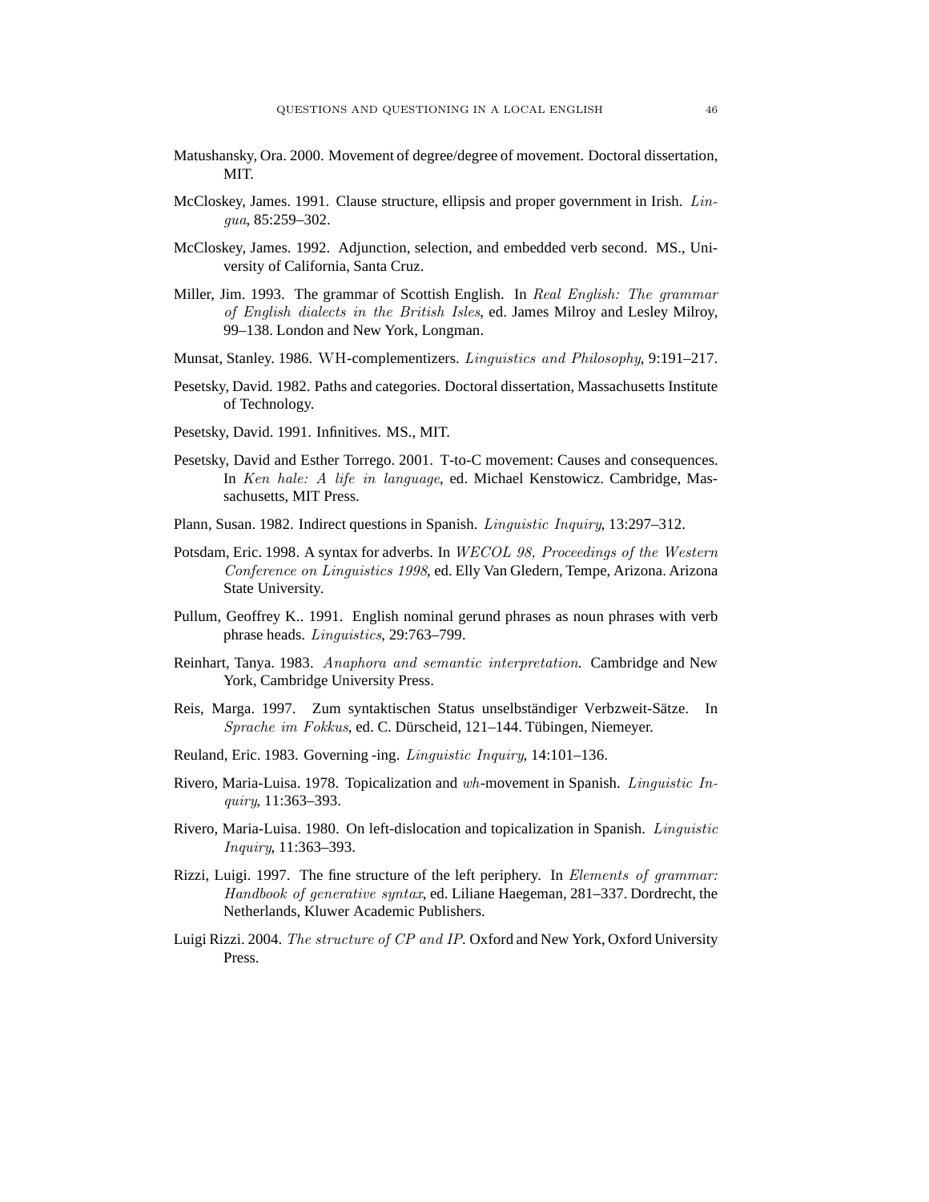Matushansky, Ora. 2000. Movement of degree/degree of movement. Doctoral dissertation, MIT.

McCloskey, James. 1991. Clause structure, ellipsis and proper government in Irish. *Lingua*, 85:259–302.

McCloskey, James. 1992. Adjunction, selection, and embedded verb second. MS., University of California, Santa Cruz.

Miller, Jim. 1993. The grammar of Scottish English. In *Real English: The grammar of English dialects in the British Isles*, ed. James Milroy and Lesley Milroy, 99–138. London and New York, Longman.

Munsat, Stanley. 1986. WH-complementizers. *Linguistics and Philosophy*, 9:191–217.

Pesetsky, David. 1982. Paths and categories. Doctoral dissertation, Massachusetts Institute of Technology.

Pesetsky, David. 1991. Infinitives. MS., MIT.

Pesetsky, David and Esther Torrego. 2001. T-to-C movement: Causes and consequences. In *Ken hale: A life in language*, ed. Michael Kenstowicz. Cambridge, Massachusetts, MIT Press.

Plann, Susan. 1982. Indirect questions in Spanish. *Linguistic Inquiry*, 13:297–312.

Potsdam, Eric. 1998. A syntax for adverbs. In *WECOL 98, Proceedings of the Western Conference on Linguistics 1998*, ed. Elly Van Gledern, Tempe, Arizona. Arizona State University.

Pullum, Geoffrey K.. 1991. English nominal gerund phrases as noun phrases with verb phrase heads. *Linguistics*, 29:763–799.

Reinhart, Tanya. 1983. *Anaphora and semantic interpretation*. Cambridge and New York, Cambridge University Press.

Reis, Marga. 1997. Zum syntaktischen Status unselbständiger Verbzweit-Sätze. In *Sprache im Fokkus*, ed. C. Dürscheid, 121–144. Tübingen, Niemeyer.

Reuland, Eric. 1983. Governing -ing. *Linguistic Inquiry*, 14:101–136.

Rivero, Maria-Luisa. 1978. Topicalization and *wh*-movement in Spanish. *Linguistic Inquiry*, 11:363–393.

Rivero, Maria-Luisa. 1980. On left-dislocation and topicalization in Spanish. *Linguistic Inquiry*, 11:363–393.

Rizzi, Luigi. 1997. The fine structure of the left periphery. In *Elements of grammar: Handbook of generative syntax*, ed. Liliane Haegeman, 281–337. Dordrecht, the Netherlands, Kluwer Academic Publishers.

Luigi Rizzi. 2004. *The structure of CP and IP*. Oxford and New York, Oxford University Press.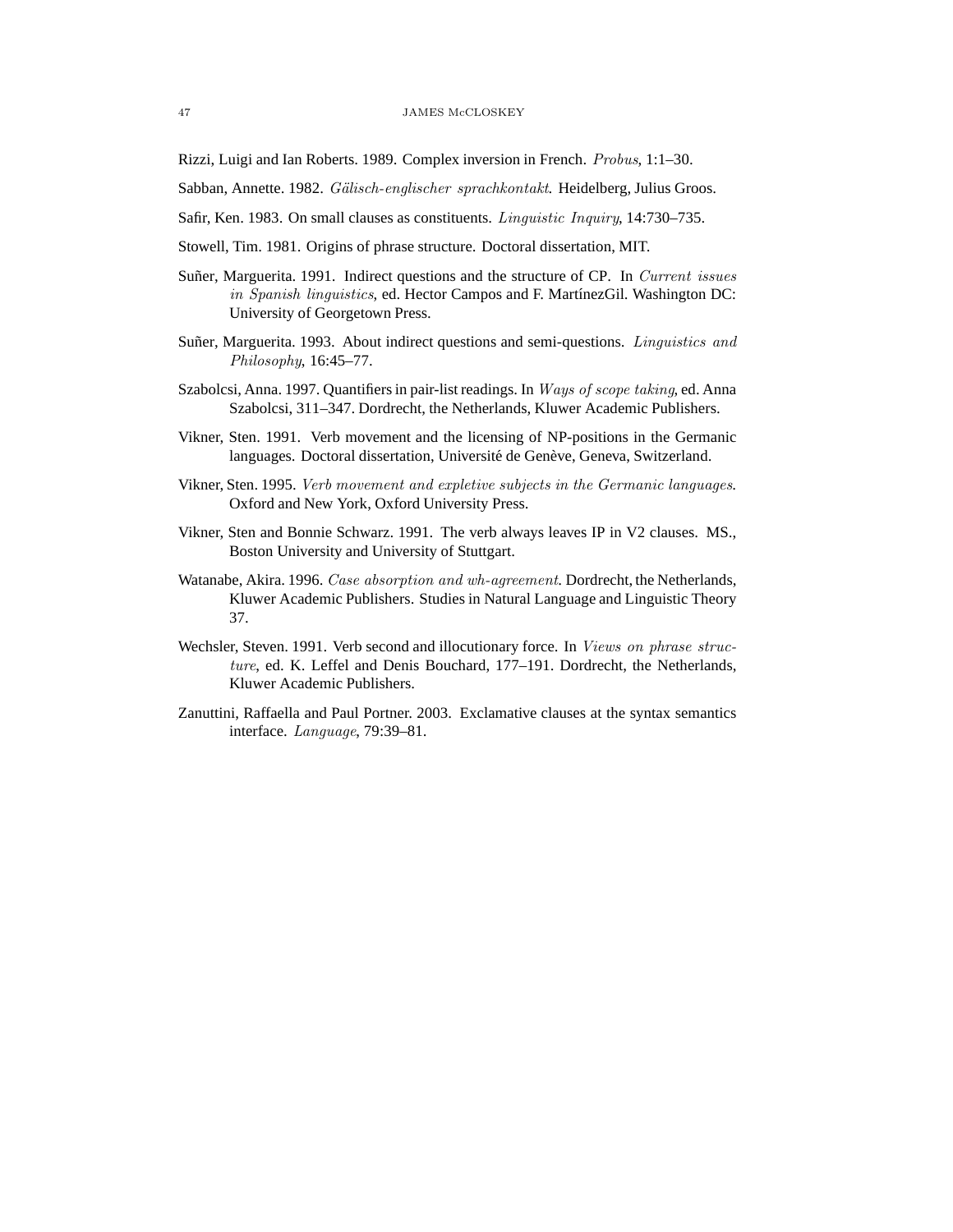Rizzi, Luigi and Ian Roberts. 1989. Complex inversion in French. *Probus*, 1:1–30.

Sabban, Annette. 1982. *Gälisch-englischer sprachkontakt*. Heidelberg, Julius Groos.

Safir, Ken. 1983. On small clauses as constituents. *Linguistic Inquiry*, 14:730–735.

Stowell, Tim. 1981. Origins of phrase structure. Doctoral dissertation, MIT.

Suñer, Marguerita. 1991. Indirect questions and the structure of CP. In *Current issues in Spanish linguistics*, ed. Hector Campos and F. MartínezGil. Washington DC: University of Georgetown Press.

Suñer, Marguerita. 1993. About indirect questions and semi-questions. *Linguistics and Philosophy*, 16:45–77.

Szabolcsi, Anna. 1997. Quantifiers in pair-list readings. In *Ways of scope taking*, ed. Anna Szabolcsi, 311–347. Dordrecht, the Netherlands, Kluwer Academic Publishers.

Vikner, Sten. 1991. Verb movement and the licensing of NP-positions in the Germanic languages. Doctoral dissertation, Université de Genève, Geneva, Switzerland.

Vikner, Sten. 1995. *Verb movement and expletive subjects in the Germanic languages*. Oxford and New York, Oxford University Press.

Vikner, Sten and Bonnie Schwarz. 1991. The verb always leaves IP in V2 clauses. MS., Boston University and University of Stuttgart.

Watanabe, Akira. 1996. *Case absorption and wh-agreement*. Dordrecht, the Netherlands, Kluwer Academic Publishers. Studies in Natural Language and Linguistic Theory 37.

Wechsler, Steven. 1991. Verb second and illocutionary force. In *Views on phrase structure*, ed. K. Leffel and Denis Bouchard, 177–191. Dordrecht, the Netherlands, Kluwer Academic Publishers.

Zanuttini, Raffaella and Paul Portner. 2003. Exclamative clauses at the syntax semantics interface. *Language*, 79:39–81.